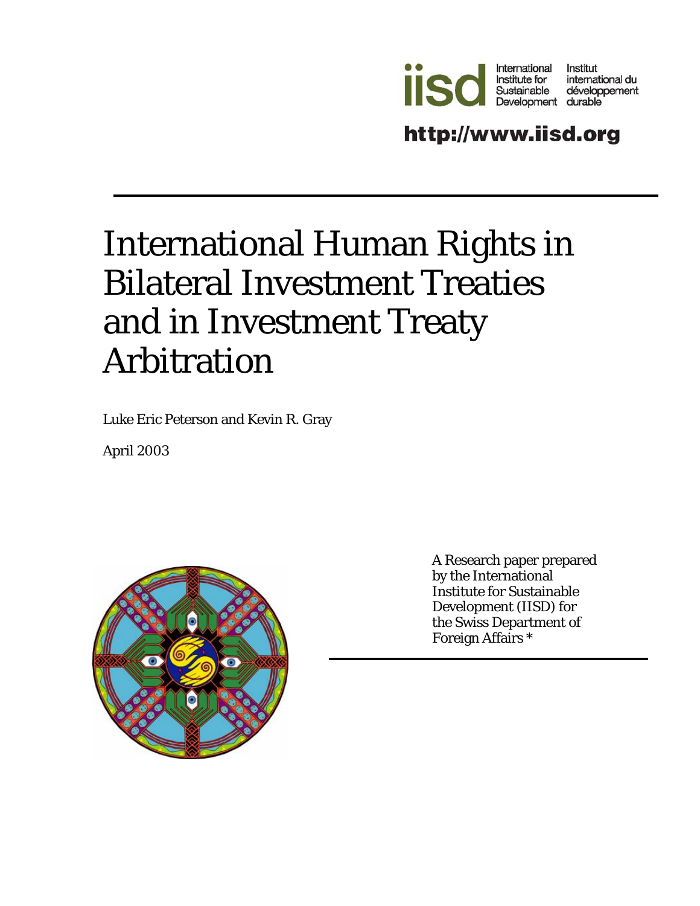iisd International Institute for Sustainable Development — Institut international du développement durable

http://www.iisd.org

# International Human Rights in Bilateral Investment Treaties and in Investment Treaty Arbitration

Luke Eric Peterson and Kevin R. Gray

April 2003

A Research paper prepared by the International Institute for Sustainable Development (IISD) for the Swiss Department of Foreign Affairs *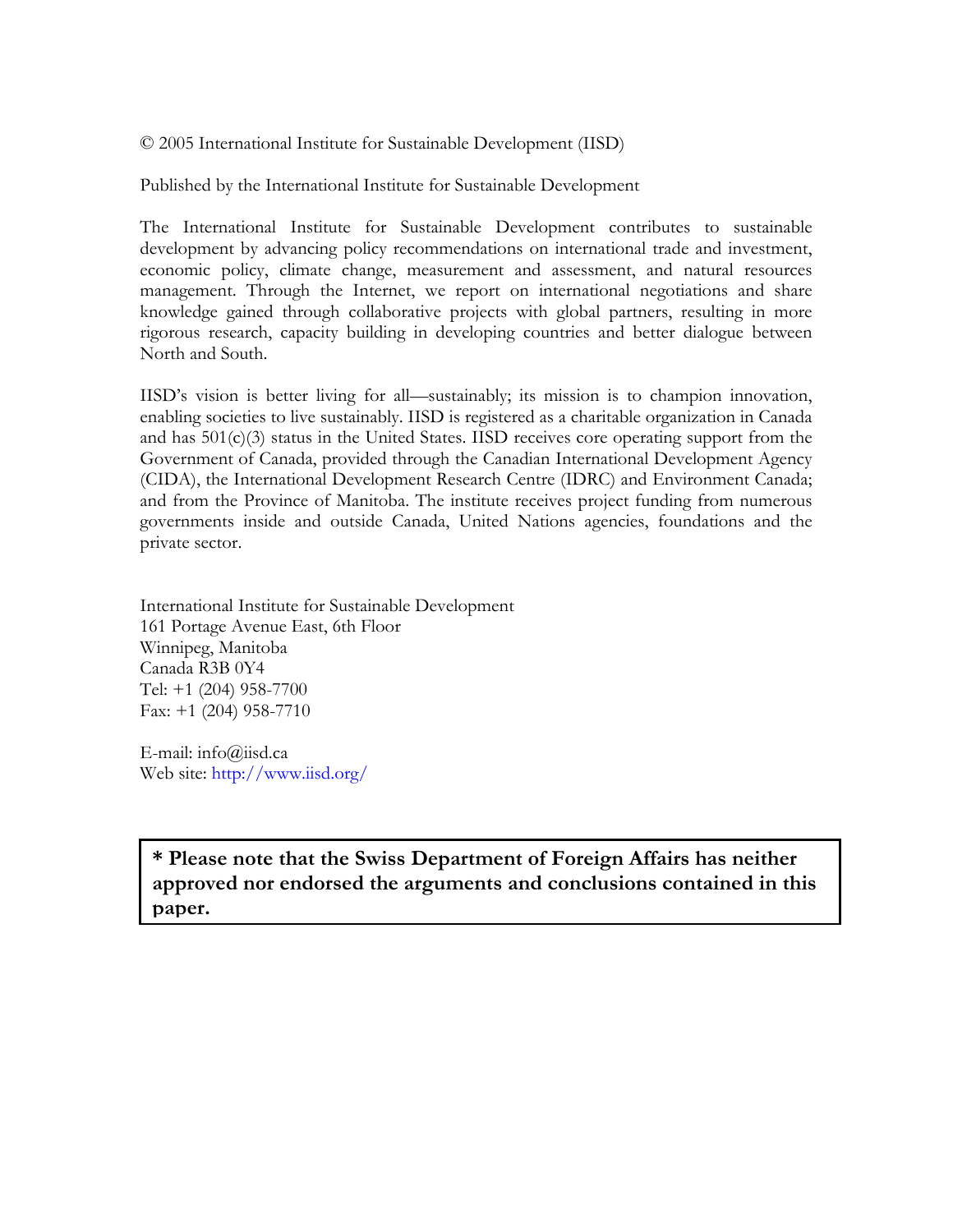© 2005 International Institute for Sustainable Development (IISD)

Published by the International Institute for Sustainable Development

The International Institute for Sustainable Development contributes to sustainable development by advancing policy recommendations on international trade and investment, economic policy, climate change, measurement and assessment, and natural resources management. Through the Internet, we report on international negotiations and share knowledge gained through collaborative projects with global partners, resulting in more rigorous research, capacity building in developing countries and better dialogue between North and South.

IISD's vision is better living for all—sustainably; its mission is to champion innovation, enabling societies to live sustainably. IISD is registered as a charitable organization in Canada and has 501(c)(3) status in the United States. IISD receives core operating support from the Government of Canada, provided through the Canadian International Development Agency (CIDA), the International Development Research Centre (IDRC) and Environment Canada; and from the Province of Manitoba. The institute receives project funding from numerous governments inside and outside Canada, United Nations agencies, foundations and the private sector.

International Institute for Sustainable Development
161 Portage Avenue East, 6th Floor
Winnipeg, Manitoba
Canada R3B 0Y4
Tel: +1 (204) 958-7700
Fax: +1 (204) 958-7710

E-mail: info@iisd.ca
Web site: http://www.iisd.org/

**\* Please note that the Swiss Department of Foreign Affairs has neither approved nor endorsed the arguments and conclusions contained in this paper.**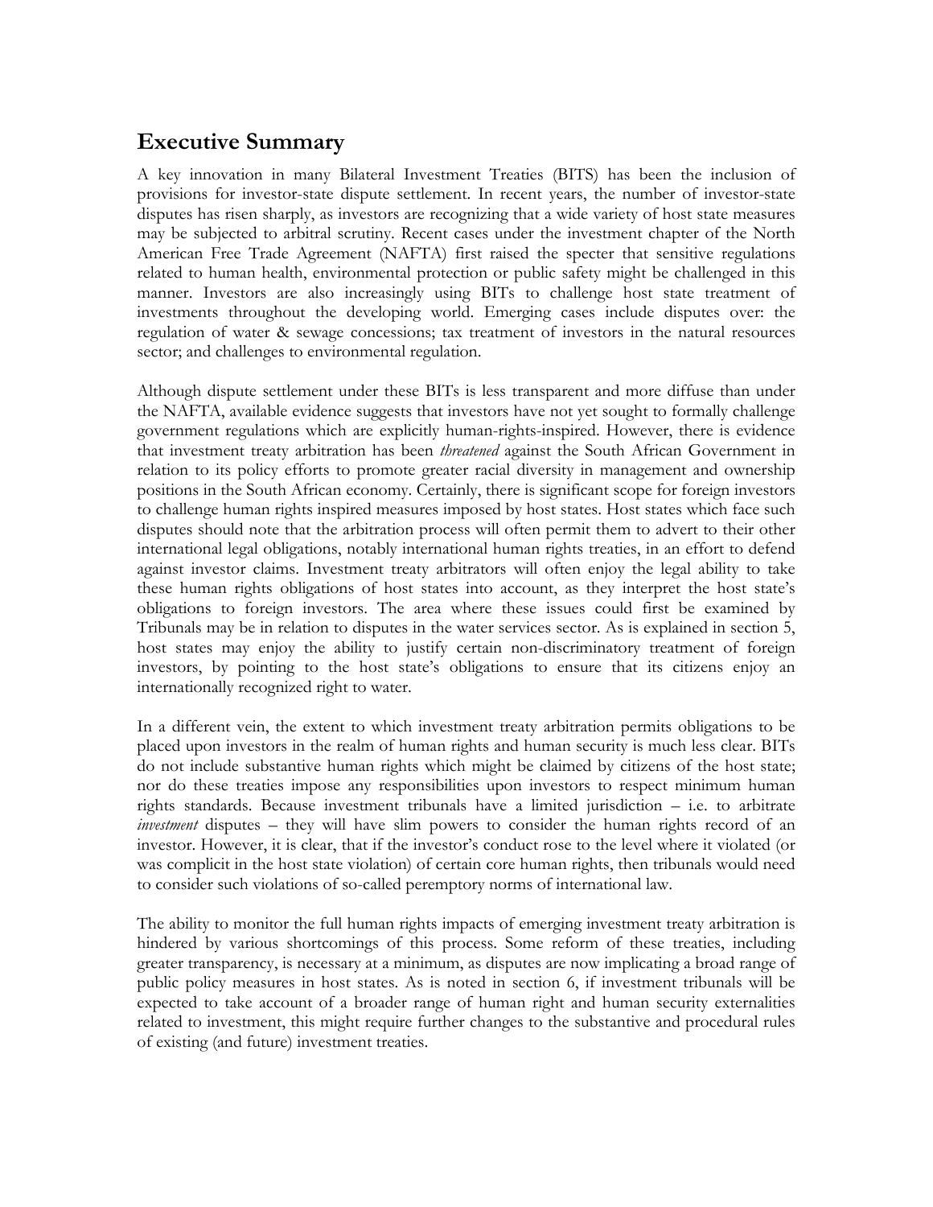## Executive Summary

A key innovation in many Bilateral Investment Treaties (BITS) has been the inclusion of provisions for investor-state dispute settlement. In recent years, the number of investor-state disputes has risen sharply, as investors are recognizing that a wide variety of host state measures may be subjected to arbitral scrutiny. Recent cases under the investment chapter of the North American Free Trade Agreement (NAFTA) first raised the specter that sensitive regulations related to human health, environmental protection or public safety might be challenged in this manner. Investors are also increasingly using BITs to challenge host state treatment of investments throughout the developing world. Emerging cases include disputes over: the regulation of water & sewage concessions; tax treatment of investors in the natural resources sector; and challenges to environmental regulation.

Although dispute settlement under these BITs is less transparent and more diffuse than under the NAFTA, available evidence suggests that investors have not yet sought to formally challenge government regulations which are explicitly human-rights-inspired. However, there is evidence that investment treaty arbitration has been *threatened* against the South African Government in relation to its policy efforts to promote greater racial diversity in management and ownership positions in the South African economy. Certainly, there is significant scope for foreign investors to challenge human rights inspired measures imposed by host states. Host states which face such disputes should note that the arbitration process will often permit them to advert to their other international legal obligations, notably international human rights treaties, in an effort to defend against investor claims. Investment treaty arbitrators will often enjoy the legal ability to take these human rights obligations of host states into account, as they interpret the host state's obligations to foreign investors. The area where these issues could first be examined by Tribunals may be in relation to disputes in the water services sector. As is explained in section 5, host states may enjoy the ability to justify certain non-discriminatory treatment of foreign investors, by pointing to the host state's obligations to ensure that its citizens enjoy an internationally recognized right to water.

In a different vein, the extent to which investment treaty arbitration permits obligations to be placed upon investors in the realm of human rights and human security is much less clear. BITs do not include substantive human rights which might be claimed by citizens of the host state; nor do these treaties impose any responsibilities upon investors to respect minimum human rights standards. Because investment tribunals have a limited jurisdiction – i.e. to arbitrate *investment* disputes – they will have slim powers to consider the human rights record of an investor. However, it is clear, that if the investor's conduct rose to the level where it violated (or was complicit in the host state violation) of certain core human rights, then tribunals would need to consider such violations of so-called peremptory norms of international law.

The ability to monitor the full human rights impacts of emerging investment treaty arbitration is hindered by various shortcomings of this process. Some reform of these treaties, including greater transparency, is necessary at a minimum, as disputes are now implicating a broad range of public policy measures in host states. As is noted in section 6, if investment tribunals will be expected to take account of a broader range of human right and human security externalities related to investment, this might require further changes to the substantive and procedural rules of existing (and future) investment treaties.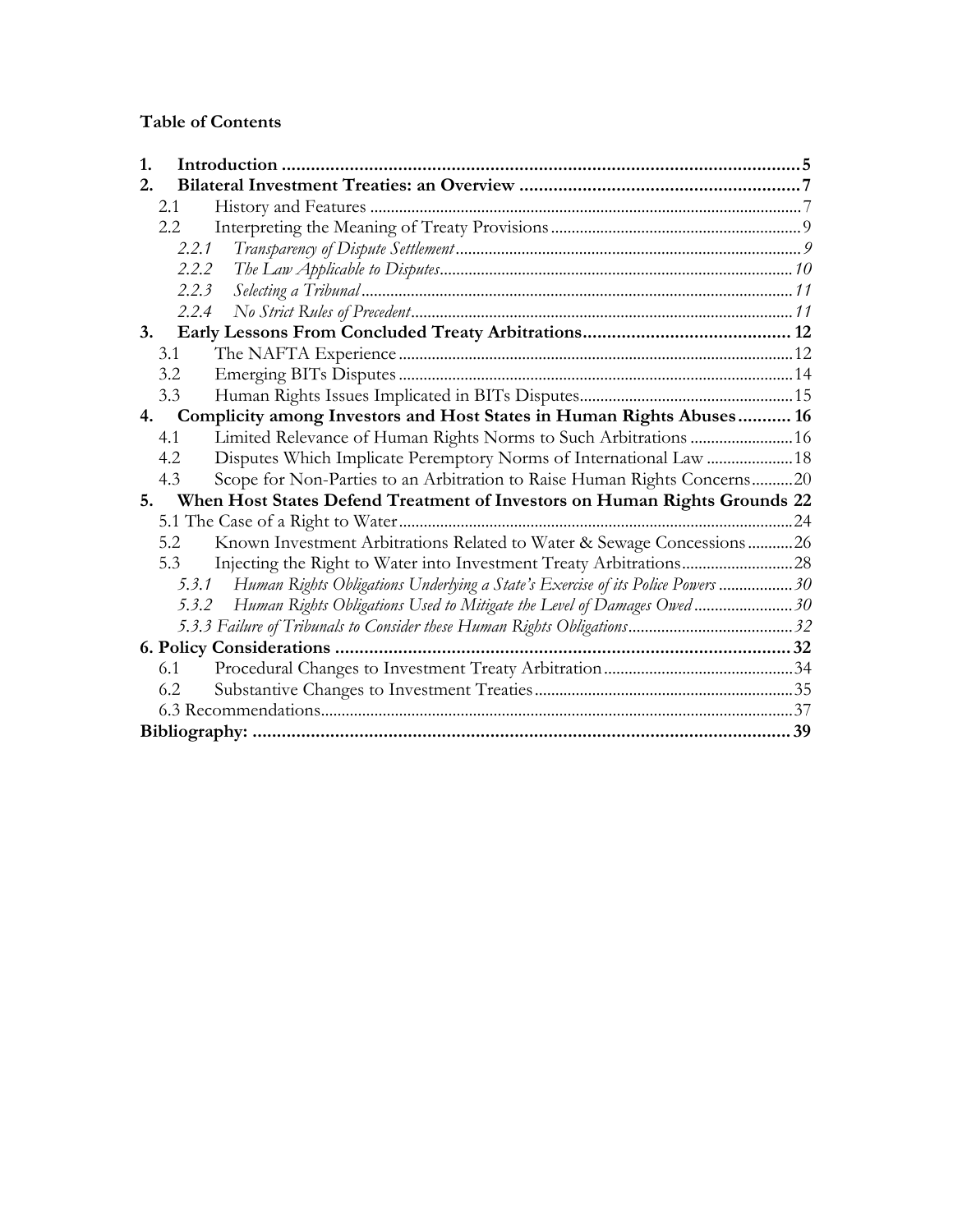**Table of Contents**

1. **Introduction** ............................................................ 5
2. **Bilateral Investment Treaties: an Overview** ............................................................ 7
   - 2.1 History and Features ............................................................ 7
   - 2.2 Interpreting the Meaning of Treaty Provisions ............................................................ 9
     - *2.2.1 Transparency of Dispute Settlement* ............................................................ *9*
     - *2.2.2 The Law Applicable to Disputes* ............................................................ *10*
     - *2.2.3 Selecting a Tribunal* ............................................................ *11*
     - *2.2.4 No Strict Rules of Precedent* ............................................................ *11*
3. **Early Lessons From Concluded Treaty Arbitrations** ............................................................ **12**
   - 3.1 The NAFTA Experience ............................................................ 12
   - 3.2 Emerging BITs Disputes ............................................................ 14
   - 3.3 Human Rights Issues Implicated in BITs Disputes ............................................................ 15
4. **Complicity among Investors and Host States in Human Rights Abuses** ............ **16**
   - 4.1 Limited Relevance of Human Rights Norms to Such Arbitrations ............................................................ 16
   - 4.2 Disputes Which Implicate Peremptory Norms of International Law ............................................................ 18
   - 4.3 Scope for Non-Parties to an Arbitration to Raise Human Rights Concerns ............................................................ 20
5. **When Host States Defend Treatment of Investors on Human Rights Grounds** **22**
   - 5.1 The Case of a Right to Water ............................................................ 24
   - 5.2 Known Investment Arbitrations Related to Water & Sewage Concessions ............................................................ 26
   - 5.3 Injecting the Right to Water into Investment Treaty Arbitrations ............................................................ 28
     - *5.3.1 Human Rights Obligations Underlying a State's Exercise of its Police Powers* ............................................................ *30*
     - *5.3.2 Human Rights Obligations Used to Mitigate the Level of Damages Owed* ............................................................ *30*
     - *5.3.3 Failure of Tribunals to Consider these Human Rights Obligations* ............................................................ *32*

**6. Policy Considerations** ............................................................ **32**
   - 6.1 Procedural Changes to Investment Treaty Arbitration ............................................................ 34
   - 6.2 Substantive Changes to Investment Treaties ............................................................ 35
   - 6.3 Recommendations ............................................................ 37

**Bibliography:** ............................................................ **39**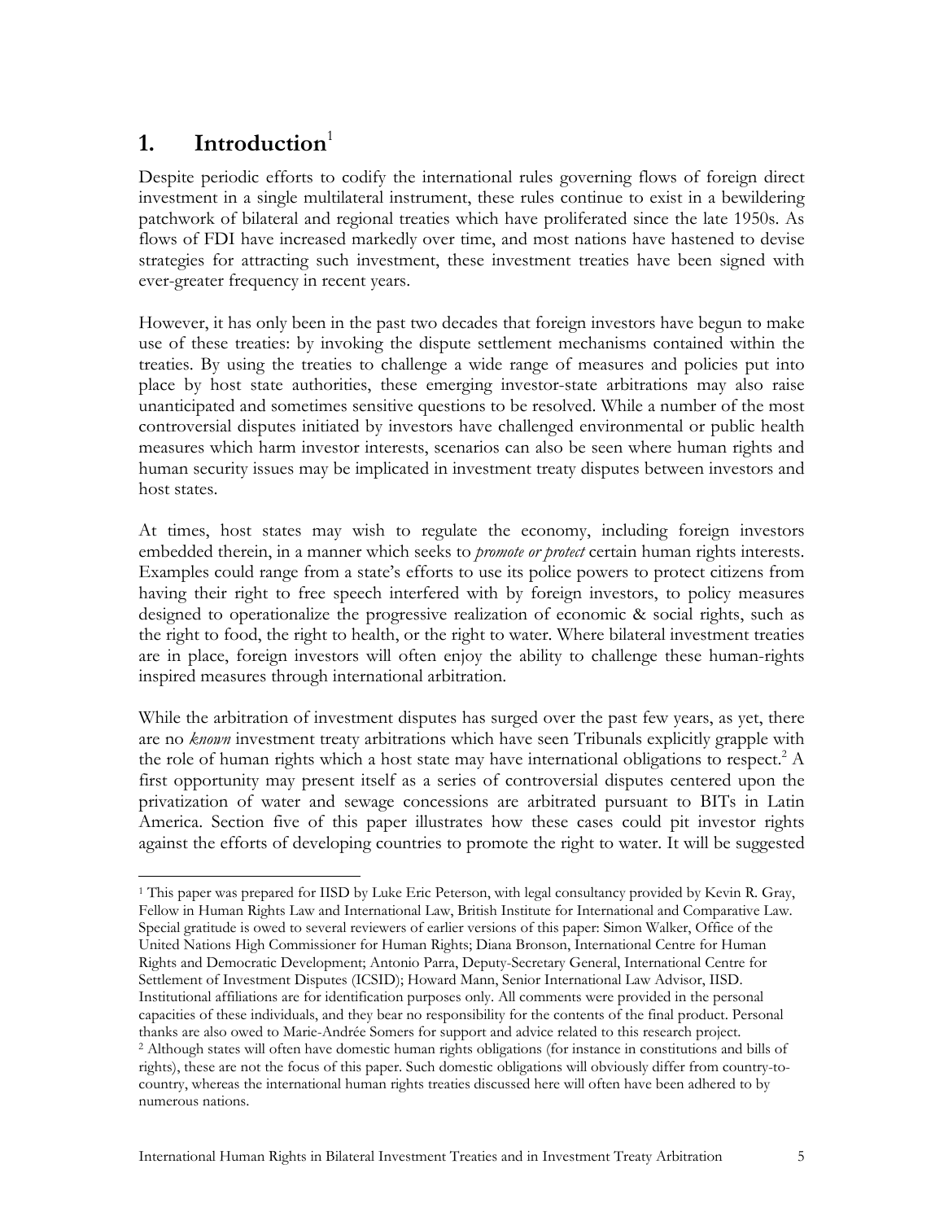# 1. Introduction[1]

Despite periodic efforts to codify the international rules governing flows of foreign direct investment in a single multilateral instrument, these rules continue to exist in a bewildering patchwork of bilateral and regional treaties which have proliferated since the late 1950s. As flows of FDI have increased markedly over time, and most nations have hastened to devise strategies for attracting such investment, these investment treaties have been signed with ever-greater frequency in recent years.

However, it has only been in the past two decades that foreign investors have begun to make use of these treaties: by invoking the dispute settlement mechanisms contained within the treaties. By using the treaties to challenge a wide range of measures and policies put into place by host state authorities, these emerging investor-state arbitrations may also raise unanticipated and sometimes sensitive questions to be resolved. While a number of the most controversial disputes initiated by investors have challenged environmental or public health measures which harm investor interests, scenarios can also be seen where human rights and human security issues may be implicated in investment treaty disputes between investors and host states.

At times, host states may wish to regulate the economy, including foreign investors embedded therein, in a manner which seeks to *promote or protect* certain human rights interests. Examples could range from a state's efforts to use its police powers to protect citizens from having their right to free speech interfered with by foreign investors, to policy measures designed to operationalize the progressive realization of economic & social rights, such as the right to food, the right to health, or the right to water. Where bilateral investment treaties are in place, foreign investors will often enjoy the ability to challenge these human-rights inspired measures through international arbitration.

While the arbitration of investment disputes has surged over the past few years, as yet, there are no *known* investment treaty arbitrations which have seen Tribunals explicitly grapple with the role of human rights which a host state may have international obligations to respect.[2] A first opportunity may present itself as a series of controversial disputes centered upon the privatization of water and sewage concessions are arbitrated pursuant to BITs in Latin America. Section five of this paper illustrates how these cases could pit investor rights against the efforts of developing countries to promote the right to water. It will be suggested

---

[1] This paper was prepared for IISD by Luke Eric Peterson, with legal consultancy provided by Kevin R. Gray, Fellow in Human Rights Law and International Law, British Institute for International and Comparative Law. Special gratitude is owed to several reviewers of earlier versions of this paper: Simon Walker, Office of the United Nations High Commissioner for Human Rights; Diana Bronson, International Centre for Human Rights and Democratic Development; Antonio Parra, Deputy-Secretary General, International Centre for Settlement of Investment Disputes (ICSID); Howard Mann, Senior International Law Advisor, IISD. Institutional affiliations are for identification purposes only. All comments were provided in the personal capacities of these individuals, and they bear no responsibility for the contents of the final product. Personal thanks are also owed to Marie-Andrée Somers for support and advice related to this research project.

[2] Although states will often have domestic human rights obligations (for instance in constitutions and bills of rights), these are not the focus of this paper. Such domestic obligations will obviously differ from country-to-country, whereas the international human rights treaties discussed here will often have been adhered to by numerous nations.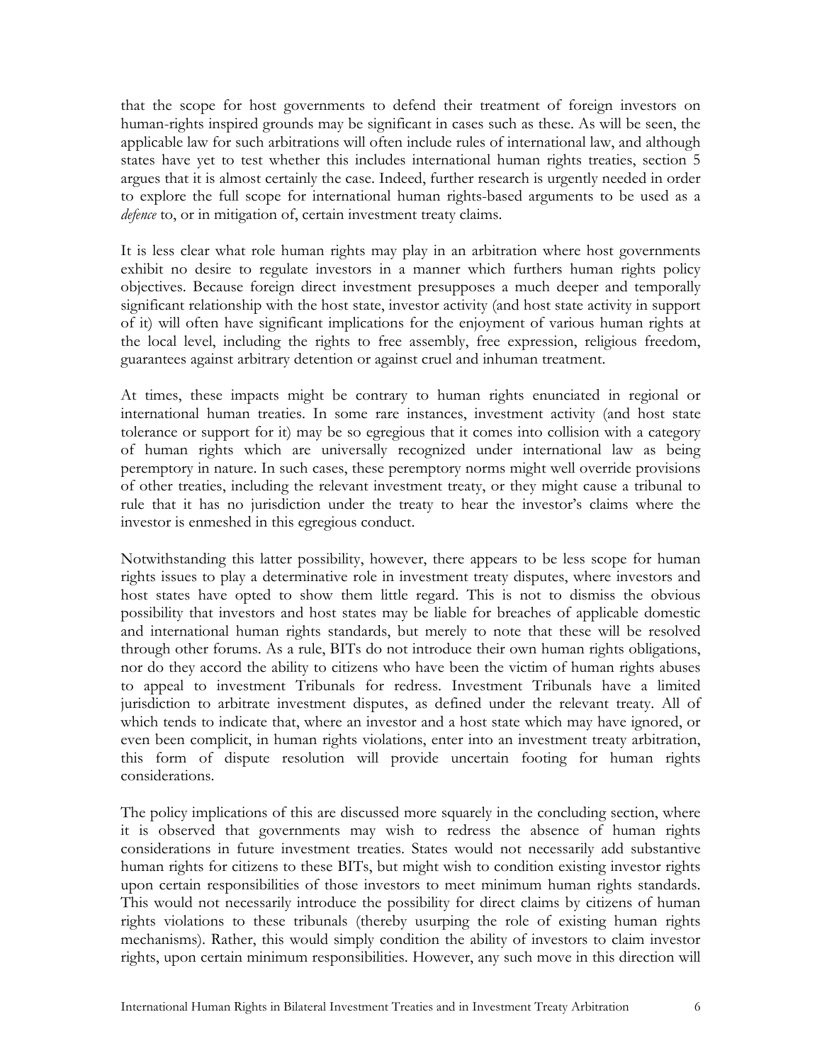that the scope for host governments to defend their treatment of foreign investors on human-rights inspired grounds may be significant in cases such as these. As will be seen, the applicable law for such arbitrations will often include rules of international law, and although states have yet to test whether this includes international human rights treaties, section 5 argues that it is almost certainly the case. Indeed, further research is urgently needed in order to explore the full scope for international human rights-based arguments to be used as a *defence* to, or in mitigation of, certain investment treaty claims.

It is less clear what role human rights may play in an arbitration where host governments exhibit no desire to regulate investors in a manner which furthers human rights policy objectives. Because foreign direct investment presupposes a much deeper and temporally significant relationship with the host state, investor activity (and host state activity in support of it) will often have significant implications for the enjoyment of various human rights at the local level, including the rights to free assembly, free expression, religious freedom, guarantees against arbitrary detention or against cruel and inhuman treatment.

At times, these impacts might be contrary to human rights enunciated in regional or international human treaties. In some rare instances, investment activity (and host state tolerance or support for it) may be so egregious that it comes into collision with a category of human rights which are universally recognized under international law as being peremptory in nature. In such cases, these peremptory norms might well override provisions of other treaties, including the relevant investment treaty, or they might cause a tribunal to rule that it has no jurisdiction under the treaty to hear the investor's claims where the investor is enmeshed in this egregious conduct.

Notwithstanding this latter possibility, however, there appears to be less scope for human rights issues to play a determinative role in investment treaty disputes, where investors and host states have opted to show them little regard. This is not to dismiss the obvious possibility that investors and host states may be liable for breaches of applicable domestic and international human rights standards, but merely to note that these will be resolved through other forums. As a rule, BITs do not introduce their own human rights obligations, nor do they accord the ability to citizens who have been the victim of human rights abuses to appeal to investment Tribunals for redress. Investment Tribunals have a limited jurisdiction to arbitrate investment disputes, as defined under the relevant treaty. All of which tends to indicate that, where an investor and a host state which may have ignored, or even been complicit, in human rights violations, enter into an investment treaty arbitration, this form of dispute resolution will provide uncertain footing for human rights considerations.

The policy implications of this are discussed more squarely in the concluding section, where it is observed that governments may wish to redress the absence of human rights considerations in future investment treaties. States would not necessarily add substantive human rights for citizens to these BITs, but might wish to condition existing investor rights upon certain responsibilities of those investors to meet minimum human rights standards. This would not necessarily introduce the possibility for direct claims by citizens of human rights violations to these tribunals (thereby usurping the role of existing human rights mechanisms). Rather, this would simply condition the ability of investors to claim investor rights, upon certain minimum responsibilities. However, any such move in this direction will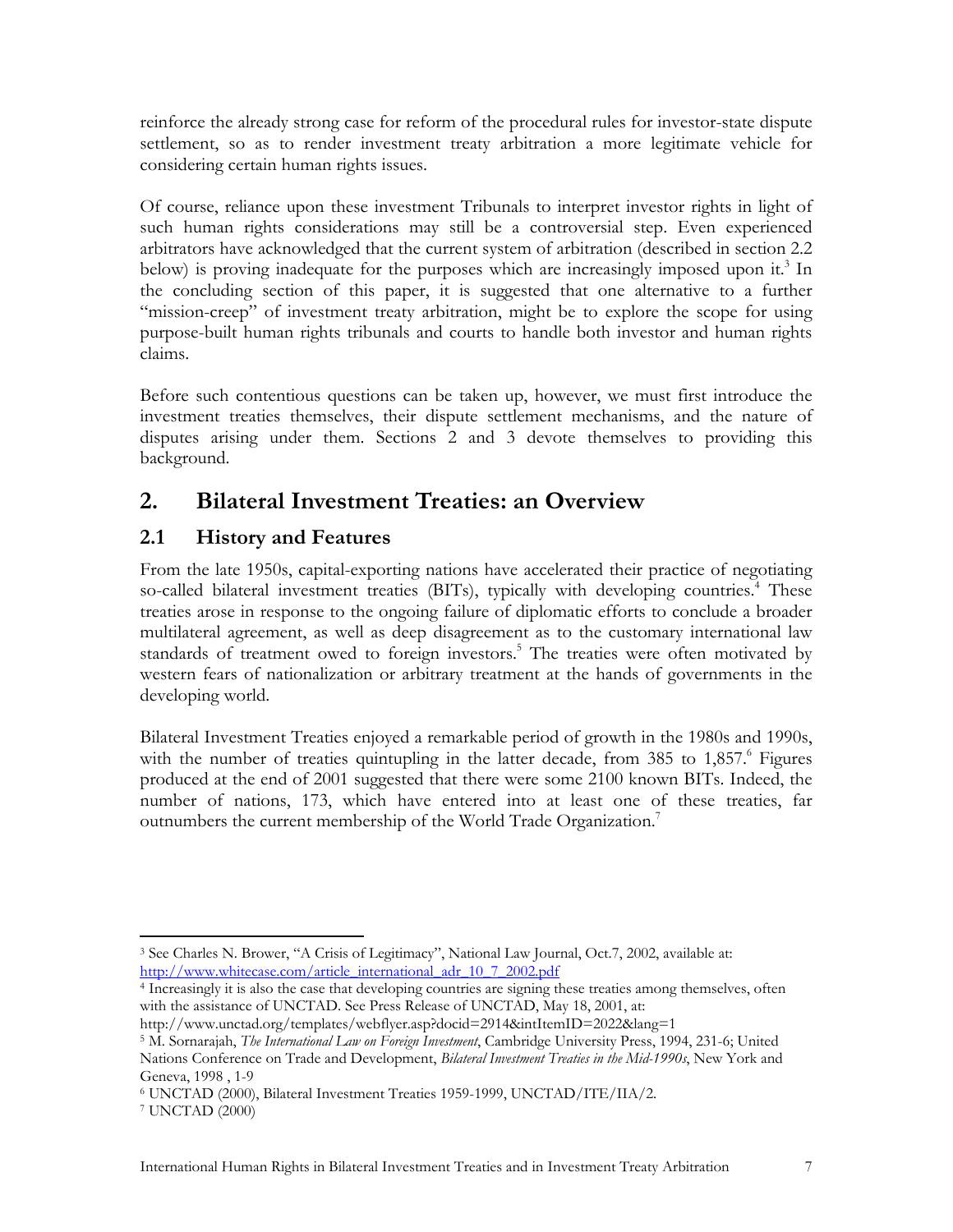reinforce the already strong case for reform of the procedural rules for investor-state dispute settlement, so as to render investment treaty arbitration a more legitimate vehicle for considering certain human rights issues.

Of course, reliance upon these investment Tribunals to interpret investor rights in light of such human rights considerations may still be a controversial step. Even experienced arbitrators have acknowledged that the current system of arbitration (described in section 2.2 below) is proving inadequate for the purposes which are increasingly imposed upon it.[3] In the concluding section of this paper, it is suggested that one alternative to a further "mission-creep" of investment treaty arbitration, might be to explore the scope for using purpose-built human rights tribunals and courts to handle both investor and human rights claims.

Before such contentious questions can be taken up, however, we must first introduce the investment treaties themselves, their dispute settlement mechanisms, and the nature of disputes arising under them. Sections 2 and 3 devote themselves to providing this background.

## 2. Bilateral Investment Treaties: an Overview

### 2.1 History and Features

From the late 1950s, capital-exporting nations have accelerated their practice of negotiating so-called bilateral investment treaties (BITs), typically with developing countries.[4] These treaties arose in response to the ongoing failure of diplomatic efforts to conclude a broader multilateral agreement, as well as deep disagreement as to the customary international law standards of treatment owed to foreign investors.[5] The treaties were often motivated by western fears of nationalization or arbitrary treatment at the hands of governments in the developing world.

Bilateral Investment Treaties enjoyed a remarkable period of growth in the 1980s and 1990s, with the number of treaties quintupling in the latter decade, from 385 to 1,857.[6] Figures produced at the end of 2001 suggested that there were some 2100 known BITs. Indeed, the number of nations, 173, which have entered into at least one of these treaties, far outnumbers the current membership of the World Trade Organization.[7]

---

[3] See Charles N. Brower, "A Crisis of Legitimacy", National Law Journal, Oct.7, 2002, available at: http://www.whitecase.com/article_international_adr_10_7_2002.pdf

[4] Increasingly it is also the case that developing countries are signing these treaties among themselves, often with the assistance of UNCTAD. See Press Release of UNCTAD, May 18, 2001, at: http://www.unctad.org/templates/webflyer.asp?docid=2914&intItemID=2022&lang=1

[5] M. Sornarajah, *The International Law on Foreign Investment*, Cambridge University Press, 1994, 231-6; United Nations Conference on Trade and Development, *Bilateral Investment Treaties in the Mid-1990s*, New York and Geneva, 1998 , 1-9

[6] UNCTAD (2000), Bilateral Investment Treaties 1959-1999, UNCTAD/ITE/IIA/2.

[7] UNCTAD (2000)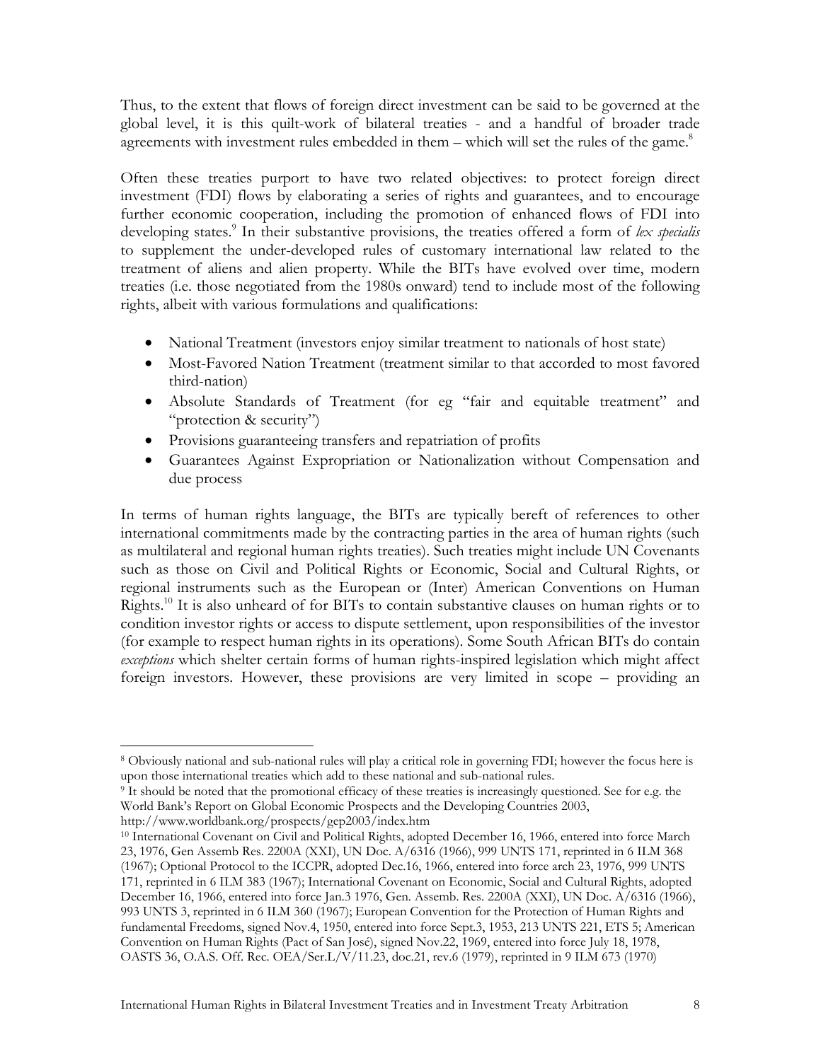Thus, to the extent that flows of foreign direct investment can be said to be governed at the global level, it is this quilt-work of bilateral treaties - and a handful of broader trade agreements with investment rules embedded in them – which will set the rules of the game.[8]

Often these treaties purport to have two related objectives: to protect foreign direct investment (FDI) flows by elaborating a series of rights and guarantees, and to encourage further economic cooperation, including the promotion of enhanced flows of FDI into developing states.[9] In their substantive provisions, the treaties offered a form of *lex specialis* to supplement the under-developed rules of customary international law related to the treatment of aliens and alien property. While the BITs have evolved over time, modern treaties (i.e. those negotiated from the 1980s onward) tend to include most of the following rights, albeit with various formulations and qualifications:

- National Treatment (investors enjoy similar treatment to nationals of host state)
- Most-Favored Nation Treatment (treatment similar to that accorded to most favored third-nation)
- Absolute Standards of Treatment (for eg "fair and equitable treatment" and "protection & security")
- Provisions guaranteeing transfers and repatriation of profits
- Guarantees Against Expropriation or Nationalization without Compensation and due process

In terms of human rights language, the BITs are typically bereft of references to other international commitments made by the contracting parties in the area of human rights (such as multilateral and regional human rights treaties). Such treaties might include UN Covenants such as those on Civil and Political Rights or Economic, Social and Cultural Rights, or regional instruments such as the European or (Inter) American Conventions on Human Rights.[10] It is also unheard of for BITs to contain substantive clauses on human rights or to condition investor rights or access to dispute settlement, upon responsibilities of the investor (for example to respect human rights in its operations). Some South African BITs do contain *exceptions* which shelter certain forms of human rights-inspired legislation which might affect foreign investors. However, these provisions are very limited in scope – providing an

---

[8] Obviously national and sub-national rules will play a critical role in governing FDI; however the focus here is upon those international treaties which add to these national and sub-national rules.

[9] It should be noted that the promotional efficacy of these treaties is increasingly questioned. See for e.g. the World Bank's Report on Global Economic Prospects and the Developing Countries 2003, http://www.worldbank.org/prospects/gep2003/index.htm

[10] International Covenant on Civil and Political Rights, adopted December 16, 1966, entered into force March 23, 1976, Gen Assemb Res. 2200A (XXI), UN Doc. A/6316 (1966), 999 UNTS 171, reprinted in 6 ILM 368 (1967); Optional Protocol to the ICCPR, adopted Dec.16, 1966, entered into force arch 23, 1976, 999 UNTS 171, reprinted in 6 ILM 383 (1967); International Covenant on Economic, Social and Cultural Rights, adopted December 16, 1966, entered into force Jan.3 1976, Gen. Assemb. Res. 2200A (XXI), UN Doc. A/6316 (1966), 993 UNTS 3, reprinted in 6 ILM 360 (1967); European Convention for the Protection of Human Rights and fundamental Freedoms, signed Nov.4, 1950, entered into force Sept.3, 1953, 213 UNTS 221, ETS 5; American Convention on Human Rights (Pact of San José), signed Nov.22, 1969, entered into force July 18, 1978, OASTS 36, O.A.S. Off. Rec. OEA/Ser.L/V/11.23, doc.21, rev.6 (1979), reprinted in 9 ILM 673 (1970)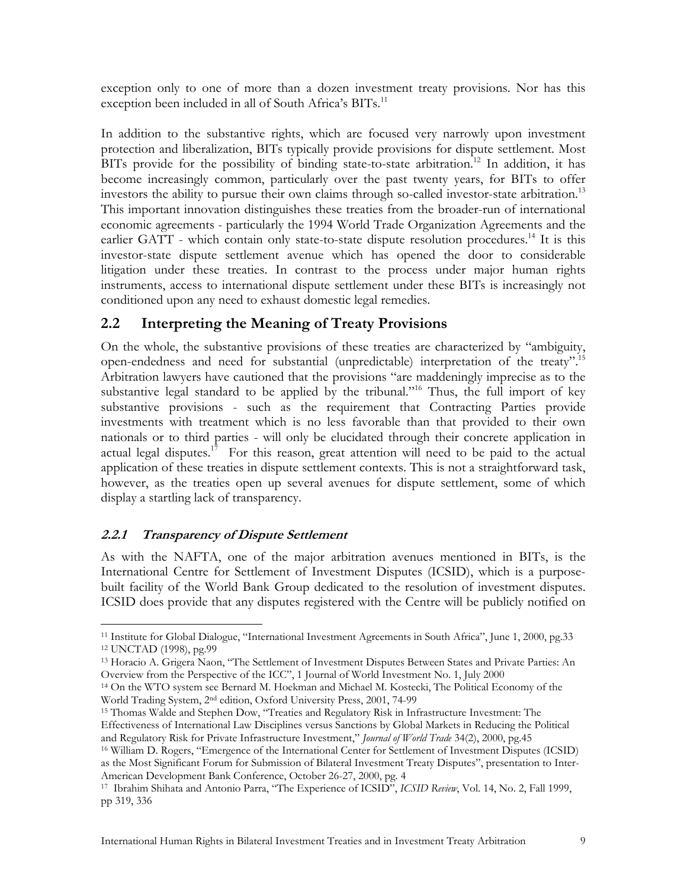exception only to one of more than a dozen investment treaty provisions. Nor has this exception been included in all of South Africa's BITs.[11]

In addition to the substantive rights, which are focused very narrowly upon investment protection and liberalization, BITs typically provide provisions for dispute settlement. Most BITs provide for the possibility of binding state-to-state arbitration.[12] In addition, it has become increasingly common, particularly over the past twenty years, for BITs to offer investors the ability to pursue their own claims through so-called investor-state arbitration.[13] This important innovation distinguishes these treaties from the broader-run of international economic agreements - particularly the 1994 World Trade Organization Agreements and the earlier GATT - which contain only state-to-state dispute resolution procedures.[14] It is this investor-state dispute settlement avenue which has opened the door to considerable litigation under these treaties. In contrast to the process under major human rights instruments, access to international dispute settlement under these BITs is increasingly not conditioned upon any need to exhaust domestic legal remedies.

## 2.2 Interpreting the Meaning of Treaty Provisions

On the whole, the substantive provisions of these treaties are characterized by "ambiguity, open-endedness and need for substantial (unpredictable) interpretation of the treaty".[15] Arbitration lawyers have cautioned that the provisions "are maddeningly imprecise as to the substantive legal standard to be applied by the tribunal."[16] Thus, the full import of key substantive provisions - such as the requirement that Contracting Parties provide investments with treatment which is no less favorable than that provided to their own nationals or to third parties - will only be elucidated through their concrete application in actual legal disputes.[17] For this reason, great attention will need to be paid to the actual application of these treaties in dispute settlement contexts. This is not a straightforward task, however, as the treaties open up several avenues for dispute settlement, some of which display a startling lack of transparency.

### *2.2.1 Transparency of Dispute Settlement*

As with the NAFTA, one of the major arbitration avenues mentioned in BITs, is the International Centre for Settlement of Investment Disputes (ICSID), which is a purpose-built facility of the World Bank Group dedicated to the resolution of investment disputes. ICSID does provide that any disputes registered with the Centre will be publicly notified on

---

[11] Institute for Global Dialogue, "International Investment Agreements in South Africa", June 1, 2000, pg.33

[12] UNCTAD (1998), pg.99

[13] Horacio A. Grigera Naon, "The Settlement of Investment Disputes Between States and Private Parties: An Overview from the Perspective of the ICC", 1 Journal of World Investment No. 1, July 2000

[14] On the WTO system see Bernard M. Hoekman and Michael M. Kostecki, The Political Economy of the World Trading System, 2nd edition, Oxford University Press, 2001, 74-99

[15] Thomas Walde and Stephen Dow, "Treaties and Regulatory Risk in Infrastructure Investment: The Effectiveness of International Law Disciplines versus Sanctions by Global Markets in Reducing the Political and Regulatory Risk for Private Infrastructure Investment," *Journal of World Trade* 34(2), 2000, pg.45

[16] William D. Rogers, "Emergence of the International Center for Settlement of Investment Disputes (ICSID) as the Most Significant Forum for Submission of Bilateral Investment Treaty Disputes", presentation to Inter-American Development Bank Conference, October 26-27, 2000, pg. 4

[17] Ibrahim Shihata and Antonio Parra, "The Experience of ICSID", *ICSID Review*, Vol. 14, No. 2, Fall 1999, pp 319, 336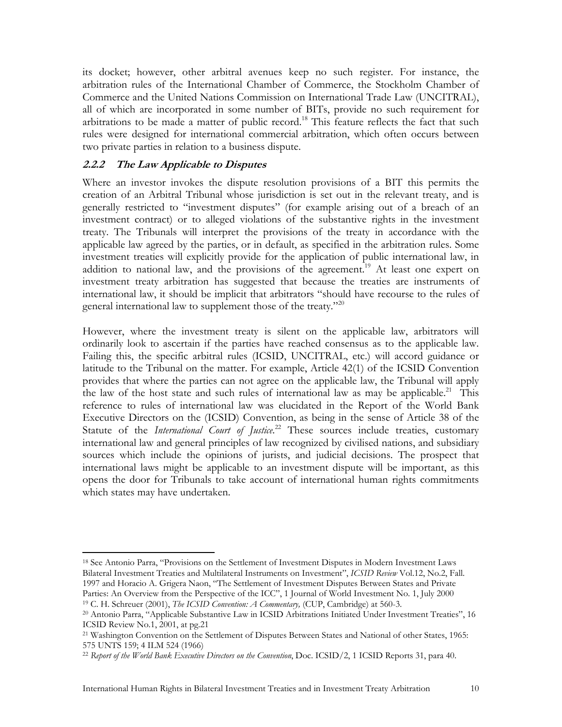its docket; however, other arbitral avenues keep no such register. For instance, the arbitration rules of the International Chamber of Commerce, the Stockholm Chamber of Commerce and the United Nations Commission on International Trade Law (UNCITRAL), all of which are incorporated in some number of BITs, provide no such requirement for arbitrations to be made a matter of public record.[18] This feature reflects the fact that such rules were designed for international commercial arbitration, which often occurs between two private parties in relation to a business dispute.

### 2.2.2 The Law Applicable to Disputes

Where an investor invokes the dispute resolution provisions of a BIT this permits the creation of an Arbitral Tribunal whose jurisdiction is set out in the relevant treaty, and is generally restricted to "investment disputes" (for example arising out of a breach of an investment contract) or to alleged violations of the substantive rights in the investment treaty. The Tribunals will interpret the provisions of the treaty in accordance with the applicable law agreed by the parties, or in default, as specified in the arbitration rules. Some investment treaties will explicitly provide for the application of public international law, in addition to national law, and the provisions of the agreement.[19] At least one expert on investment treaty arbitration has suggested that because the treaties are instruments of international law, it should be implicit that arbitrators "should have recourse to the rules of general international law to supplement those of the treaty."[20]

However, where the investment treaty is silent on the applicable law, arbitrators will ordinarily look to ascertain if the parties have reached consensus as to the applicable law. Failing this, the specific arbitral rules (ICSID, UNCITRAL, etc.) will accord guidance or latitude to the Tribunal on the matter. For example, Article 42(1) of the ICSID Convention provides that where the parties can not agree on the applicable law, the Tribunal will apply the law of the host state and such rules of international law as may be applicable.[21] This reference to rules of international law was elucidated in the Report of the World Bank Executive Directors on the (ICSID) Convention, as being in the sense of Article 38 of the Statute of the *International Court of Justice*.[22] These sources include treaties, customary international law and general principles of law recognized by civilised nations, and subsidiary sources which include the opinions of jurists, and judicial decisions. The prospect that international laws might be applicable to an investment dispute will be important, as this opens the door for Tribunals to take account of international human rights commitments which states may have undertaken.

---

[18] See Antonio Parra, "Provisions on the Settlement of Investment Disputes in Modern Investment Laws Bilateral Investment Treaties and Multilateral Instruments on Investment", *ICSID Review* Vol.12, No.2, Fall. 1997 and Horacio A. Grigera Naon, "The Settlement of Investment Disputes Between States and Private Parties: An Overview from the Perspective of the ICC", 1 Journal of World Investment No. 1, July 2000

[19] C. H. Schreuer (2001), *The ICSID Convention: A Commentary,* (CUP, Cambridge) at 560-3.

[20] Antonio Parra, "Applicable Substantive Law in ICSID Arbitrations Initiated Under Investment Treaties", 16 ICSID Review No.1, 2001, at pg.21

[21] Washington Convention on the Settlement of Disputes Between States and National of other States, 1965: 575 UNTS 159; 4 ILM 524 (1966)

[22] *Report of the World Bank Executive Directors on the Convention*, Doc. ICSID/2, 1 ICSID Reports 31, para 40.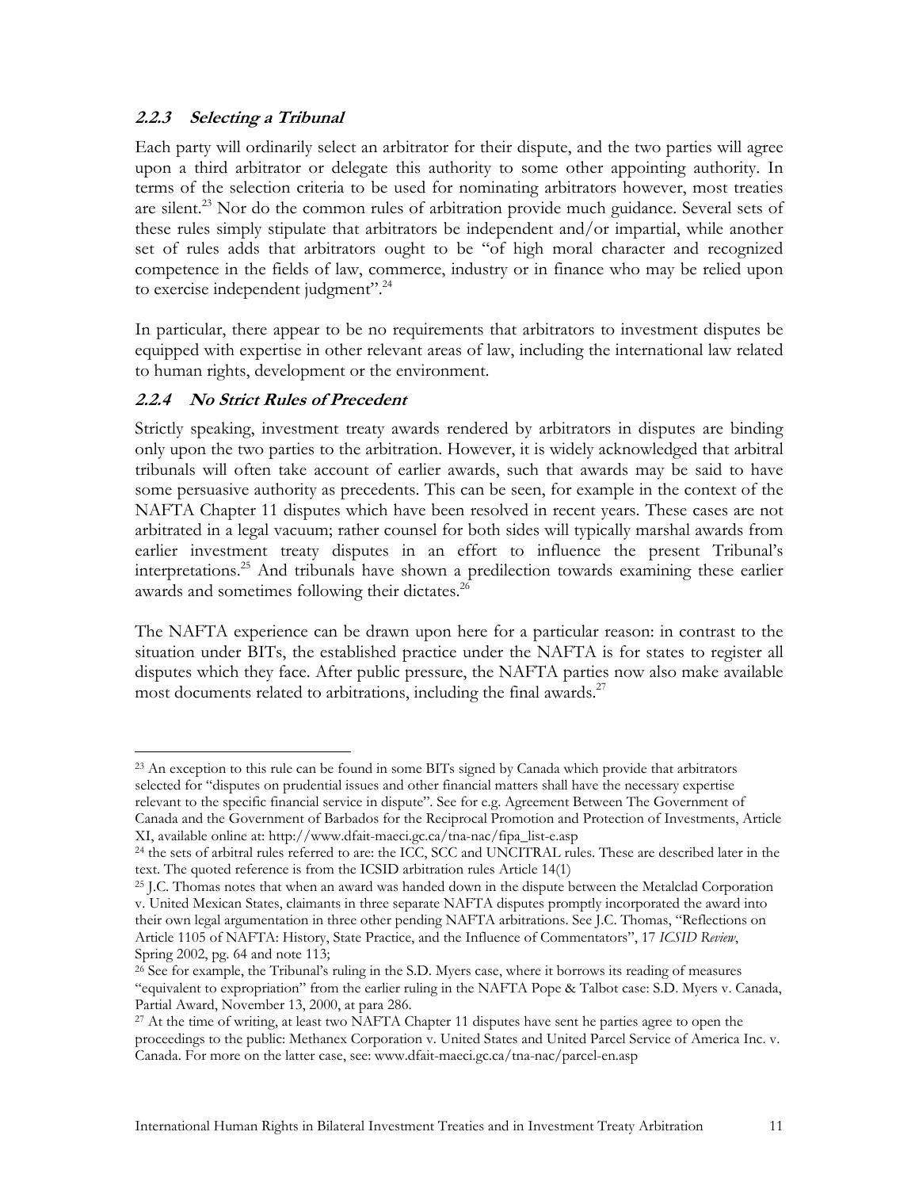### *2.2.3 Selecting a Tribunal*

Each party will ordinarily select an arbitrator for their dispute, and the two parties will agree upon a third arbitrator or delegate this authority to some other appointing authority. In terms of the selection criteria to be used for nominating arbitrators however, most treaties are silent.[23] Nor do the common rules of arbitration provide much guidance. Several sets of these rules simply stipulate that arbitrators be independent and/or impartial, while another set of rules adds that arbitrators ought to be "of high moral character and recognized competence in the fields of law, commerce, industry or in finance who may be relied upon to exercise independent judgment".[24]

In particular, there appear to be no requirements that arbitrators to investment disputes be equipped with expertise in other relevant areas of law, including the international law related to human rights, development or the environment.

### *2.2.4 No Strict Rules of Precedent*

Strictly speaking, investment treaty awards rendered by arbitrators in disputes are binding only upon the two parties to the arbitration. However, it is widely acknowledged that arbitral tribunals will often take account of earlier awards, such that awards may be said to have some persuasive authority as precedents. This can be seen, for example in the context of the NAFTA Chapter 11 disputes which have been resolved in recent years. These cases are not arbitrated in a legal vacuum; rather counsel for both sides will typically marshal awards from earlier investment treaty disputes in an effort to influence the present Tribunal's interpretations.[25] And tribunals have shown a predilection towards examining these earlier awards and sometimes following their dictates.[26]

The NAFTA experience can be drawn upon here for a particular reason: in contrast to the situation under BITs, the established practice under the NAFTA is for states to register all disputes which they face. After public pressure, the NAFTA parties now also make available most documents related to arbitrations, including the final awards.[27]

---

[23] An exception to this rule can be found in some BITs signed by Canada which provide that arbitrators selected for "disputes on prudential issues and other financial matters shall have the necessary expertise relevant to the specific financial service in dispute". See for e.g. Agreement Between The Government of Canada and the Government of Barbados for the Reciprocal Promotion and Protection of Investments, Article XI, available online at: http://www.dfait-maeci.gc.ca/tna-nac/fipa_list-e.asp

[24] the sets of arbitral rules referred to are: the ICC, SCC and UNCITRAL rules. These are described later in the text. The quoted reference is from the ICSID arbitration rules Article 14(1)

[25] J.C. Thomas notes that when an award was handed down in the dispute between the Metalclad Corporation v. United Mexican States, claimants in three separate NAFTA disputes promptly incorporated the award into their own legal argumentation in three other pending NAFTA arbitrations. See J.C. Thomas, "Reflections on Article 1105 of NAFTA: History, State Practice, and the Influence of Commentators", 17 *ICSID Review*, Spring 2002, pg. 64 and note 113;

[26] See for example, the Tribunal's ruling in the S.D. Myers case, where it borrows its reading of measures "equivalent to expropriation" from the earlier ruling in the NAFTA Pope & Talbot case: S.D. Myers v. Canada, Partial Award, November 13, 2000, at para 286.

[27] At the time of writing, at least two NAFTA Chapter 11 disputes have sent he parties agree to open the proceedings to the public: Methanex Corporation v. United States and United Parcel Service of America Inc. v. Canada. For more on the latter case, see: www.dfait-maeci.gc.ca/tna-nac/parcel-en.asp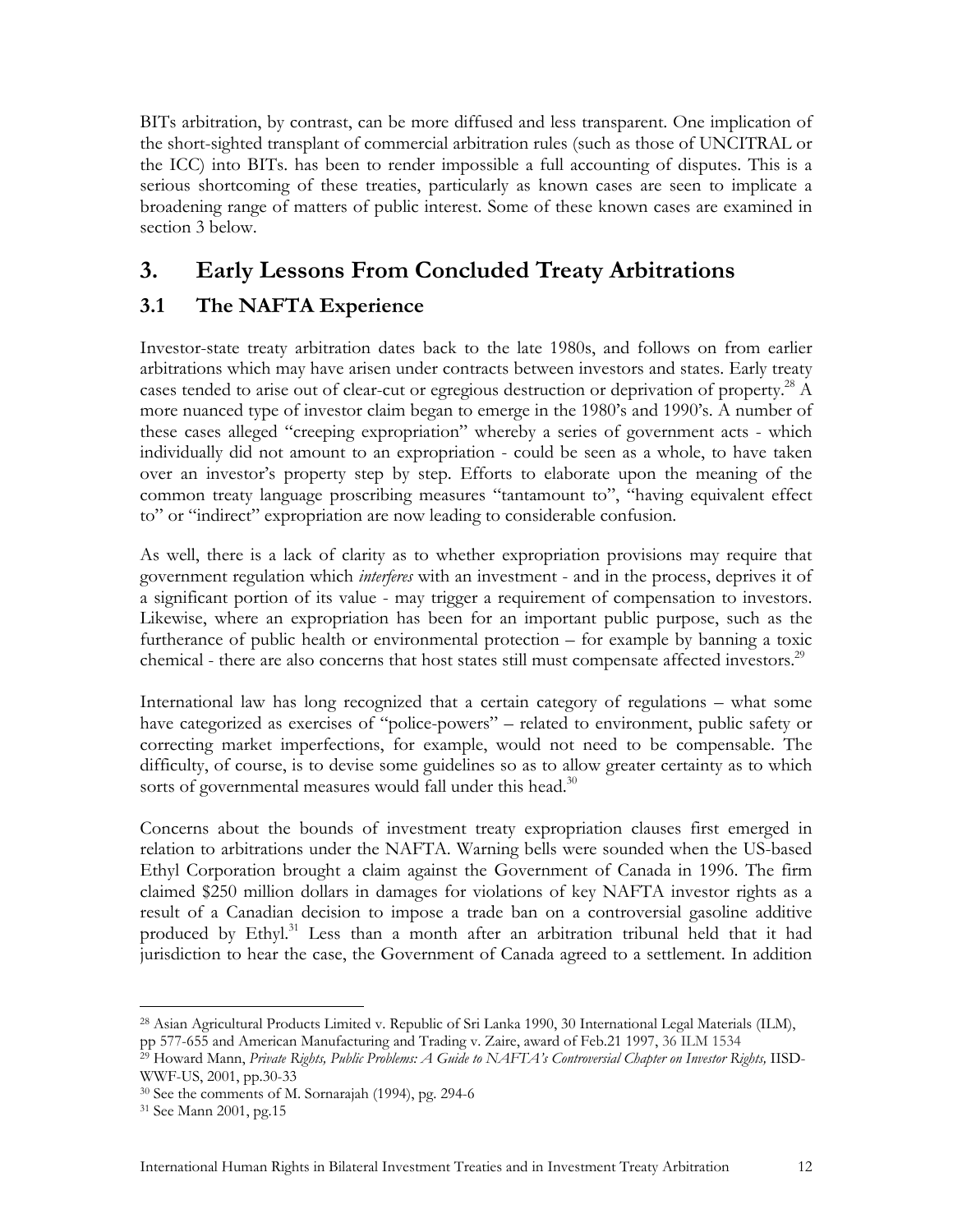BITs arbitration, by contrast, can be more diffused and less transparent. One implication of the short-sighted transplant of commercial arbitration rules (such as those of UNCITRAL or the ICC) into BITs. has been to render impossible a full accounting of disputes. This is a serious shortcoming of these treaties, particularly as known cases are seen to implicate a broadening range of matters of public interest. Some of these known cases are examined in section 3 below.

## 3. Early Lessons From Concluded Treaty Arbitrations

### 3.1 The NAFTA Experience

Investor-state treaty arbitration dates back to the late 1980s, and follows on from earlier arbitrations which may have arisen under contracts between investors and states. Early treaty cases tended to arise out of clear-cut or egregious destruction or deprivation of property.[28] A more nuanced type of investor claim began to emerge in the 1980's and 1990's. A number of these cases alleged "creeping expropriation" whereby a series of government acts - which individually did not amount to an expropriation - could be seen as a whole, to have taken over an investor's property step by step. Efforts to elaborate upon the meaning of the common treaty language proscribing measures "tantamount to", "having equivalent effect to" or "indirect" expropriation are now leading to considerable confusion.

As well, there is a lack of clarity as to whether expropriation provisions may require that government regulation which *interferes* with an investment - and in the process, deprives it of a significant portion of its value - may trigger a requirement of compensation to investors. Likewise, where an expropriation has been for an important public purpose, such as the furtherance of public health or environmental protection – for example by banning a toxic chemical - there are also concerns that host states still must compensate affected investors.[29]

International law has long recognized that a certain category of regulations – what some have categorized as exercises of "police-powers" – related to environment, public safety or correcting market imperfections, for example, would not need to be compensable. The difficulty, of course, is to devise some guidelines so as to allow greater certainty as to which sorts of governmental measures would fall under this head.[30]

Concerns about the bounds of investment treaty expropriation clauses first emerged in relation to arbitrations under the NAFTA. Warning bells were sounded when the US-based Ethyl Corporation brought a claim against the Government of Canada in 1996. The firm claimed $250 million dollars in damages for violations of key NAFTA investor rights as a result of a Canadian decision to impose a trade ban on a controversial gasoline additive produced by Ethyl.[31] Less than a month after an arbitration tribunal held that it had jurisdiction to hear the case, the Government of Canada agreed to a settlement. In addition

---

[28] Asian Agricultural Products Limited v. Republic of Sri Lanka 1990, 30 International Legal Materials (ILM), pp 577-655 and American Manufacturing and Trading v. Zaire, award of Feb.21 1997, 36 ILM 1534

[29] Howard Mann, *Private Rights, Public Problems: A Guide to NAFTA's Controversial Chapter on Investor Rights,* IISD-WWF-US, 2001, pp.30-33

[30] See the comments of M. Sornarajah (1994), pg. 294-6

[31] See Mann 2001, pg.15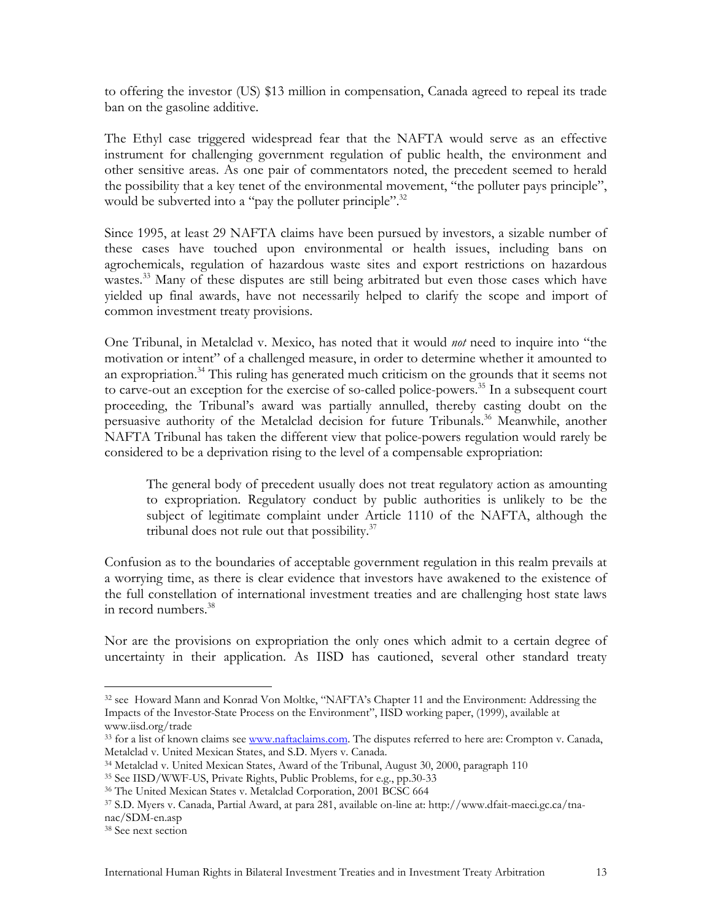to offering the investor (US) $13 million in compensation, Canada agreed to repeal its trade ban on the gasoline additive.

The Ethyl case triggered widespread fear that the NAFTA would serve as an effective instrument for challenging government regulation of public health, the environment and other sensitive areas. As one pair of commentators noted, the precedent seemed to herald the possibility that a key tenet of the environmental movement, "the polluter pays principle", would be subverted into a "pay the polluter principle".[32]

Since 1995, at least 29 NAFTA claims have been pursued by investors, a sizable number of these cases have touched upon environmental or health issues, including bans on agrochemicals, regulation of hazardous waste sites and export restrictions on hazardous wastes.[33] Many of these disputes are still being arbitrated but even those cases which have yielded up final awards, have not necessarily helped to clarify the scope and import of common investment treaty provisions.

One Tribunal, in Metalclad v. Mexico, has noted that it would *not* need to inquire into "the motivation or intent" of a challenged measure, in order to determine whether it amounted to an expropriation.[34] This ruling has generated much criticism on the grounds that it seems not to carve-out an exception for the exercise of so-called police-powers.[35] In a subsequent court proceeding, the Tribunal's award was partially annulled, thereby casting doubt on the persuasive authority of the Metalclad decision for future Tribunals.[36] Meanwhile, another NAFTA Tribunal has taken the different view that police-powers regulation would rarely be considered to be a deprivation rising to the level of a compensable expropriation:

> The general body of precedent usually does not treat regulatory action as amounting to expropriation. Regulatory conduct by public authorities is unlikely to be the subject of legitimate complaint under Article 1110 of the NAFTA, although the tribunal does not rule out that possibility.[37]

Confusion as to the boundaries of acceptable government regulation in this realm prevails at a worrying time, as there is clear evidence that investors have awakened to the existence of the full constellation of international investment treaties and are challenging host state laws in record numbers.[38]

Nor are the provisions on expropriation the only ones which admit to a certain degree of uncertainty in their application. As IISD has cautioned, several other standard treaty

---

[32] see Howard Mann and Konrad Von Moltke, "NAFTA's Chapter 11 and the Environment: Addressing the Impacts of the Investor-State Process on the Environment", IISD working paper, (1999), available at www.iisd.org/trade

[33] for a list of known claims see www.naftaclaims.com. The disputes referred to here are: Crompton v. Canada, Metalclad v. United Mexican States, and S.D. Myers v. Canada.

[34] Metalclad v. United Mexican States, Award of the Tribunal, August 30, 2000, paragraph 110

[35] See IISD/WWF-US, Private Rights, Public Problems, for e.g., pp.30-33

[36] The United Mexican States v. Metalclad Corporation, 2001 BCSC 664

[37] S.D. Myers v. Canada, Partial Award, at para 281, available on-line at: http://www.dfait-maeci.gc.ca/tna-nac/SDM-en.asp

[38] See next section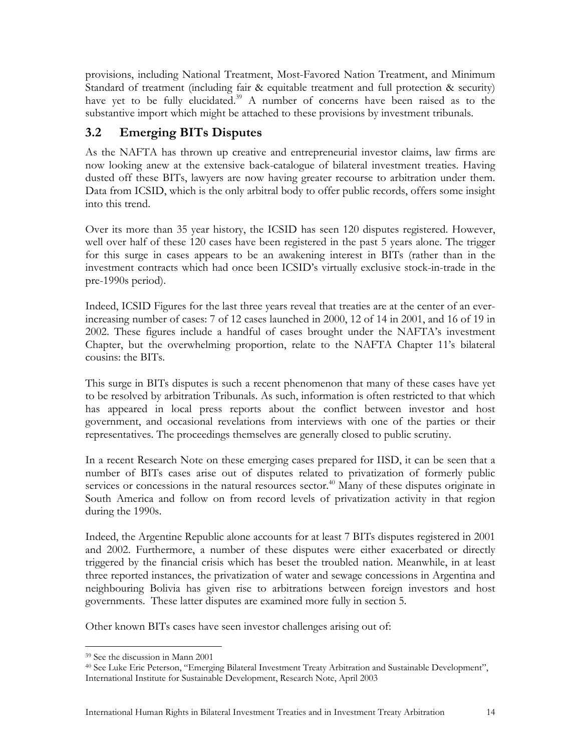provisions, including National Treatment, Most-Favored Nation Treatment, and Minimum Standard of treatment (including fair & equitable treatment and full protection & security) have yet to be fully elucidated.[39] A number of concerns have been raised as to the substantive import which might be attached to these provisions by investment tribunals.

## 3.2 Emerging BITs Disputes

As the NAFTA has thrown up creative and entrepreneurial investor claims, law firms are now looking anew at the extensive back-catalogue of bilateral investment treaties. Having dusted off these BITs, lawyers are now having greater recourse to arbitration under them. Data from ICSID, which is the only arbitral body to offer public records, offers some insight into this trend.

Over its more than 35 year history, the ICSID has seen 120 disputes registered. However, well over half of these 120 cases have been registered in the past 5 years alone. The trigger for this surge in cases appears to be an awakening interest in BITs (rather than in the investment contracts which had once been ICSID's virtually exclusive stock-in-trade in the pre-1990s period).

Indeed, ICSID Figures for the last three years reveal that treaties are at the center of an ever-increasing number of cases: 7 of 12 cases launched in 2000, 12 of 14 in 2001, and 16 of 19 in 2002. These figures include a handful of cases brought under the NAFTA's investment Chapter, but the overwhelming proportion, relate to the NAFTA Chapter 11's bilateral cousins: the BITs.

This surge in BITs disputes is such a recent phenomenon that many of these cases have yet to be resolved by arbitration Tribunals. As such, information is often restricted to that which has appeared in local press reports about the conflict between investor and host government, and occasional revelations from interviews with one of the parties or their representatives. The proceedings themselves are generally closed to public scrutiny.

In a recent Research Note on these emerging cases prepared for IISD, it can be seen that a number of BITs cases arise out of disputes related to privatization of formerly public services or concessions in the natural resources sector.[40] Many of these disputes originate in South America and follow on from record levels of privatization activity in that region during the 1990s.

Indeed, the Argentine Republic alone accounts for at least 7 BITs disputes registered in 2001 and 2002. Furthermore, a number of these disputes were either exacerbated or directly triggered by the financial crisis which has beset the troubled nation. Meanwhile, in at least three reported instances, the privatization of water and sewage concessions in Argentina and neighbouring Bolivia has given rise to arbitrations between foreign investors and host governments. These latter disputes are examined more fully in section 5.

Other known BITs cases have seen investor challenges arising out of:

---

[39] See the discussion in Mann 2001

[40] See Luke Eric Peterson, "Emerging Bilateral Investment Treaty Arbitration and Sustainable Development", International Institute for Sustainable Development, Research Note, April 2003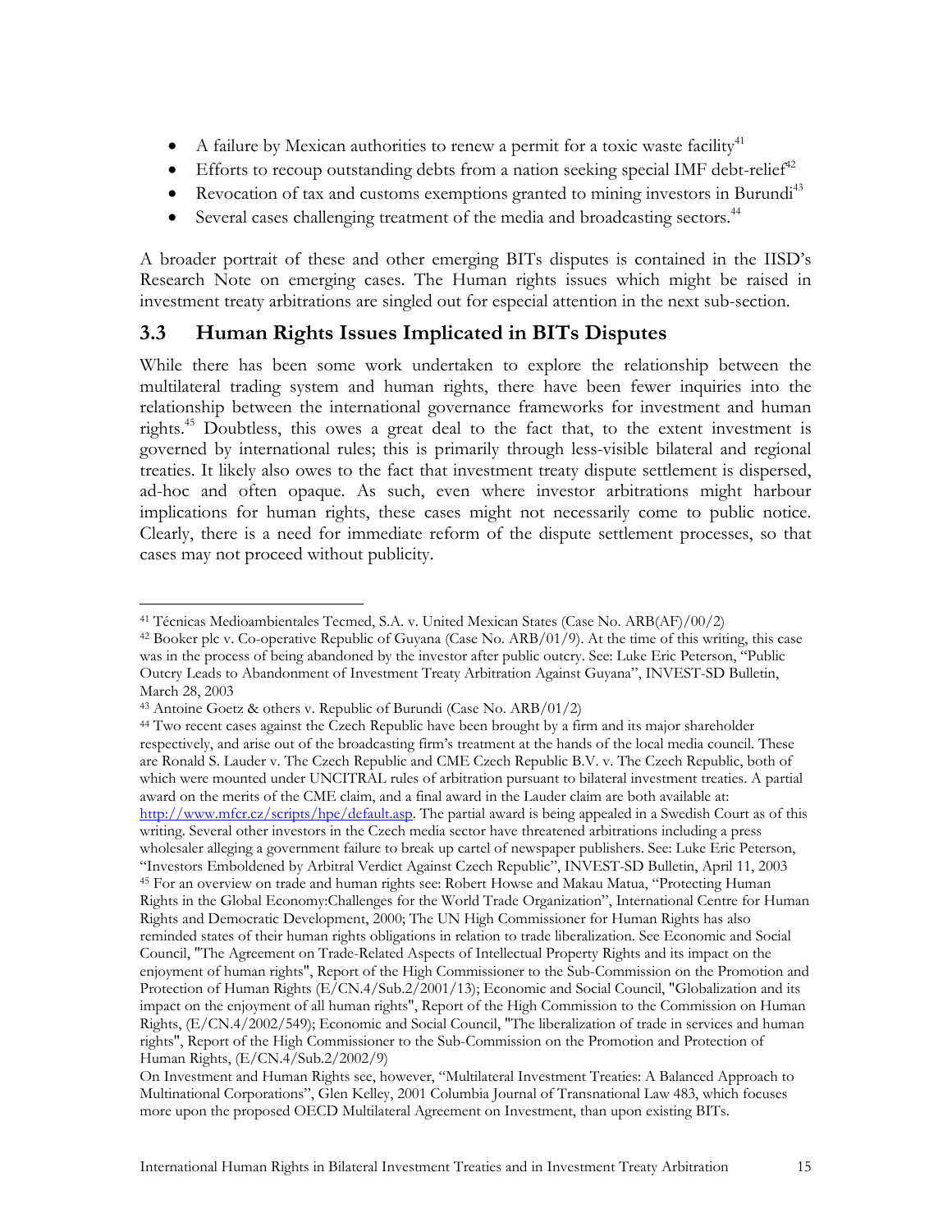- A failure by Mexican authorities to renew a permit for a toxic waste facility[41]
- Efforts to recoup outstanding debts from a nation seeking special IMF debt-relief[42]
- Revocation of tax and customs exemptions granted to mining investors in Burundi[43]
- Several cases challenging treatment of the media and broadcasting sectors.[44]

A broader portrait of these and other emerging BITs disputes is contained in the IISD's Research Note on emerging cases. The Human rights issues which might be raised in investment treaty arbitrations are singled out for especial attention in the next sub-section.

## 3.3 Human Rights Issues Implicated in BITs Disputes

While there has been some work undertaken to explore the relationship between the multilateral trading system and human rights, there have been fewer inquiries into the relationship between the international governance frameworks for investment and human rights.[45] Doubtless, this owes a great deal to the fact that, to the extent investment is governed by international rules; this is primarily through less-visible bilateral and regional treaties. It likely also owes to the fact that investment treaty dispute settlement is dispersed, ad-hoc and often opaque. As such, even where investor arbitrations might harbour implications for human rights, these cases might not necessarily come to public notice. Clearly, there is a need for immediate reform of the dispute settlement processes, so that cases may not proceed without publicity.

---

[41] Técnicas Medioambientales Tecmed, S.A. v. United Mexican States (Case No. ARB(AF)/00/2)

[42] Booker plc v. Co-operative Republic of Guyana (Case No. ARB/01/9). At the time of this writing, this case was in the process of being abandoned by the investor after public outcry. See: Luke Eric Peterson, "Public Outcry Leads to Abandonment of Investment Treaty Arbitration Against Guyana", INVEST-SD Bulletin, March 28, 2003

[43] Antoine Goetz & others v. Republic of Burundi (Case No. ARB/01/2)

[44] Two recent cases against the Czech Republic have been brought by a firm and its major shareholder respectively, and arise out of the broadcasting firm's treatment at the hands of the local media council. These are Ronald S. Lauder v. The Czech Republic and CME Czech Republic B.V. v. The Czech Republic, both of which were mounted under UNCITRAL rules of arbitration pursuant to bilateral investment treaties. A partial award on the merits of the CME claim, and a final award in the Lauder claim are both available at: http://www.mfcr.cz/scripts/hpe/default.asp. The partial award is being appealed in a Swedish Court as of this writing. Several other investors in the Czech media sector have threatened arbitrations including a press wholesaler alleging a government failure to break up cartel of newspaper publishers. See: Luke Eric Peterson, "Investors Emboldened by Arbitral Verdict Against Czech Republic", INVEST-SD Bulletin, April 11, 2003

[45] For an overview on trade and human rights see: Robert Howse and Makau Matua, "Protecting Human Rights in the Global Economy:Challenges for the World Trade Organization", International Centre for Human Rights and Democratic Development, 2000; The UN High Commissioner for Human Rights has also reminded states of their human rights obligations in relation to trade liberalization. See Economic and Social Council, "The Agreement on Trade-Related Aspects of Intellectual Property Rights and its impact on the enjoyment of human rights", Report of the High Commissioner to the Sub-Commission on the Promotion and Protection of Human Rights (E/CN.4/Sub.2/2001/13); Economic and Social Council, "Globalization and its impact on the enjoyment of all human rights", Report of the High Commission to the Commission on Human Rights, (E/CN.4/2002/549); Economic and Social Council, "The liberalization of trade in services and human rights", Report of the High Commissioner to the Sub-Commission on the Promotion and Protection of Human Rights, (E/CN.4/Sub.2/2002/9)

On Investment and Human Rights see, however, "Multilateral Investment Treaties: A Balanced Approach to Multinational Corporations", Glen Kelley, 2001 Columbia Journal of Transnational Law 483, which focuses more upon the proposed OECD Multilateral Agreement on Investment, than upon existing BITs.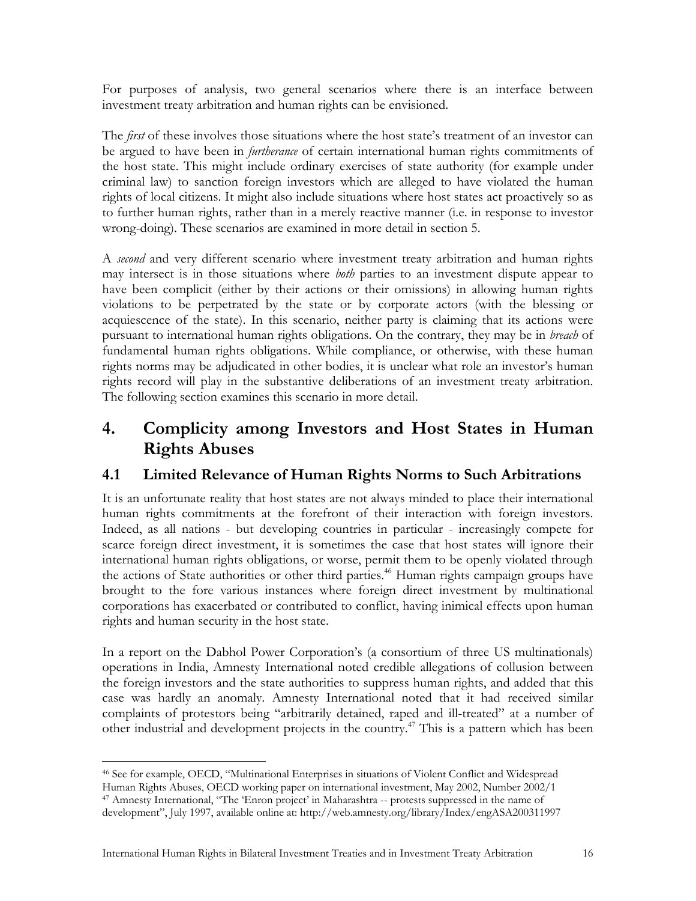For purposes of analysis, two general scenarios where there is an interface between investment treaty arbitration and human rights can be envisioned.

The *first* of these involves those situations where the host state's treatment of an investor can be argued to have been in *furtherance* of certain international human rights commitments of the host state. This might include ordinary exercises of state authority (for example under criminal law) to sanction foreign investors which are alleged to have violated the human rights of local citizens. It might also include situations where host states act proactively so as to further human rights, rather than in a merely reactive manner (i.e. in response to investor wrong-doing). These scenarios are examined in more detail in section 5.

A *second* and very different scenario where investment treaty arbitration and human rights may intersect is in those situations where *both* parties to an investment dispute appear to have been complicit (either by their actions or their omissions) in allowing human rights violations to be perpetrated by the state or by corporate actors (with the blessing or acquiescence of the state). In this scenario, neither party is claiming that its actions were pursuant to international human rights obligations. On the contrary, they may be in *breach* of fundamental human rights obligations. While compliance, or otherwise, with these human rights norms may be adjudicated in other bodies, it is unclear what role an investor's human rights record will play in the substantive deliberations of an investment treaty arbitration. The following section examines this scenario in more detail.

# 4. Complicity among Investors and Host States in Human Rights Abuses

## 4.1 Limited Relevance of Human Rights Norms to Such Arbitrations

It is an unfortunate reality that host states are not always minded to place their international human rights commitments at the forefront of their interaction with foreign investors. Indeed, as all nations - but developing countries in particular - increasingly compete for scarce foreign direct investment, it is sometimes the case that host states will ignore their international human rights obligations, or worse, permit them to be openly violated through the actions of State authorities or other third parties.[46] Human rights campaign groups have brought to the fore various instances where foreign direct investment by multinational corporations has exacerbated or contributed to conflict, having inimical effects upon human rights and human security in the host state.

In a report on the Dabhol Power Corporation's (a consortium of three US multinationals) operations in India, Amnesty International noted credible allegations of collusion between the foreign investors and the state authorities to suppress human rights, and added that this case was hardly an anomaly. Amnesty International noted that it had received similar complaints of protestors being "arbitrarily detained, raped and ill-treated" at a number of other industrial and development projects in the country.[47] This is a pattern which has been

[46] See for example, OECD, "Multinational Enterprises in situations of Violent Conflict and Widespread Human Rights Abuses, OECD working paper on international investment, May 2002, Number 2002/1

[47] Amnesty International, "The 'Enron project' in Maharashtra -- protests suppressed in the name of development", July 1997, available online at: http://web.amnesty.org/library/Index/engASA200311997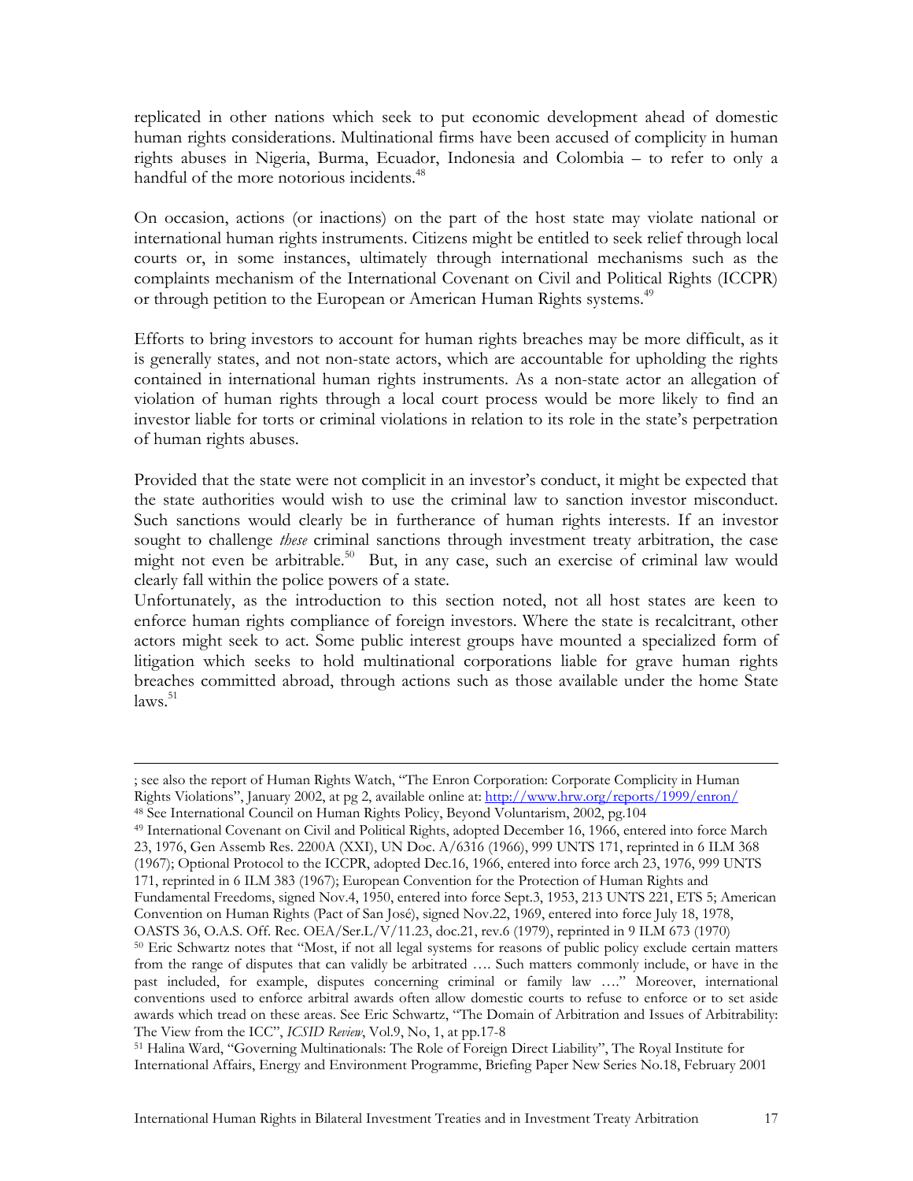replicated in other nations which seek to put economic development ahead of domestic human rights considerations. Multinational firms have been accused of complicity in human rights abuses in Nigeria, Burma, Ecuador, Indonesia and Colombia – to refer to only a handful of the more notorious incidents.[48]

On occasion, actions (or inactions) on the part of the host state may violate national or international human rights instruments. Citizens might be entitled to seek relief through local courts or, in some instances, ultimately through international mechanisms such as the complaints mechanism of the International Covenant on Civil and Political Rights (ICCPR) or through petition to the European or American Human Rights systems.[49]

Efforts to bring investors to account for human rights breaches may be more difficult, as it is generally states, and not non-state actors, which are accountable for upholding the rights contained in international human rights instruments. As a non-state actor an allegation of violation of human rights through a local court process would be more likely to find an investor liable for torts or criminal violations in relation to its role in the state's perpetration of human rights abuses.

Provided that the state were not complicit in an investor's conduct, it might be expected that the state authorities would wish to use the criminal law to sanction investor misconduct. Such sanctions would clearly be in furtherance of human rights interests. If an investor sought to challenge *these* criminal sanctions through investment treaty arbitration, the case might not even be arbitrable.[50] But, in any case, such an exercise of criminal law would clearly fall within the police powers of a state.

Unfortunately, as the introduction to this section noted, not all host states are keen to enforce human rights compliance of foreign investors. Where the state is recalcitrant, other actors might seek to act. Some public interest groups have mounted a specialized form of litigation which seeks to hold multinational corporations liable for grave human rights breaches committed abroad, through actions such as those available under the home State laws.[51]

---

; see also the report of Human Rights Watch, "The Enron Corporation: Corporate Complicity in Human Rights Violations", January 2002, at pg 2, available online at: http://www.hrw.org/reports/1999/enron/

[48] See International Council on Human Rights Policy, Beyond Voluntarism, 2002, pg.104

[49] International Covenant on Civil and Political Rights, adopted December 16, 1966, entered into force March 23, 1976, Gen Assemb Res. 2200A (XXI), UN Doc. A/6316 (1966), 999 UNTS 171, reprinted in 6 ILM 368 (1967); Optional Protocol to the ICCPR, adopted Dec.16, 1966, entered into force arch 23, 1976, 999 UNTS 171, reprinted in 6 ILM 383 (1967); European Convention for the Protection of Human Rights and Fundamental Freedoms, signed Nov.4, 1950, entered into force Sept.3, 1953, 213 UNTS 221, ETS 5; American Convention on Human Rights (Pact of San José), signed Nov.22, 1969, entered into force July 18, 1978, OASTS 36, O.A.S. Off. Rec. OEA/Ser.L/V/11.23, doc.21, rev.6 (1979), reprinted in 9 ILM 673 (1970)

[50] Eric Schwartz notes that "Most, if not all legal systems for reasons of public policy exclude certain matters from the range of disputes that can validly be arbitrated …. Such matters commonly include, or have in the past included, for example, disputes concerning criminal or family law …." Moreover, international conventions used to enforce arbitral awards often allow domestic courts to refuse to enforce or to set aside awards which tread on these areas. See Eric Schwartz, "The Domain of Arbitration and Issues of Arbitrability: The View from the ICC", *ICSID Review*, Vol.9, No, 1, at pp.17-8

[51] Halina Ward, "Governing Multinationals: The Role of Foreign Direct Liability", The Royal Institute for International Affairs, Energy and Environment Programme, Briefing Paper New Series No.18, February 2001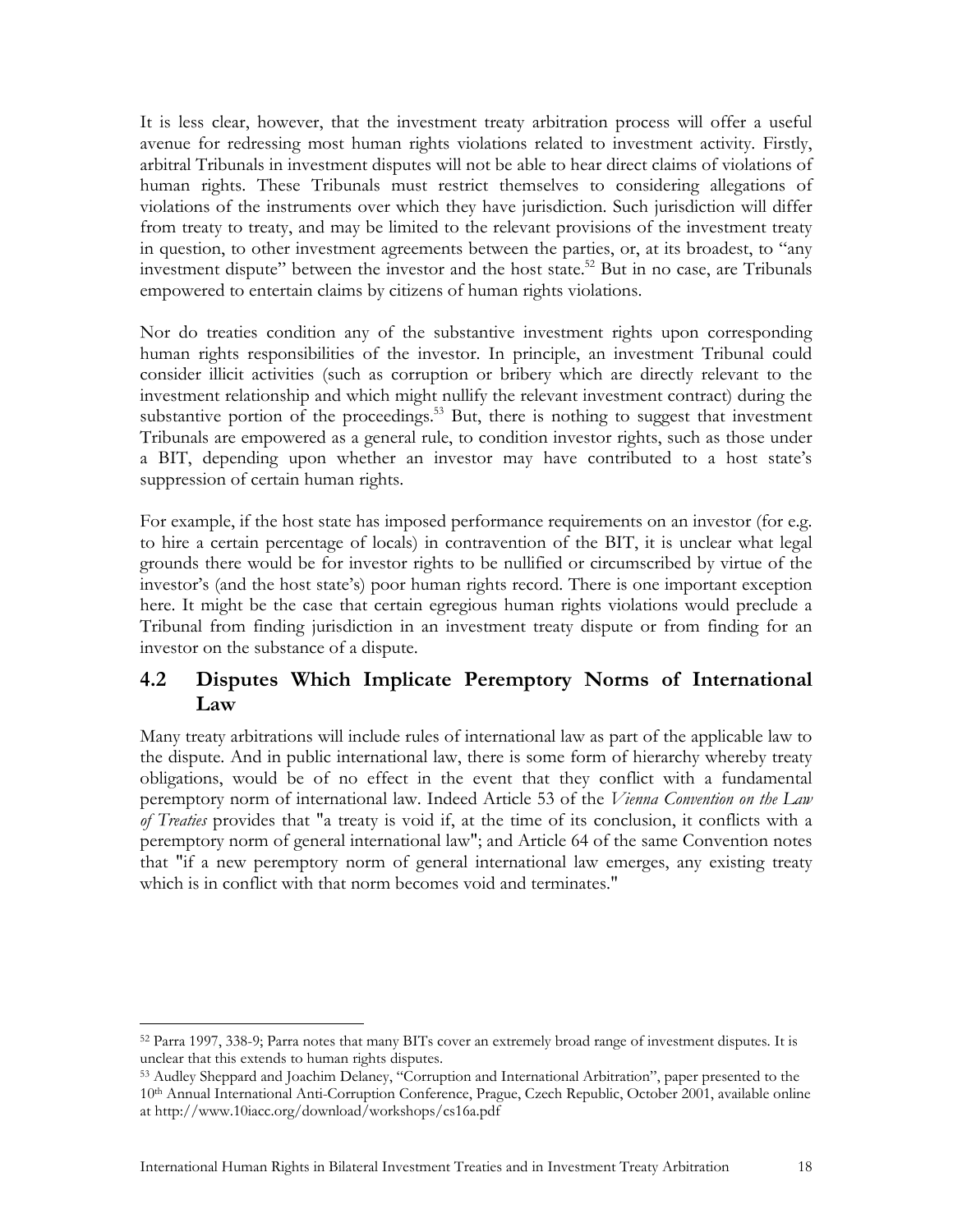It is less clear, however, that the investment treaty arbitration process will offer a useful avenue for redressing most human rights violations related to investment activity. Firstly, arbitral Tribunals in investment disputes will not be able to hear direct claims of violations of human rights. These Tribunals must restrict themselves to considering allegations of violations of the instruments over which they have jurisdiction. Such jurisdiction will differ from treaty to treaty, and may be limited to the relevant provisions of the investment treaty in question, to other investment agreements between the parties, or, at its broadest, to "any investment dispute" between the investor and the host state.[52] But in no case, are Tribunals empowered to entertain claims by citizens of human rights violations.

Nor do treaties condition any of the substantive investment rights upon corresponding human rights responsibilities of the investor. In principle, an investment Tribunal could consider illicit activities (such as corruption or bribery which are directly relevant to the investment relationship and which might nullify the relevant investment contract) during the substantive portion of the proceedings.[53] But, there is nothing to suggest that investment Tribunals are empowered as a general rule, to condition investor rights, such as those under a BIT, depending upon whether an investor may have contributed to a host state's suppression of certain human rights.

For example, if the host state has imposed performance requirements on an investor (for e.g. to hire a certain percentage of locals) in contravention of the BIT, it is unclear what legal grounds there would be for investor rights to be nullified or circumscribed by virtue of the investor's (and the host state's) poor human rights record. There is one important exception here. It might be the case that certain egregious human rights violations would preclude a Tribunal from finding jurisdiction in an investment treaty dispute or from finding for an investor on the substance of a dispute.

## 4.2 Disputes Which Implicate Peremptory Norms of International Law

Many treaty arbitrations will include rules of international law as part of the applicable law to the dispute. And in public international law, there is some form of hierarchy whereby treaty obligations, would be of no effect in the event that they conflict with a fundamental peremptory norm of international law. Indeed Article 53 of the *Vienna Convention on the Law of Treaties* provides that "a treaty is void if, at the time of its conclusion, it conflicts with a peremptory norm of general international law"; and Article 64 of the same Convention notes that "if a new peremptory norm of general international law emerges, any existing treaty which is in conflict with that norm becomes void and terminates."

---

[52] Parra 1997, 338-9; Parra notes that many BITs cover an extremely broad range of investment disputes. It is unclear that this extends to human rights disputes.

[53] Audley Sheppard and Joachim Delaney, "Corruption and International Arbitration", paper presented to the 10th Annual International Anti-Corruption Conference, Prague, Czech Republic, October 2001, available online at http://www.10iacc.org/download/workshops/cs16a.pdf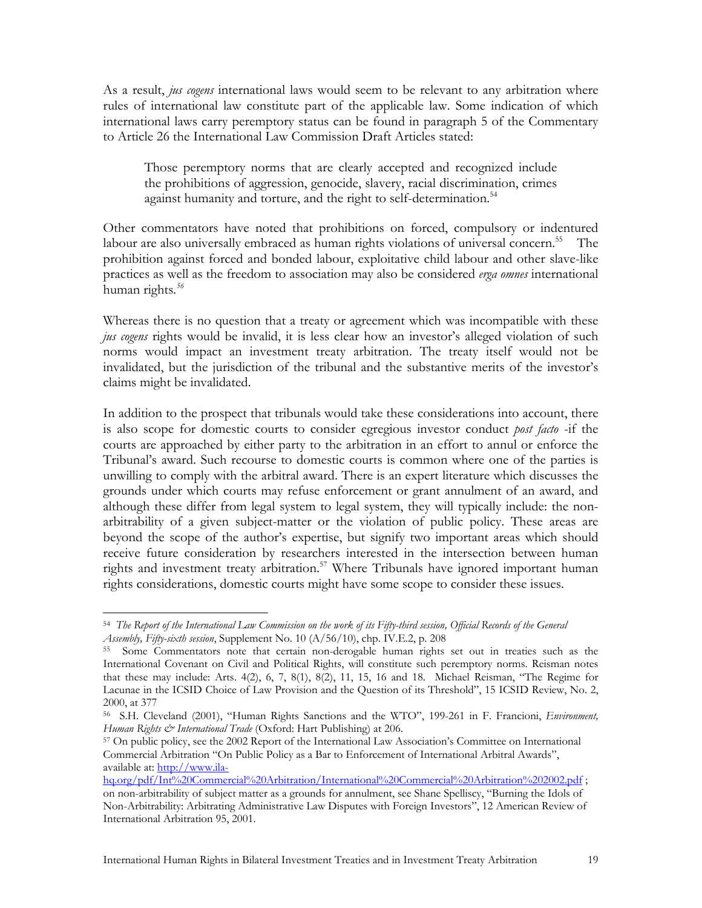As a result, *jus cogens* international laws would seem to be relevant to any arbitration where rules of international law constitute part of the applicable law. Some indication of which international laws carry peremptory status can be found in paragraph 5 of the Commentary to Article 26 the International Law Commission Draft Articles stated:

> Those peremptory norms that are clearly accepted and recognized include the prohibitions of aggression, genocide, slavery, racial discrimination, crimes against humanity and torture, and the right to self-determination.[54]

Other commentators have noted that prohibitions on forced, compulsory or indentured labour are also universally embraced as human rights violations of universal concern.[55] The prohibition against forced and bonded labour, exploitative child labour and other slave-like practices as well as the freedom to association may also be considered *erga omnes* international human rights.[56]

Whereas there is no question that a treaty or agreement which was incompatible with these *jus cogens* rights would be invalid, it is less clear how an investor's alleged violation of such norms would impact an investment treaty arbitration. The treaty itself would not be invalidated, but the jurisdiction of the tribunal and the substantive merits of the investor's claims might be invalidated.

In addition to the prospect that tribunals would take these considerations into account, there is also scope for domestic courts to consider egregious investor conduct *post facto* -if the courts are approached by either party to the arbitration in an effort to annul or enforce the Tribunal's award. Such recourse to domestic courts is common where one of the parties is unwilling to comply with the arbitral award. There is an expert literature which discusses the grounds under which courts may refuse enforcement or grant annulment of an award, and although these differ from legal system to legal system, they will typically include: the non-arbitrability of a given subject-matter or the violation of public policy. These areas are beyond the scope of the author's expertise, but signify two important areas which should receive future consideration by researchers interested in the intersection between human rights and investment treaty arbitration.[57] Where Tribunals have ignored important human rights considerations, domestic courts might have some scope to consider these issues.

---

[54] *The Report of the International Law Commission on the work of its Fifty-third session, Official Records of the General Assembly, Fifty-sixth session*, Supplement No. 10 (A/56/10), chp. IV.E.2, p. 208

[55] Some Commentators note that certain non-derogable human rights set out in treaties such as the International Covenant on Civil and Political Rights, will constitute such peremptory norms. Reisman notes that these may include: Arts. 4(2), 6, 7, 8(1), 8(2), 11, 15, 16 and 18. Michael Reisman, "The Regime for Lacunae in the ICSID Choice of Law Provision and the Question of its Threshold", 15 ICSID Review, No. 2, 2000, at 377

[56] S.H. Cleveland (2001), "Human Rights Sanctions and the WTO", 199-261 in F. Francioni, *Environment, Human Rights & International Trade* (Oxford: Hart Publishing) at 206.

[57] On public policy, see the 2002 Report of the International Law Association's Committee on International Commercial Arbitration "On Public Policy as a Bar to Enforcement of International Arbitral Awards", available at: http://www.ila-hq.org/pdf/Int%20Commercial%20Arbitration/International%20Commercial%20Arbitration%202002.pdf ; on non-arbitrability of subject matter as a grounds for annulment, see Shane Spelliscy, "Burning the Idols of Non-Arbitrability: Arbitrating Administrative Law Disputes with Foreign Investors", 12 American Review of International Arbitration 95, 2001.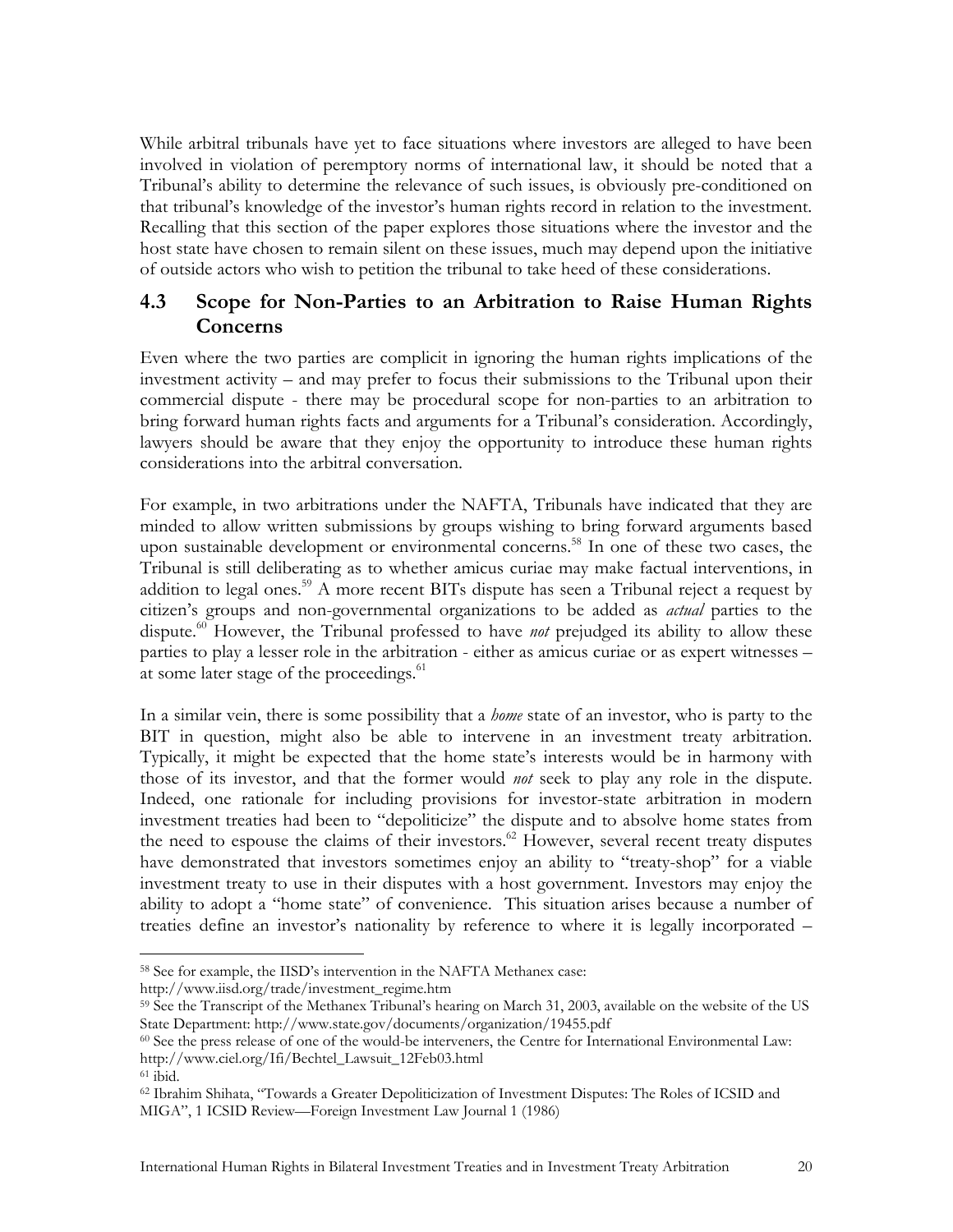While arbitral tribunals have yet to face situations where investors are alleged to have been involved in violation of peremptory norms of international law, it should be noted that a Tribunal's ability to determine the relevance of such issues, is obviously pre-conditioned on that tribunal's knowledge of the investor's human rights record in relation to the investment. Recalling that this section of the paper explores those situations where the investor and the host state have chosen to remain silent on these issues, much may depend upon the initiative of outside actors who wish to petition the tribunal to take heed of these considerations.

## 4.3 Scope for Non-Parties to an Arbitration to Raise Human Rights Concerns

Even where the two parties are complicit in ignoring the human rights implications of the investment activity – and may prefer to focus their submissions to the Tribunal upon their commercial dispute - there may be procedural scope for non-parties to an arbitration to bring forward human rights facts and arguments for a Tribunal's consideration. Accordingly, lawyers should be aware that they enjoy the opportunity to introduce these human rights considerations into the arbitral conversation.

For example, in two arbitrations under the NAFTA, Tribunals have indicated that they are minded to allow written submissions by groups wishing to bring forward arguments based upon sustainable development or environmental concerns.[58] In one of these two cases, the Tribunal is still deliberating as to whether amicus curiae may make factual interventions, in addition to legal ones.[59] A more recent BITs dispute has seen a Tribunal reject a request by citizen's groups and non-governmental organizations to be added as *actual* parties to the dispute.[60] However, the Tribunal professed to have *not* prejudged its ability to allow these parties to play a lesser role in the arbitration - either as amicus curiae or as expert witnesses – at some later stage of the proceedings.[61]

In a similar vein, there is some possibility that a *home* state of an investor, who is party to the BIT in question, might also be able to intervene in an investment treaty arbitration. Typically, it might be expected that the home state's interests would be in harmony with those of its investor, and that the former would *not* seek to play any role in the dispute. Indeed, one rationale for including provisions for investor-state arbitration in modern investment treaties had been to "depoliticize" the dispute and to absolve home states from the need to espouse the claims of their investors.[62] However, several recent treaty disputes have demonstrated that investors sometimes enjoy an ability to "treaty-shop" for a viable investment treaty to use in their disputes with a host government. Investors may enjoy the ability to adopt a "home state" of convenience. This situation arises because a number of treaties define an investor's nationality by reference to where it is legally incorporated –

---

[58] See for example, the IISD's intervention in the NAFTA Methanex case: http://www.iisd.org/trade/investment_regime.htm

[59] See the Transcript of the Methanex Tribunal's hearing on March 31, 2003, available on the website of the US State Department: http://www.state.gov/documents/organization/19455.pdf

[60] See the press release of one of the would-be interveners, the Centre for International Environmental Law: http://www.ciel.org/Ifi/Bechtel_Lawsuit_12Feb03.html

[61] ibid.

[62] Ibrahim Shihata, "Towards a Greater Depoliticization of Investment Disputes: The Roles of ICSID and MIGA", 1 ICSID Review—Foreign Investment Law Journal 1 (1986)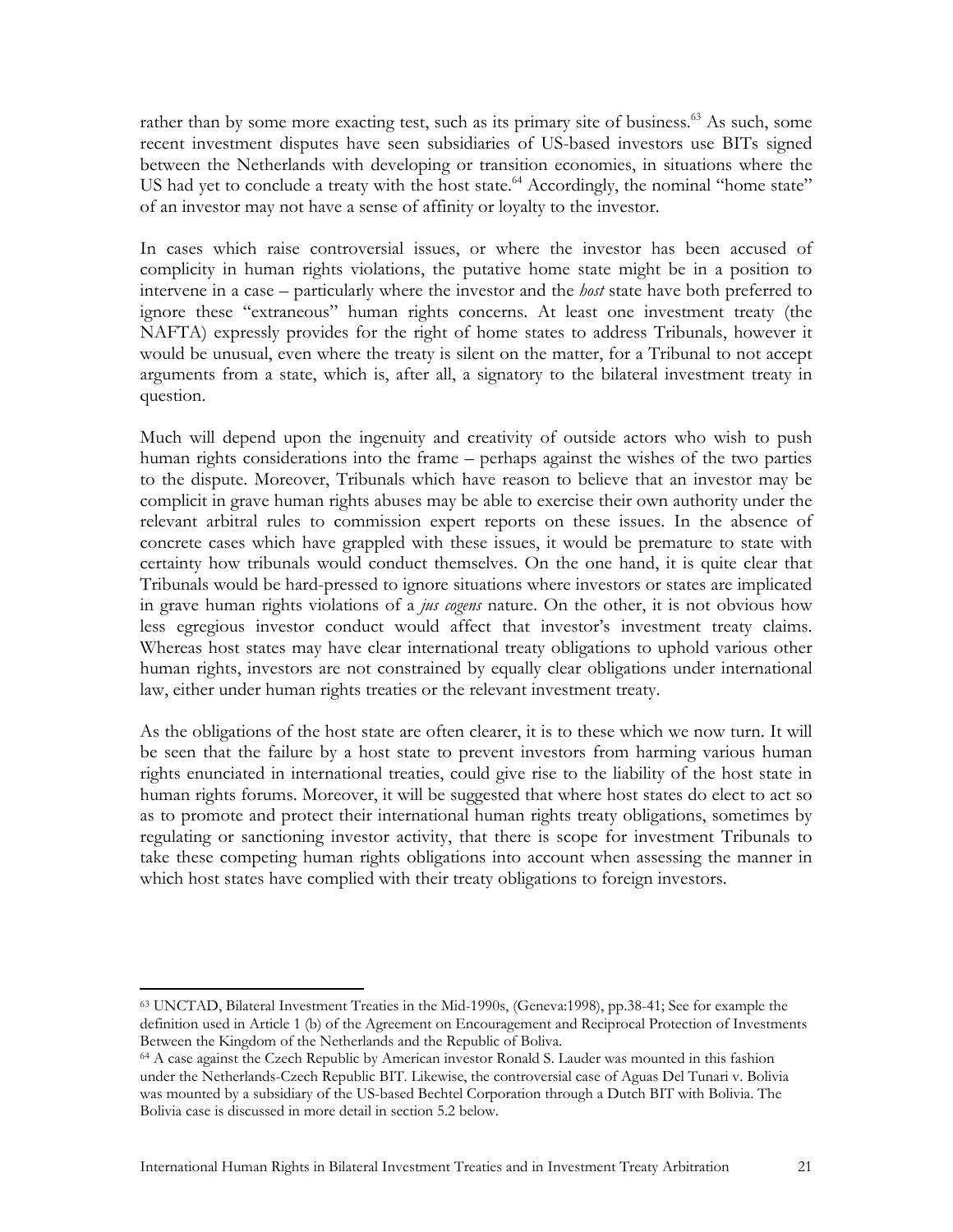rather than by some more exacting test, such as its primary site of business.[63] As such, some recent investment disputes have seen subsidiaries of US-based investors use BITs signed between the Netherlands with developing or transition economies, in situations where the US had yet to conclude a treaty with the host state.[64] Accordingly, the nominal "home state" of an investor may not have a sense of affinity or loyalty to the investor.

In cases which raise controversial issues, or where the investor has been accused of complicity in human rights violations, the putative home state might be in a position to intervene in a case – particularly where the investor and the *host* state have both preferred to ignore these "extraneous" human rights concerns. At least one investment treaty (the NAFTA) expressly provides for the right of home states to address Tribunals, however it would be unusual, even where the treaty is silent on the matter, for a Tribunal to not accept arguments from a state, which is, after all, a signatory to the bilateral investment treaty in question.

Much will depend upon the ingenuity and creativity of outside actors who wish to push human rights considerations into the frame – perhaps against the wishes of the two parties to the dispute. Moreover, Tribunals which have reason to believe that an investor may be complicit in grave human rights abuses may be able to exercise their own authority under the relevant arbitral rules to commission expert reports on these issues. In the absence of concrete cases which have grappled with these issues, it would be premature to state with certainty how tribunals would conduct themselves. On the one hand, it is quite clear that Tribunals would be hard-pressed to ignore situations where investors or states are implicated in grave human rights violations of a *jus cogens* nature. On the other, it is not obvious how less egregious investor conduct would affect that investor's investment treaty claims. Whereas host states may have clear international treaty obligations to uphold various other human rights, investors are not constrained by equally clear obligations under international law, either under human rights treaties or the relevant investment treaty.

As the obligations of the host state are often clearer, it is to these which we now turn. It will be seen that the failure by a host state to prevent investors from harming various human rights enunciated in international treaties, could give rise to the liability of the host state in human rights forums. Moreover, it will be suggested that where host states do elect to act so as to promote and protect their international human rights treaty obligations, sometimes by regulating or sanctioning investor activity, that there is scope for investment Tribunals to take these competing human rights obligations into account when assessing the manner in which host states have complied with their treaty obligations to foreign investors.

---

[63] UNCTAD, Bilateral Investment Treaties in the Mid-1990s, (Geneva:1998), pp.38-41; See for example the definition used in Article 1 (b) of the Agreement on Encouragement and Reciprocal Protection of Investments Between the Kingdom of the Netherlands and the Republic of Boliva.

[64] A case against the Czech Republic by American investor Ronald S. Lauder was mounted in this fashion under the Netherlands-Czech Republic BIT. Likewise, the controversial case of Aguas Del Tunari v. Bolivia was mounted by a subsidiary of the US-based Bechtel Corporation through a Dutch BIT with Bolivia. The Bolivia case is discussed in more detail in section 5.2 below.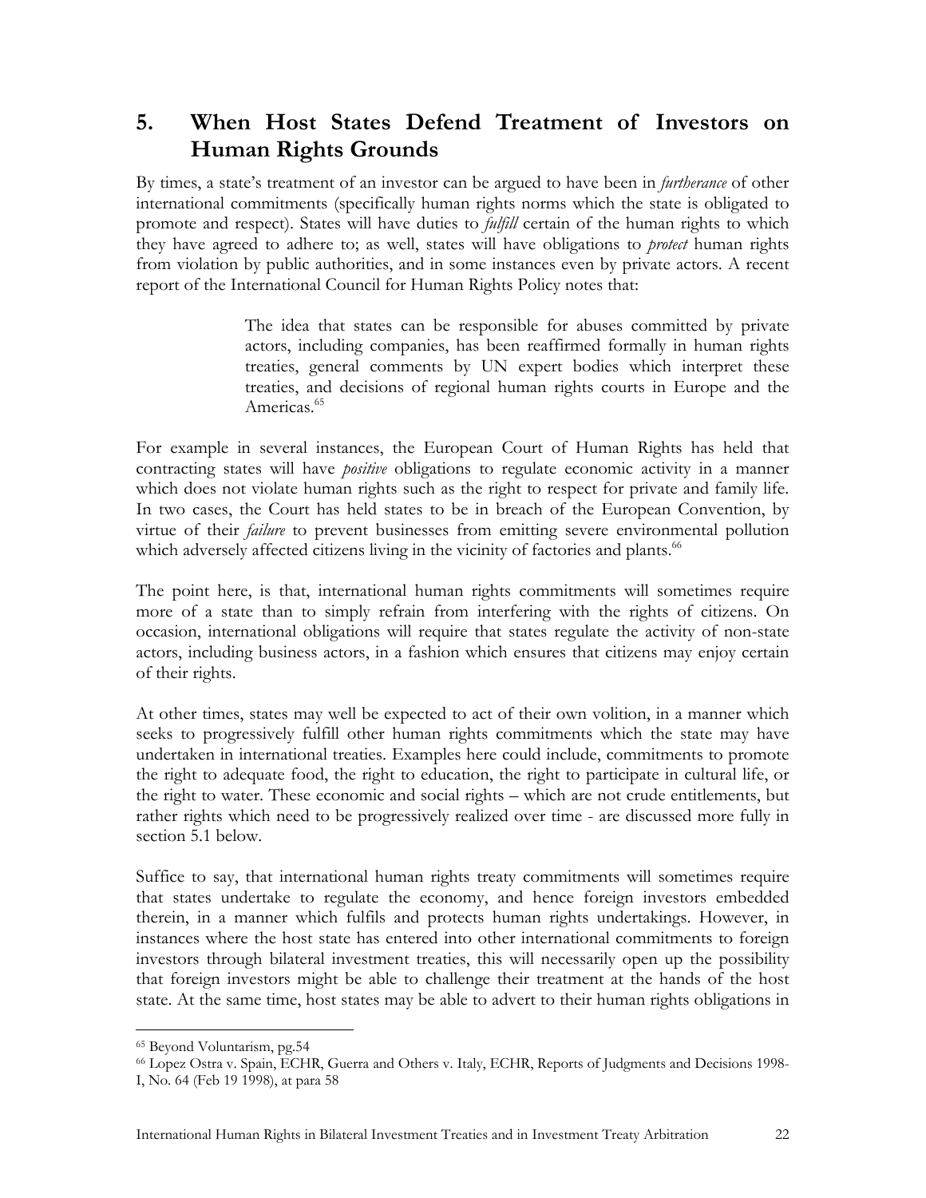## 5. When Host States Defend Treatment of Investors on Human Rights Grounds

By times, a state's treatment of an investor can be argued to have been in *furtherance* of other international commitments (specifically human rights norms which the state is obligated to promote and respect). States will have duties to *fulfill* certain of the human rights to which they have agreed to adhere to; as well, states will have obligations to *protect* human rights from violation by public authorities, and in some instances even by private actors. A recent report of the International Council for Human Rights Policy notes that:

> The idea that states can be responsible for abuses committed by private actors, including companies, has been reaffirmed formally in human rights treaties, general comments by UN expert bodies which interpret these treaties, and decisions of regional human rights courts in Europe and the Americas.[65]

For example in several instances, the European Court of Human Rights has held that contracting states will have *positive* obligations to regulate economic activity in a manner which does not violate human rights such as the right to respect for private and family life. In two cases, the Court has held states to be in breach of the European Convention, by virtue of their *failure* to prevent businesses from emitting severe environmental pollution which adversely affected citizens living in the vicinity of factories and plants.[66]

The point here, is that, international human rights commitments will sometimes require more of a state than to simply refrain from interfering with the rights of citizens. On occasion, international obligations will require that states regulate the activity of non-state actors, including business actors, in a fashion which ensures that citizens may enjoy certain of their rights.

At other times, states may well be expected to act of their own volition, in a manner which seeks to progressively fulfill other human rights commitments which the state may have undertaken in international treaties. Examples here could include, commitments to promote the right to adequate food, the right to education, the right to participate in cultural life, or the right to water. These economic and social rights – which are not crude entitlements, but rather rights which need to be progressively realized over time - are discussed more fully in section 5.1 below.

Suffice to say, that international human rights treaty commitments will sometimes require that states undertake to regulate the economy, and hence foreign investors embedded therein, in a manner which fulfils and protects human rights undertakings. However, in instances where the host state has entered into other international commitments to foreign investors through bilateral investment treaties, this will necessarily open up the possibility that foreign investors might be able to challenge their treatment at the hands of the host state. At the same time, host states may be able to advert to their human rights obligations in

---

[65] Beyond Voluntarism, pg.54

[66] Lopez Ostra v. Spain, ECHR, Guerra and Others v. Italy, ECHR, Reports of Judgments and Decisions 1998-I, No. 64 (Feb 19 1998), at para 58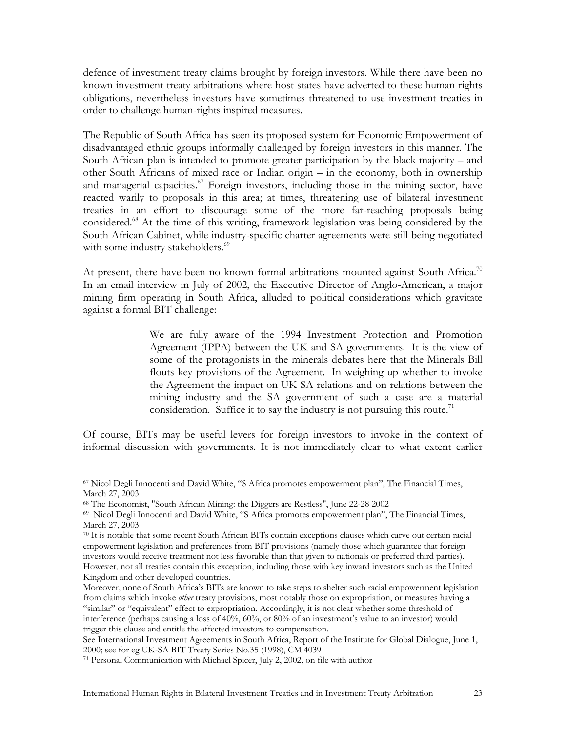defence of investment treaty claims brought by foreign investors. While there have been no known investment treaty arbitrations where host states have adverted to these human rights obligations, nevertheless investors have sometimes threatened to use investment treaties in order to challenge human-rights inspired measures.

The Republic of South Africa has seen its proposed system for Economic Empowerment of disadvantaged ethnic groups informally challenged by foreign investors in this manner. The South African plan is intended to promote greater participation by the black majority – and other South Africans of mixed race or Indian origin – in the economy, both in ownership and managerial capacities.[67] Foreign investors, including those in the mining sector, have reacted warily to proposals in this area; at times, threatening use of bilateral investment treaties in an effort to discourage some of the more far-reaching proposals being considered.[68] At the time of this writing, framework legislation was being considered by the South African Cabinet, while industry-specific charter agreements were still being negotiated with some industry stakeholders.[69]

At present, there have been no known formal arbitrations mounted against South Africa.[70] In an email interview in July of 2002, the Executive Director of Anglo-American, a major mining firm operating in South Africa, alluded to political considerations which gravitate against a formal BIT challenge:

> We are fully aware of the 1994 Investment Protection and Promotion Agreement (IPPA) between the UK and SA governments. It is the view of some of the protagonists in the minerals debates here that the Minerals Bill flouts key provisions of the Agreement. In weighing up whether to invoke the Agreement the impact on UK-SA relations and on relations between the mining industry and the SA government of such a case are a material consideration. Suffice it to say the industry is not pursuing this route.[71]

Of course, BITs may be useful levers for foreign investors to invoke in the context of informal discussion with governments. It is not immediately clear to what extent earlier

---

[67] Nicol Degli Innocenti and David White, "S Africa promotes empowerment plan", The Financial Times, March 27, 2003

[68] The Economist, "South African Mining: the Diggers are Restless", June 22-28 2002

[69] Nicol Degli Innocenti and David White, "S Africa promotes empowerment plan", The Financial Times, March 27, 2003

[70] It is notable that some recent South African BITs contain exceptions clauses which carve out certain racial empowerment legislation and preferences from BIT provisions (namely those which guarantee that foreign investors would receive treatment not less favorable than that given to nationals or preferred third parties). However, not all treaties contain this exception, including those with key inward investors such as the United Kingdom and other developed countries.

Moreover, none of South Africa's BITs are known to take steps to shelter such racial empowerment legislation from claims which invoke *other* treaty provisions, most notably those on expropriation, or measures having a "similar" or "equivalent" effect to expropriation. Accordingly, it is not clear whether some threshold of interference (perhaps causing a loss of 40%, 60%, or 80% of an investment's value to an investor) would trigger this clause and entitle the affected investors to compensation.

See International Investment Agreements in South Africa, Report of the Institute for Global Dialogue, June 1, 2000; see for eg UK-SA BIT Treaty Series No.35 (1998), CM 4039

[71] Personal Communication with Michael Spicer, July 2, 2002, on file with author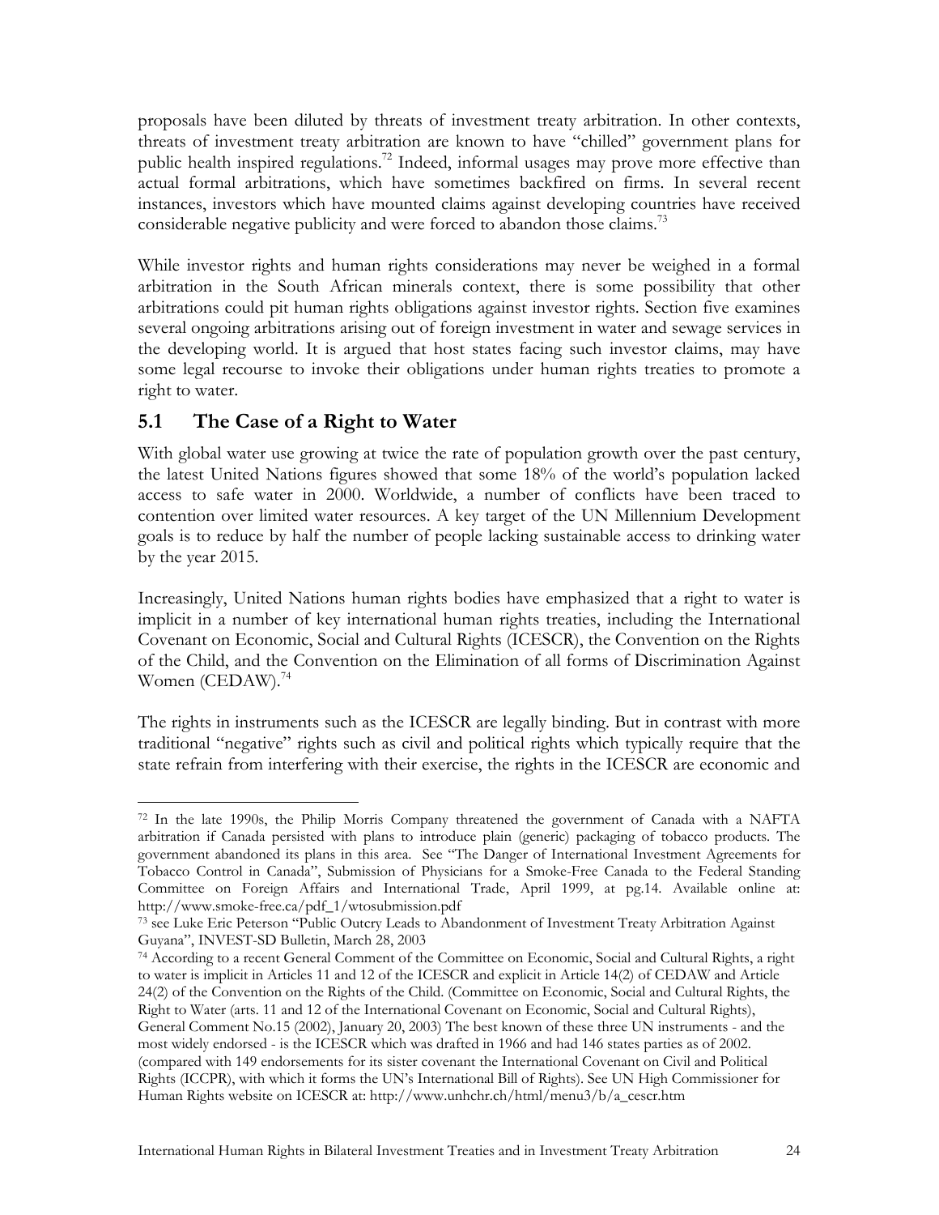proposals have been diluted by threats of investment treaty arbitration. In other contexts, threats of investment treaty arbitration are known to have "chilled" government plans for public health inspired regulations.[72] Indeed, informal usages may prove more effective than actual formal arbitrations, which have sometimes backfired on firms. In several recent instances, investors which have mounted claims against developing countries have received considerable negative publicity and were forced to abandon those claims.[73]

While investor rights and human rights considerations may never be weighed in a formal arbitration in the South African minerals context, there is some possibility that other arbitrations could pit human rights obligations against investor rights. Section five examines several ongoing arbitrations arising out of foreign investment in water and sewage services in the developing world. It is argued that host states facing such investor claims, may have some legal recourse to invoke their obligations under human rights treaties to promote a right to water.

## 5.1 The Case of a Right to Water

With global water use growing at twice the rate of population growth over the past century, the latest United Nations figures showed that some 18% of the world's population lacked access to safe water in 2000. Worldwide, a number of conflicts have been traced to contention over limited water resources. A key target of the UN Millennium Development goals is to reduce by half the number of people lacking sustainable access to drinking water by the year 2015.

Increasingly, United Nations human rights bodies have emphasized that a right to water is implicit in a number of key international human rights treaties, including the International Covenant on Economic, Social and Cultural Rights (ICESCR), the Convention on the Rights of the Child, and the Convention on the Elimination of all forms of Discrimination Against Women (CEDAW).[74]

The rights in instruments such as the ICESCR are legally binding. But in contrast with more traditional "negative" rights such as civil and political rights which typically require that the state refrain from interfering with their exercise, the rights in the ICESCR are economic and

---

[72] In the late 1990s, the Philip Morris Company threatened the government of Canada with a NAFTA arbitration if Canada persisted with plans to introduce plain (generic) packaging of tobacco products. The government abandoned its plans in this area. See "The Danger of International Investment Agreements for Tobacco Control in Canada", Submission of Physicians for a Smoke-Free Canada to the Federal Standing Committee on Foreign Affairs and International Trade, April 1999, at pg.14. Available online at: http://www.smoke-free.ca/pdf_1/wtosubmission.pdf

[73] see Luke Eric Peterson "Public Outcry Leads to Abandonment of Investment Treaty Arbitration Against Guyana", INVEST-SD Bulletin, March 28, 2003

[74] According to a recent General Comment of the Committee on Economic, Social and Cultural Rights, a right to water is implicit in Articles 11 and 12 of the ICESCR and explicit in Article 14(2) of CEDAW and Article 24(2) of the Convention on the Rights of the Child. (Committee on Economic, Social and Cultural Rights, the Right to Water (arts. 11 and 12 of the International Covenant on Economic, Social and Cultural Rights), General Comment No.15 (2002), January 20, 2003) The best known of these three UN instruments - and the most widely endorsed - is the ICESCR which was drafted in 1966 and had 146 states parties as of 2002. (compared with 149 endorsements for its sister covenant the International Covenant on Civil and Political Rights (ICCPR), with which it forms the UN's International Bill of Rights). See UN High Commissioner for Human Rights website on ICESCR at: http://www.unhchr.ch/html/menu3/b/a_cescr.htm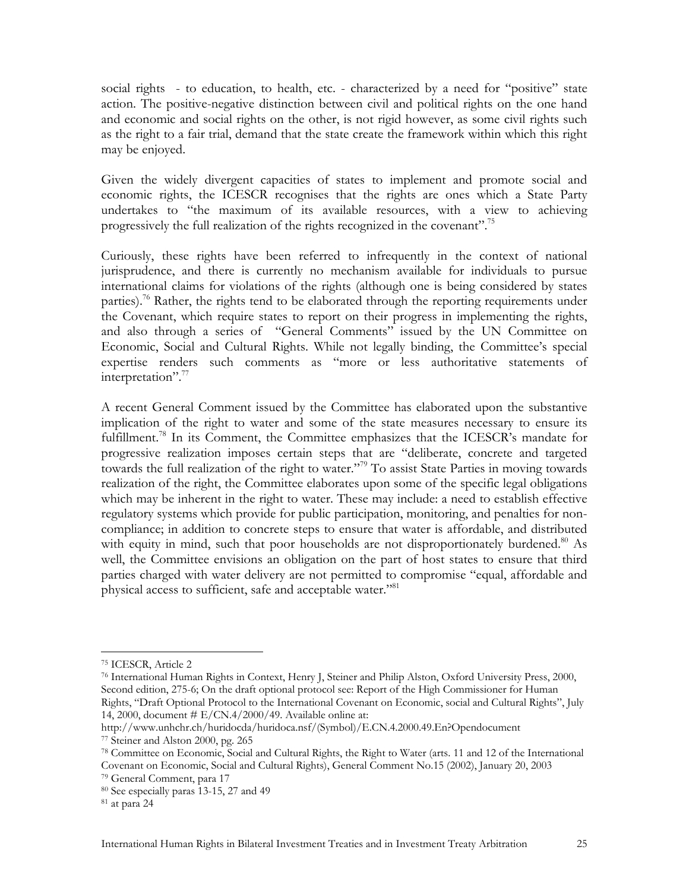social rights - to education, to health, etc. - characterized by a need for "positive" state action. The positive-negative distinction between civil and political rights on the one hand and economic and social rights on the other, is not rigid however, as some civil rights such as the right to a fair trial, demand that the state create the framework within which this right may be enjoyed.

Given the widely divergent capacities of states to implement and promote social and economic rights, the ICESCR recognises that the rights are ones which a State Party undertakes to "the maximum of its available resources, with a view to achieving progressively the full realization of the rights recognized in the covenant".[75]

Curiously, these rights have been referred to infrequently in the context of national jurisprudence, and there is currently no mechanism available for individuals to pursue international claims for violations of the rights (although one is being considered by states parties).[76] Rather, the rights tend to be elaborated through the reporting requirements under the Covenant, which require states to report on their progress in implementing the rights, and also through a series of "General Comments" issued by the UN Committee on Economic, Social and Cultural Rights. While not legally binding, the Committee's special expertise renders such comments as "more or less authoritative statements of interpretation".[77]

A recent General Comment issued by the Committee has elaborated upon the substantive implication of the right to water and some of the state measures necessary to ensure its fulfillment.[78] In its Comment, the Committee emphasizes that the ICESCR's mandate for progressive realization imposes certain steps that are "deliberate, concrete and targeted towards the full realization of the right to water."[79] To assist State Parties in moving towards realization of the right, the Committee elaborates upon some of the specific legal obligations which may be inherent in the right to water. These may include: a need to establish effective regulatory systems which provide for public participation, monitoring, and penalties for non-compliance; in addition to concrete steps to ensure that water is affordable, and distributed with equity in mind, such that poor households are not disproportionately burdened.[80] As well, the Committee envisions an obligation on the part of host states to ensure that third parties charged with water delivery are not permitted to compromise "equal, affordable and physical access to sufficient, safe and acceptable water."[81]

---

[75] ICESCR, Article 2

[76] International Human Rights in Context, Henry J, Steiner and Philip Alston, Oxford University Press, 2000, Second edition, 275-6; On the draft optional protocol see: Report of the High Commissioner for Human Rights, "Draft Optional Protocol to the International Covenant on Economic, social and Cultural Rights", July 14, 2000, document # E/CN.4/2000/49. Available online at: http://www.unhchr.ch/huridocda/huridoca.nsf/(Symbol)/E.CN.4.2000.49.En?Opendocument

[77] Steiner and Alston 2000, pg. 265

[78] Committee on Economic, Social and Cultural Rights, the Right to Water (arts. 11 and 12 of the International Covenant on Economic, Social and Cultural Rights), General Comment No.15 (2002), January 20, 2003

[79] General Comment, para 17

[80] See especially paras 13-15, 27 and 49

[81] at para 24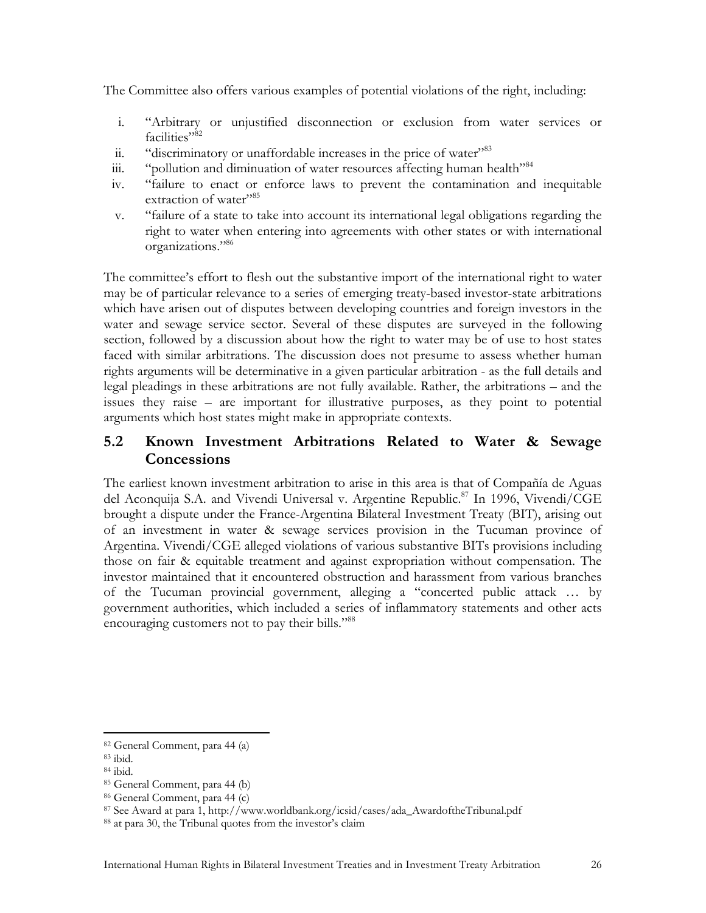The Committee also offers various examples of potential violations of the right, including:

i. "Arbitrary or unjustified disconnection or exclusion from water services or facilities"[82]
ii. "discriminatory or unaffordable increases in the price of water"[83]
iii. "pollution and diminuation of water resources affecting human health"[84]
iv. "failure to enact or enforce laws to prevent the contamination and inequitable extraction of water"[85]
v. "failure of a state to take into account its international legal obligations regarding the right to water when entering into agreements with other states or with international organizations."[86]

The committee's effort to flesh out the substantive import of the international right to water may be of particular relevance to a series of emerging treaty-based investor-state arbitrations which have arisen out of disputes between developing countries and foreign investors in the water and sewage service sector. Several of these disputes are surveyed in the following section, followed by a discussion about how the right to water may be of use to host states faced with similar arbitrations. The discussion does not presume to assess whether human rights arguments will be determinative in a given particular arbitration - as the full details and legal pleadings in these arbitrations are not fully available. Rather, the arbitrations – and the issues they raise – are important for illustrative purposes, as they point to potential arguments which host states might make in appropriate contexts.

## 5.2 Known Investment Arbitrations Related to Water & Sewage Concessions

The earliest known investment arbitration to arise in this area is that of Compañía de Aguas del Aconquija S.A. and Vivendi Universal v. Argentine Republic.[87] In 1996, Vivendi/CGE brought a dispute under the France-Argentina Bilateral Investment Treaty (BIT), arising out of an investment in water & sewage services provision in the Tucuman province of Argentina. Vivendi/CGE alleged violations of various substantive BITs provisions including those on fair & equitable treatment and against expropriation without compensation. The investor maintained that it encountered obstruction and harassment from various branches of the Tucuman provincial government, alleging a "concerted public attack … by government authorities, which included a series of inflammatory statements and other acts encouraging customers not to pay their bills."[88]

---

[82] General Comment, para 44 (a)

[83] ibid.

[84] ibid.

[85] General Comment, para 44 (b)

[86] General Comment, para 44 (c)

[87] See Award at para 1, http://www.worldbank.org/icsid/cases/ada_AwardoftheTribunal.pdf

[88] at para 30, the Tribunal quotes from the investor's claim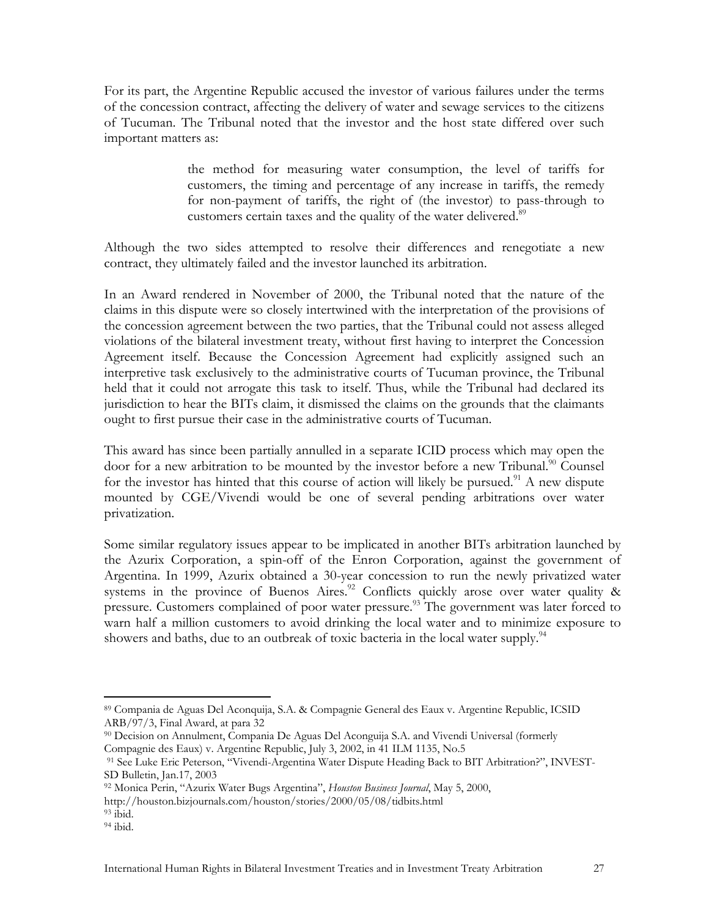For its part, the Argentine Republic accused the investor of various failures under the terms of the concession contract, affecting the delivery of water and sewage services to the citizens of Tucuman. The Tribunal noted that the investor and the host state differed over such important matters as:

> the method for measuring water consumption, the level of tariffs for customers, the timing and percentage of any increase in tariffs, the remedy for non-payment of tariffs, the right of (the investor) to pass-through to customers certain taxes and the quality of the water delivered.[89]

Although the two sides attempted to resolve their differences and renegotiate a new contract, they ultimately failed and the investor launched its arbitration.

In an Award rendered in November of 2000, the Tribunal noted that the nature of the claims in this dispute were so closely intertwined with the interpretation of the provisions of the concession agreement between the two parties, that the Tribunal could not assess alleged violations of the bilateral investment treaty, without first having to interpret the Concession Agreement itself. Because the Concession Agreement had explicitly assigned such an interpretive task exclusively to the administrative courts of Tucuman province, the Tribunal held that it could not arrogate this task to itself. Thus, while the Tribunal had declared its jurisdiction to hear the BITs claim, it dismissed the claims on the grounds that the claimants ought to first pursue their case in the administrative courts of Tucuman.

This award has since been partially annulled in a separate ICID process which may open the door for a new arbitration to be mounted by the investor before a new Tribunal.[90] Counsel for the investor has hinted that this course of action will likely be pursued.[91] A new dispute mounted by CGE/Vivendi would be one of several pending arbitrations over water privatization.

Some similar regulatory issues appear to be implicated in another BITs arbitration launched by the Azurix Corporation, a spin-off of the Enron Corporation, against the government of Argentina. In 1999, Azurix obtained a 30-year concession to run the newly privatized water systems in the province of Buenos Aires.[92] Conflicts quickly arose over water quality & pressure. Customers complained of poor water pressure.[93] The government was later forced to warn half a million customers to avoid drinking the local water and to minimize exposure to showers and baths, due to an outbreak of toxic bacteria in the local water supply.[94]

---

[89] Compania de Aguas Del Aconquija, S.A. & Compagnie General des Eaux v. Argentine Republic, ICSID ARB/97/3, Final Award, at para 32

[90] Decision on Annulment, Compania De Aguas Del Aconguija S.A. and Vivendi Universal (formerly Compagnie des Eaux) v. Argentine Republic, July 3, 2002, in 41 ILM 1135, No.5

[91] See Luke Eric Peterson, "Vivendi-Argentina Water Dispute Heading Back to BIT Arbitration?", INVEST-SD Bulletin, Jan.17, 2003

[92] Monica Perin, "Azurix Water Bugs Argentina", *Houston Business Journal*, May 5, 2000, http://houston.bizjournals.com/houston/stories/2000/05/08/tidbits.html

[93] ibid.

[94] ibid.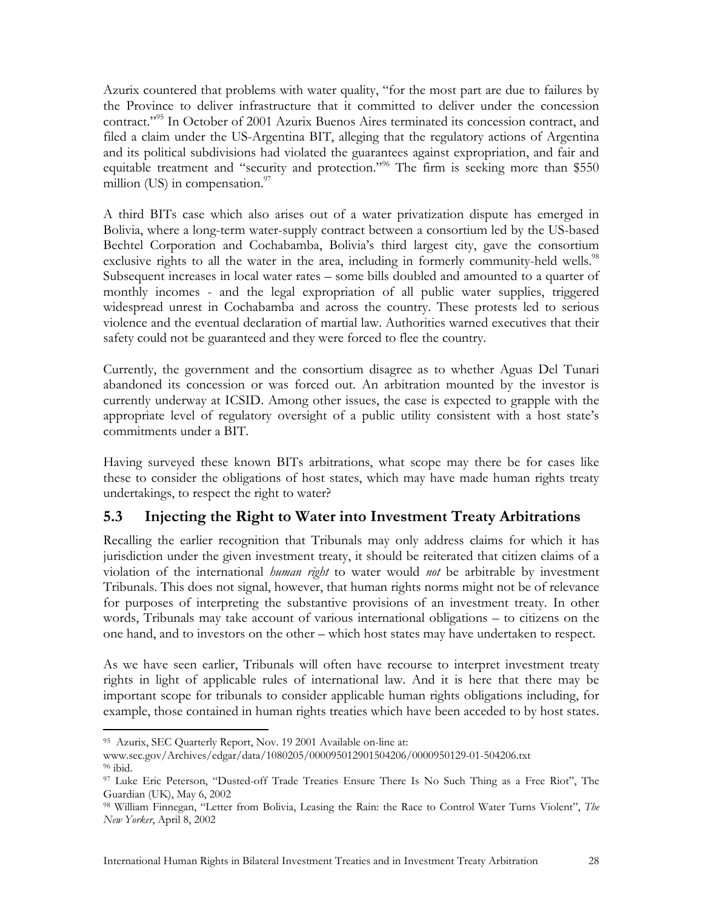Azurix countered that problems with water quality, "for the most part are due to failures by the Province to deliver infrastructure that it committed to deliver under the concession contract."[95] In October of 2001 Azurix Buenos Aires terminated its concession contract, and filed a claim under the US-Argentina BIT, alleging that the regulatory actions of Argentina and its political subdivisions had violated the guarantees against expropriation, and fair and equitable treatment and "security and protection."[96] The firm is seeking more than $550 million (US) in compensation.[97]

A third BITs case which also arises out of a water privatization dispute has emerged in Bolivia, where a long-term water-supply contract between a consortium led by the US-based Bechtel Corporation and Cochabamba, Bolivia's third largest city, gave the consortium exclusive rights to all the water in the area, including in formerly community-held wells.[98] Subsequent increases in local water rates – some bills doubled and amounted to a quarter of monthly incomes - and the legal expropriation of all public water supplies, triggered widespread unrest in Cochabamba and across the country. These protests led to serious violence and the eventual declaration of martial law. Authorities warned executives that their safety could not be guaranteed and they were forced to flee the country.

Currently, the government and the consortium disagree as to whether Aguas Del Tunari abandoned its concession or was forced out. An arbitration mounted by the investor is currently underway at ICSID. Among other issues, the case is expected to grapple with the appropriate level of regulatory oversight of a public utility consistent with a host state's commitments under a BIT.

Having surveyed these known BITs arbitrations, what scope may there be for cases like these to consider the obligations of host states, which may have made human rights treaty undertakings, to respect the right to water?

## 5.3 Injecting the Right to Water into Investment Treaty Arbitrations

Recalling the earlier recognition that Tribunals may only address claims for which it has jurisdiction under the given investment treaty, it should be reiterated that citizen claims of a violation of the international *human right* to water would *not* be arbitrable by investment Tribunals. This does not signal, however, that human rights norms might not be of relevance for purposes of interpreting the substantive provisions of an investment treaty. In other words, Tribunals may take account of various international obligations – to citizens on the one hand, and to investors on the other – which host states may have undertaken to respect.

As we have seen earlier, Tribunals will often have recourse to interpret investment treaty rights in light of applicable rules of international law. And it is here that there may be important scope for tribunals to consider applicable human rights obligations including, for example, those contained in human rights treaties which have been acceded to by host states.

---

[95] Azurix, SEC Quarterly Report, Nov. 19 2001 Available on-line at: www.sec.gov/Archives/edgar/data/1080205/000095012901504206/0000950129-01-504206.txt

[96] ibid.

[97] Luke Eric Peterson, "Dusted-off Trade Treaties Ensure There Is No Such Thing as a Free Riot", The Guardian (UK), May 6, 2002

[98] William Finnegan, "Letter from Bolivia, Leasing the Rain: the Race to Control Water Turns Violent", *The New Yorker*, April 8, 2002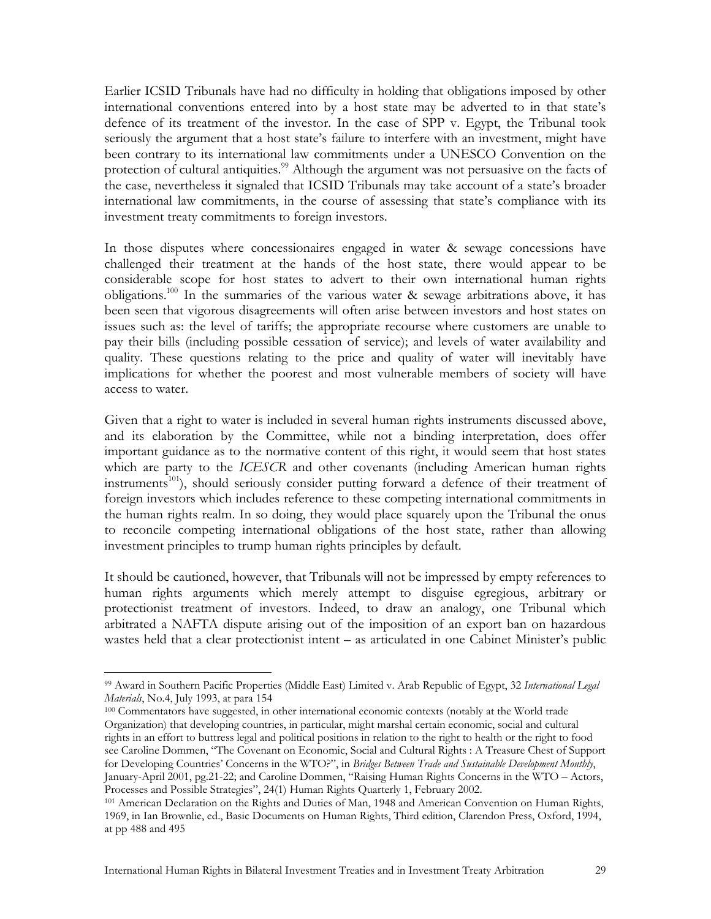Earlier ICSID Tribunals have had no difficulty in holding that obligations imposed by other international conventions entered into by a host state may be adverted to in that state's defence of its treatment of the investor. In the case of SPP v. Egypt, the Tribunal took seriously the argument that a host state's failure to interfere with an investment, might have been contrary to its international law commitments under a UNESCO Convention on the protection of cultural antiquities.[99] Although the argument was not persuasive on the facts of the case, nevertheless it signaled that ICSID Tribunals may take account of a state's broader international law commitments, in the course of assessing that state's compliance with its investment treaty commitments to foreign investors.

In those disputes where concessionaires engaged in water & sewage concessions have challenged their treatment at the hands of the host state, there would appear to be considerable scope for host states to advert to their own international human rights obligations.[100] In the summaries of the various water & sewage arbitrations above, it has been seen that vigorous disagreements will often arise between investors and host states on issues such as: the level of tariffs; the appropriate recourse where customers are unable to pay their bills (including possible cessation of service); and levels of water availability and quality. These questions relating to the price and quality of water will inevitably have implications for whether the poorest and most vulnerable members of society will have access to water.

Given that a right to water is included in several human rights instruments discussed above, and its elaboration by the Committee, while not a binding interpretation, does offer important guidance as to the normative content of this right, it would seem that host states which are party to the *ICESCR* and other covenants (including American human rights instruments[101]), should seriously consider putting forward a defence of their treatment of foreign investors which includes reference to these competing international commitments in the human rights realm. In so doing, they would place squarely upon the Tribunal the onus to reconcile competing international obligations of the host state, rather than allowing investment principles to trump human rights principles by default.

It should be cautioned, however, that Tribunals will not be impressed by empty references to human rights arguments which merely attempt to disguise egregious, arbitrary or protectionist treatment of investors. Indeed, to draw an analogy, one Tribunal which arbitrated a NAFTA dispute arising out of the imposition of an export ban on hazardous wastes held that a clear protectionist intent – as articulated in one Cabinet Minister's public

---

[99] Award in Southern Pacific Properties (Middle East) Limited v. Arab Republic of Egypt, 32 *International Legal Materials*, No.4, July 1993, at para 154

[100] Commentators have suggested, in other international economic contexts (notably at the World trade Organization) that developing countries, in particular, might marshal certain economic, social and cultural rights in an effort to buttress legal and political positions in relation to the right to health or the right to food see Caroline Dommen, "The Covenant on Economic, Social and Cultural Rights : A Treasure Chest of Support for Developing Countries' Concerns in the WTO?", in *Bridges Between Trade and Sustainable Development Monthly*, January-April 2001, pg.21-22; and Caroline Dommen, "Raising Human Rights Concerns in the WTO – Actors, Processes and Possible Strategies", 24(1) Human Rights Quarterly 1, February 2002.

[101] American Declaration on the Rights and Duties of Man, 1948 and American Convention on Human Rights, 1969, in Ian Brownlie, ed., Basic Documents on Human Rights, Third edition, Clarendon Press, Oxford, 1994, at pp 488 and 495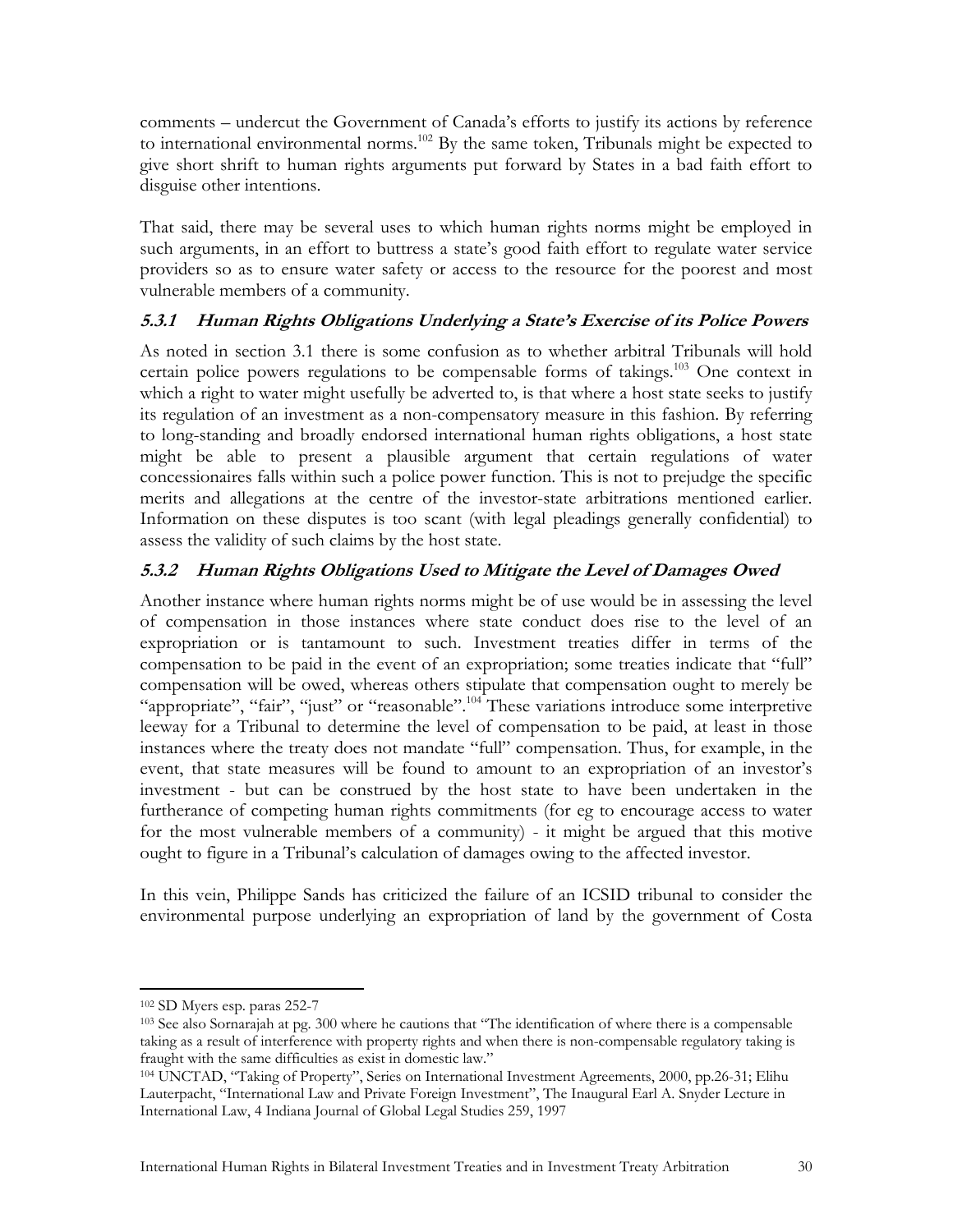comments – undercut the Government of Canada's efforts to justify its actions by reference to international environmental norms.[102] By the same token, Tribunals might be expected to give short shrift to human rights arguments put forward by States in a bad faith effort to disguise other intentions.

That said, there may be several uses to which human rights norms might be employed in such arguments, in an effort to buttress a state's good faith effort to regulate water service providers so as to ensure water safety or access to the resource for the poorest and most vulnerable members of a community.

### *5.3.1 Human Rights Obligations Underlying a State's Exercise of its Police Powers*

As noted in section 3.1 there is some confusion as to whether arbitral Tribunals will hold certain police powers regulations to be compensable forms of takings.[103] One context in which a right to water might usefully be adverted to, is that where a host state seeks to justify its regulation of an investment as a non-compensatory measure in this fashion. By referring to long-standing and broadly endorsed international human rights obligations, a host state might be able to present a plausible argument that certain regulations of water concessionaires falls within such a police power function. This is not to prejudge the specific merits and allegations at the centre of the investor-state arbitrations mentioned earlier. Information on these disputes is too scant (with legal pleadings generally confidential) to assess the validity of such claims by the host state.

### *5.3.2 Human Rights Obligations Used to Mitigate the Level of Damages Owed*

Another instance where human rights norms might be of use would be in assessing the level of compensation in those instances where state conduct does rise to the level of an expropriation or is tantamount to such. Investment treaties differ in terms of the compensation to be paid in the event of an expropriation; some treaties indicate that "full" compensation will be owed, whereas others stipulate that compensation ought to merely be "appropriate", "fair", "just" or "reasonable".[104] These variations introduce some interpretive leeway for a Tribunal to determine the level of compensation to be paid, at least in those instances where the treaty does not mandate "full" compensation. Thus, for example, in the event, that state measures will be found to amount to an expropriation of an investor's investment - but can be construed by the host state to have been undertaken in the furtherance of competing human rights commitments (for eg to encourage access to water for the most vulnerable members of a community) - it might be argued that this motive ought to figure in a Tribunal's calculation of damages owing to the affected investor.

In this vein, Philippe Sands has criticized the failure of an ICSID tribunal to consider the environmental purpose underlying an expropriation of land by the government of Costa

---

[102] SD Myers esp. paras 252-7

[103] See also Sornarajah at pg. 300 where he cautions that "The identification of where there is a compensable taking as a result of interference with property rights and when there is non-compensable regulatory taking is fraught with the same difficulties as exist in domestic law."

[104] UNCTAD, "Taking of Property", Series on International Investment Agreements, 2000, pp.26-31; Elihu Lauterpacht, "International Law and Private Foreign Investment", The Inaugural Earl A. Snyder Lecture in International Law, 4 Indiana Journal of Global Legal Studies 259, 1997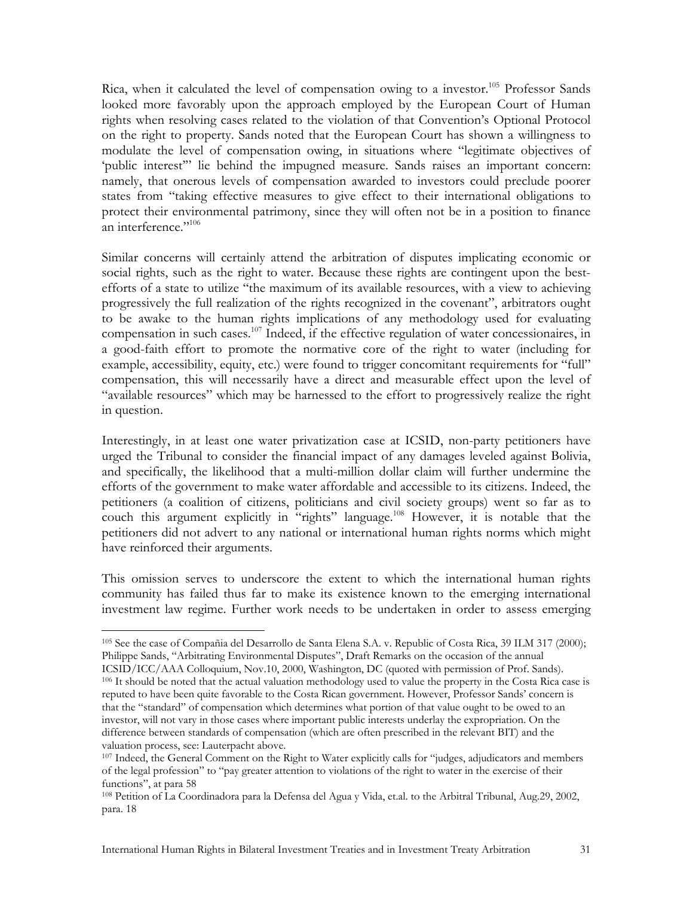Rica, when it calculated the level of compensation owing to a investor.[105] Professor Sands looked more favorably upon the approach employed by the European Court of Human rights when resolving cases related to the violation of that Convention's Optional Protocol on the right to property. Sands noted that the European Court has shown a willingness to modulate the level of compensation owing, in situations where "legitimate objectives of 'public interest'" lie behind the impugned measure. Sands raises an important concern: namely, that onerous levels of compensation awarded to investors could preclude poorer states from "taking effective measures to give effect to their international obligations to protect their environmental patrimony, since they will often not be in a position to finance an interference."[106]

Similar concerns will certainly attend the arbitration of disputes implicating economic or social rights, such as the right to water. Because these rights are contingent upon the best-efforts of a state to utilize "the maximum of its available resources, with a view to achieving progressively the full realization of the rights recognized in the covenant", arbitrators ought to be awake to the human rights implications of any methodology used for evaluating compensation in such cases.[107] Indeed, if the effective regulation of water concessionaires, in a good-faith effort to promote the normative core of the right to water (including for example, accessibility, equity, etc.) were found to trigger concomitant requirements for "full" compensation, this will necessarily have a direct and measurable effect upon the level of "available resources" which may be harnessed to the effort to progressively realize the right in question.

Interestingly, in at least one water privatization case at ICSID, non-party petitioners have urged the Tribunal to consider the financial impact of any damages leveled against Bolivia, and specifically, the likelihood that a multi-million dollar claim will further undermine the efforts of the government to make water affordable and accessible to its citizens. Indeed, the petitioners (a coalition of citizens, politicians and civil society groups) went so far as to couch this argument explicitly in "rights" language.[108] However, it is notable that the petitioners did not advert to any national or international human rights norms which might have reinforced their arguments.

This omission serves to underscore the extent to which the international human rights community has failed thus far to make its existence known to the emerging international investment law regime. Further work needs to be undertaken in order to assess emerging

---

[105] See the case of Compañia del Desarrollo de Santa Elena S.A. v. Republic of Costa Rica, 39 ILM 317 (2000); Philippe Sands, "Arbitrating Environmental Disputes", Draft Remarks on the occasion of the annual ICSID/ICC/AAA Colloquium, Nov.10, 2000, Washington, DC (quoted with permission of Prof. Sands).

[106] It should be noted that the actual valuation methodology used to value the property in the Costa Rica case is reputed to have been quite favorable to the Costa Rican government. However, Professor Sands' concern is that the "standard" of compensation which determines what portion of that value ought to be owed to an investor, will not vary in those cases where important public interests underlay the expropriation. On the difference between standards of compensation (which are often prescribed in the relevant BIT) and the valuation process, see: Lauterpacht above.

[107] Indeed, the General Comment on the Right to Water explicitly calls for "judges, adjudicators and members of the legal profession" to "pay greater attention to violations of the right to water in the exercise of their functions", at para 58

[108] Petition of La Coordinadora para la Defensa del Agua y Vida, et.al. to the Arbitral Tribunal, Aug.29, 2002, para. 18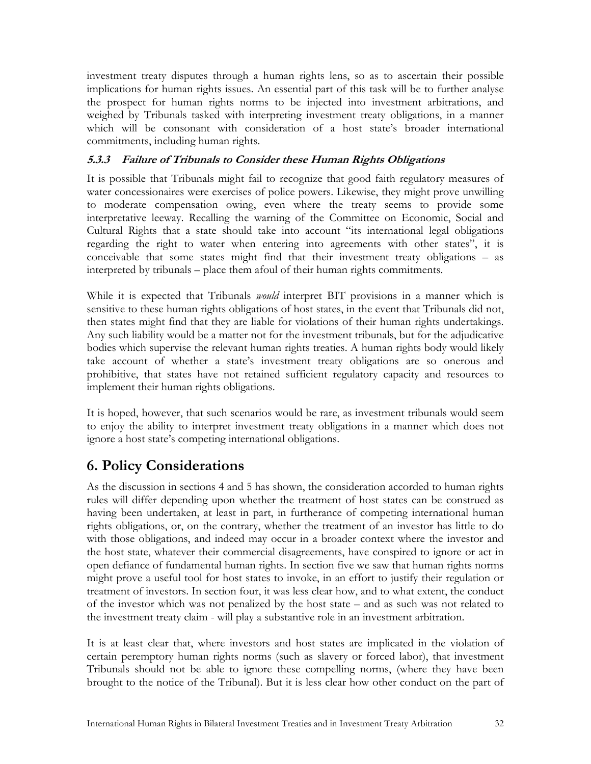investment treaty disputes through a human rights lens, so as to ascertain their possible implications for human rights issues. An essential part of this task will be to further analyse the prospect for human rights norms to be injected into investment arbitrations, and weighed by Tribunals tasked with interpreting investment treaty obligations, in a manner which will be consonant with consideration of a host state's broader international commitments, including human rights.

#### *5.3.3 Failure of Tribunals to Consider these Human Rights Obligations*

It is possible that Tribunals might fail to recognize that good faith regulatory measures of water concessionaires were exercises of police powers. Likewise, they might prove unwilling to moderate compensation owing, even where the treaty seems to provide some interpretative leeway. Recalling the warning of the Committee on Economic, Social and Cultural Rights that a state should take into account "its international legal obligations regarding the right to water when entering into agreements with other states", it is conceivable that some states might find that their investment treaty obligations – as interpreted by tribunals – place them afoul of their human rights commitments.

While it is expected that Tribunals *would* interpret BIT provisions in a manner which is sensitive to these human rights obligations of host states, in the event that Tribunals did not, then states might find that they are liable for violations of their human rights undertakings. Any such liability would be a matter not for the investment tribunals, but for the adjudicative bodies which supervise the relevant human rights treaties. A human rights body would likely take account of whether a state's investment treaty obligations are so onerous and prohibitive, that states have not retained sufficient regulatory capacity and resources to implement their human rights obligations.

It is hoped, however, that such scenarios would be rare, as investment tribunals would seem to enjoy the ability to interpret investment treaty obligations in a manner which does not ignore a host state's competing international obligations.

## 6. Policy Considerations

As the discussion in sections 4 and 5 has shown, the consideration accorded to human rights rules will differ depending upon whether the treatment of host states can be construed as having been undertaken, at least in part, in furtherance of competing international human rights obligations, or, on the contrary, whether the treatment of an investor has little to do with those obligations, and indeed may occur in a broader context where the investor and the host state, whatever their commercial disagreements, have conspired to ignore or act in open defiance of fundamental human rights. In section five we saw that human rights norms might prove a useful tool for host states to invoke, in an effort to justify their regulation or treatment of investors. In section four, it was less clear how, and to what extent, the conduct of the investor which was not penalized by the host state – and as such was not related to the investment treaty claim - will play a substantive role in an investment arbitration.

It is at least clear that, where investors and host states are implicated in the violation of certain peremptory human rights norms (such as slavery or forced labor), that investment Tribunals should not be able to ignore these compelling norms, (where they have been brought to the notice of the Tribunal). But it is less clear how other conduct on the part of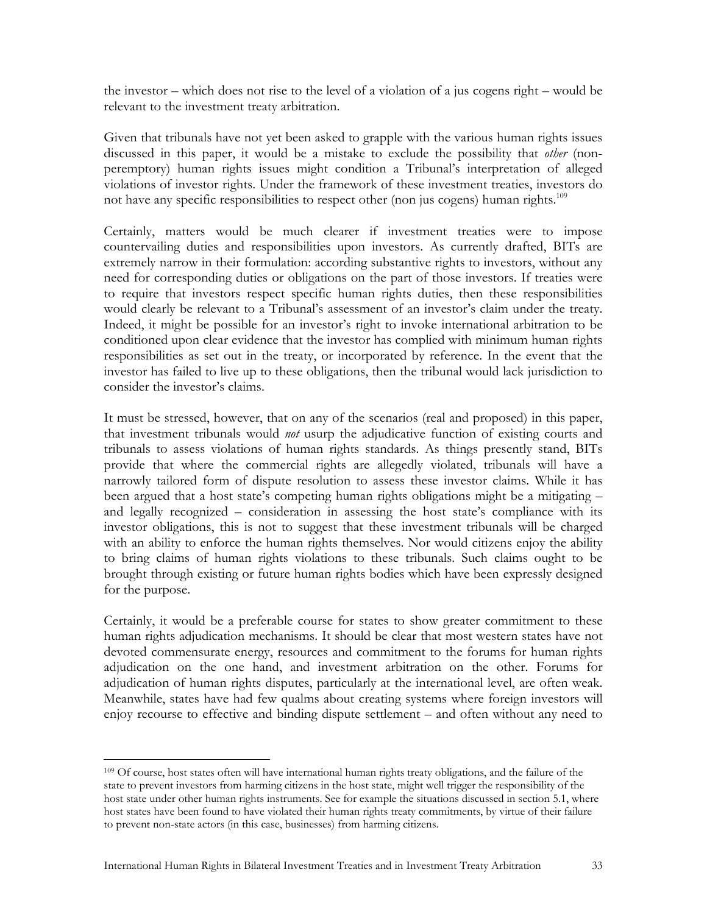the investor – which does not rise to the level of a violation of a jus cogens right – would be relevant to the investment treaty arbitration.

Given that tribunals have not yet been asked to grapple with the various human rights issues discussed in this paper, it would be a mistake to exclude the possibility that *other* (non-peremptory) human rights issues might condition a Tribunal's interpretation of alleged violations of investor rights. Under the framework of these investment treaties, investors do not have any specific responsibilities to respect other (non jus cogens) human rights.[109]

Certainly, matters would be much clearer if investment treaties were to impose countervailing duties and responsibilities upon investors. As currently drafted, BITs are extremely narrow in their formulation: according substantive rights to investors, without any need for corresponding duties or obligations on the part of those investors. If treaties were to require that investors respect specific human rights duties, then these responsibilities would clearly be relevant to a Tribunal's assessment of an investor's claim under the treaty. Indeed, it might be possible for an investor's right to invoke international arbitration to be conditioned upon clear evidence that the investor has complied with minimum human rights responsibilities as set out in the treaty, or incorporated by reference. In the event that the investor has failed to live up to these obligations, then the tribunal would lack jurisdiction to consider the investor's claims.

It must be stressed, however, that on any of the scenarios (real and proposed) in this paper, that investment tribunals would *not* usurp the adjudicative function of existing courts and tribunals to assess violations of human rights standards. As things presently stand, BITs provide that where the commercial rights are allegedly violated, tribunals will have a narrowly tailored form of dispute resolution to assess these investor claims. While it has been argued that a host state's competing human rights obligations might be a mitigating – and legally recognized – consideration in assessing the host state's compliance with its investor obligations, this is not to suggest that these investment tribunals will be charged with an ability to enforce the human rights themselves. Nor would citizens enjoy the ability to bring claims of human rights violations to these tribunals. Such claims ought to be brought through existing or future human rights bodies which have been expressly designed for the purpose.

Certainly, it would be a preferable course for states to show greater commitment to these human rights adjudication mechanisms. It should be clear that most western states have not devoted commensurate energy, resources and commitment to the forums for human rights adjudication on the one hand, and investment arbitration on the other. Forums for adjudication of human rights disputes, particularly at the international level, are often weak. Meanwhile, states have had few qualms about creating systems where foreign investors will enjoy recourse to effective and binding dispute settlement – and often without any need to

---

[109] Of course, host states often will have international human rights treaty obligations, and the failure of the state to prevent investors from harming citizens in the host state, might well trigger the responsibility of the host state under other human rights instruments. See for example the situations discussed in section 5.1, where host states have been found to have violated their human rights treaty commitments, by virtue of their failure to prevent non-state actors (in this case, businesses) from harming citizens.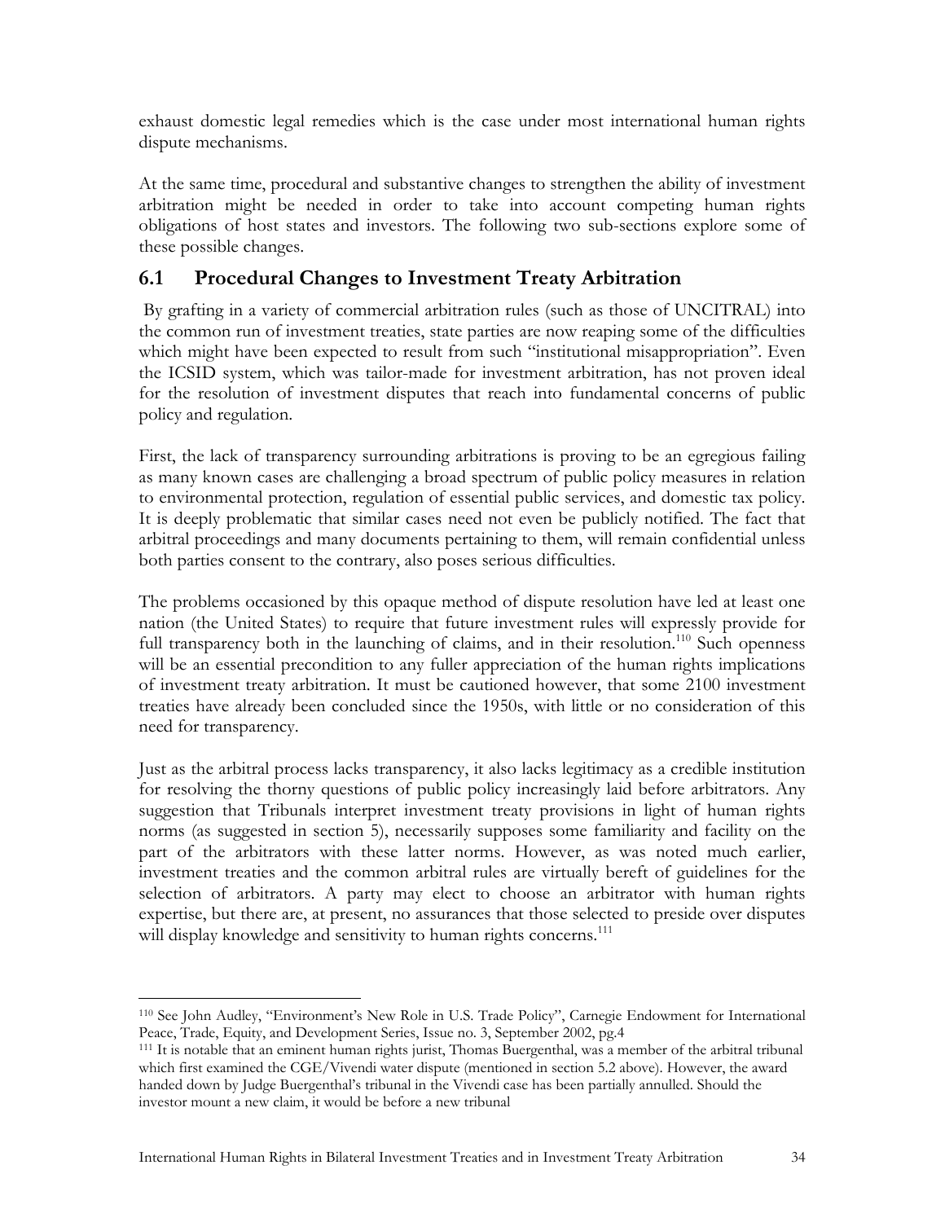exhaust domestic legal remedies which is the case under most international human rights dispute mechanisms.

At the same time, procedural and substantive changes to strengthen the ability of investment arbitration might be needed in order to take into account competing human rights obligations of host states and investors. The following two sub-sections explore some of these possible changes.

## 6.1 Procedural Changes to Investment Treaty Arbitration

By grafting in a variety of commercial arbitration rules (such as those of UNCITRAL) into the common run of investment treaties, state parties are now reaping some of the difficulties which might have been expected to result from such "institutional misappropriation". Even the ICSID system, which was tailor-made for investment arbitration, has not proven ideal for the resolution of investment disputes that reach into fundamental concerns of public policy and regulation.

First, the lack of transparency surrounding arbitrations is proving to be an egregious failing as many known cases are challenging a broad spectrum of public policy measures in relation to environmental protection, regulation of essential public services, and domestic tax policy. It is deeply problematic that similar cases need not even be publicly notified. The fact that arbitral proceedings and many documents pertaining to them, will remain confidential unless both parties consent to the contrary, also poses serious difficulties.

The problems occasioned by this opaque method of dispute resolution have led at least one nation (the United States) to require that future investment rules will expressly provide for full transparency both in the launching of claims, and in their resolution.[110] Such openness will be an essential precondition to any fuller appreciation of the human rights implications of investment treaty arbitration. It must be cautioned however, that some 2100 investment treaties have already been concluded since the 1950s, with little or no consideration of this need for transparency.

Just as the arbitral process lacks transparency, it also lacks legitimacy as a credible institution for resolving the thorny questions of public policy increasingly laid before arbitrators. Any suggestion that Tribunals interpret investment treaty provisions in light of human rights norms (as suggested in section 5), necessarily supposes some familiarity and facility on the part of the arbitrators with these latter norms. However, as was noted much earlier, investment treaties and the common arbitral rules are virtually bereft of guidelines for the selection of arbitrators. A party may elect to choose an arbitrator with human rights expertise, but there are, at present, no assurances that those selected to preside over disputes will display knowledge and sensitivity to human rights concerns.[111]

---

[110] See John Audley, "Environment's New Role in U.S. Trade Policy", Carnegie Endowment for International Peace, Trade, Equity, and Development Series, Issue no. 3, September 2002, pg.4

[111] It is notable that an eminent human rights jurist, Thomas Buergenthal, was a member of the arbitral tribunal which first examined the CGE/Vivendi water dispute (mentioned in section 5.2 above). However, the award handed down by Judge Buergenthal's tribunal in the Vivendi case has been partially annulled. Should the investor mount a new claim, it would be before a new tribunal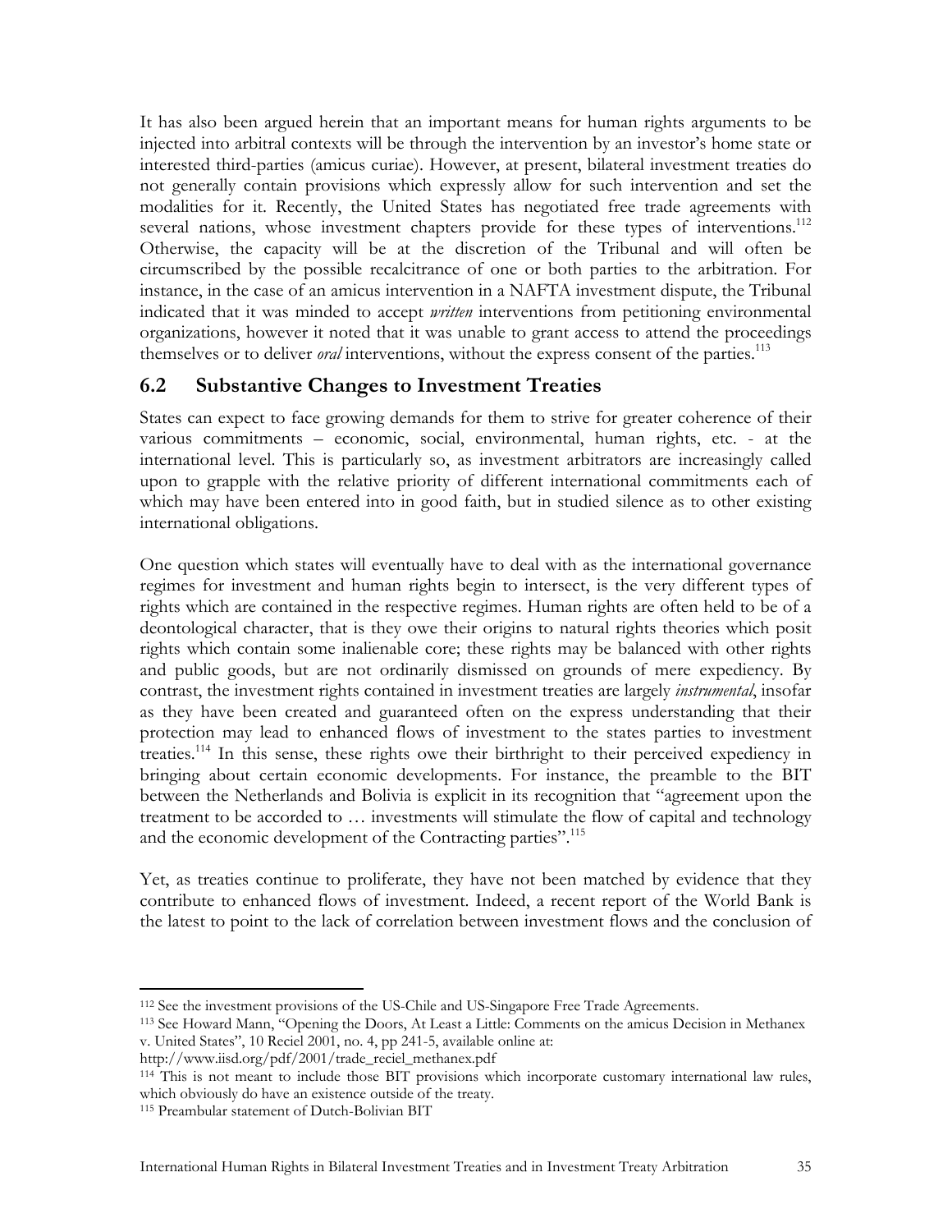It has also been argued herein that an important means for human rights arguments to be injected into arbitral contexts will be through the intervention by an investor's home state or interested third-parties (amicus curiae). However, at present, bilateral investment treaties do not generally contain provisions which expressly allow for such intervention and set the modalities for it. Recently, the United States has negotiated free trade agreements with several nations, whose investment chapters provide for these types of interventions.[112] Otherwise, the capacity will be at the discretion of the Tribunal and will often be circumscribed by the possible recalcitrance of one or both parties to the arbitration. For instance, in the case of an amicus intervention in a NAFTA investment dispute, the Tribunal indicated that it was minded to accept *written* interventions from petitioning environmental organizations, however it noted that it was unable to grant access to attend the proceedings themselves or to deliver *oral* interventions, without the express consent of the parties.[113]

## 6.2 Substantive Changes to Investment Treaties

States can expect to face growing demands for them to strive for greater coherence of their various commitments – economic, social, environmental, human rights, etc. - at the international level. This is particularly so, as investment arbitrators are increasingly called upon to grapple with the relative priority of different international commitments each of which may have been entered into in good faith, but in studied silence as to other existing international obligations.

One question which states will eventually have to deal with as the international governance regimes for investment and human rights begin to intersect, is the very different types of rights which are contained in the respective regimes. Human rights are often held to be of a deontological character, that is they owe their origins to natural rights theories which posit rights which contain some inalienable core; these rights may be balanced with other rights and public goods, but are not ordinarily dismissed on grounds of mere expediency. By contrast, the investment rights contained in investment treaties are largely *instrumental*, insofar as they have been created and guaranteed often on the express understanding that their protection may lead to enhanced flows of investment to the states parties to investment treaties.[114] In this sense, these rights owe their birthright to their perceived expediency in bringing about certain economic developments. For instance, the preamble to the BIT between the Netherlands and Bolivia is explicit in its recognition that "agreement upon the treatment to be accorded to … investments will stimulate the flow of capital and technology and the economic development of the Contracting parties".[115]

Yet, as treaties continue to proliferate, they have not been matched by evidence that they contribute to enhanced flows of investment. Indeed, a recent report of the World Bank is the latest to point to the lack of correlation between investment flows and the conclusion of

---

[112] See the investment provisions of the US-Chile and US-Singapore Free Trade Agreements.

[113] See Howard Mann, "Opening the Doors, At Least a Little: Comments on the amicus Decision in Methanex v. United States", 10 Reciel 2001, no. 4, pp 241-5, available online at: http://www.iisd.org/pdf/2001/trade_reciel_methanex.pdf

[114] This is not meant to include those BIT provisions which incorporate customary international law rules, which obviously do have an existence outside of the treaty.

[115] Preambular statement of Dutch-Bolivian BIT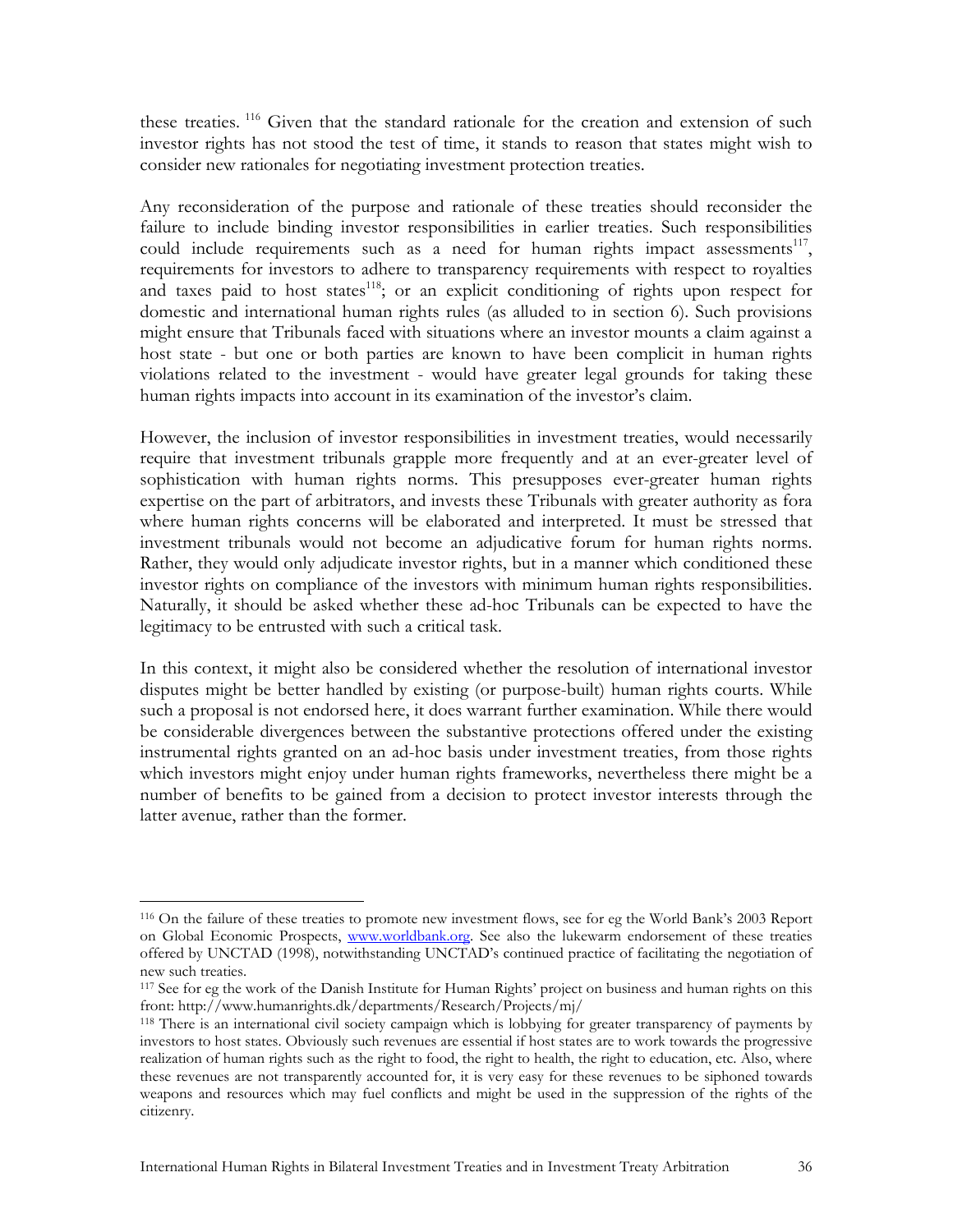these treaties. [116] Given that the standard rationale for the creation and extension of such investor rights has not stood the test of time, it stands to reason that states might wish to consider new rationales for negotiating investment protection treaties.

Any reconsideration of the purpose and rationale of these treaties should reconsider the failure to include binding investor responsibilities in earlier treaties. Such responsibilities could include requirements such as a need for human rights impact assessments[117], requirements for investors to adhere to transparency requirements with respect to royalties and taxes paid to host states[118]; or an explicit conditioning of rights upon respect for domestic and international human rights rules (as alluded to in section 6). Such provisions might ensure that Tribunals faced with situations where an investor mounts a claim against a host state - but one or both parties are known to have been complicit in human rights violations related to the investment - would have greater legal grounds for taking these human rights impacts into account in its examination of the investor's claim.

However, the inclusion of investor responsibilities in investment treaties, would necessarily require that investment tribunals grapple more frequently and at an ever-greater level of sophistication with human rights norms. This presupposes ever-greater human rights expertise on the part of arbitrators, and invests these Tribunals with greater authority as fora where human rights concerns will be elaborated and interpreted. It must be stressed that investment tribunals would not become an adjudicative forum for human rights norms. Rather, they would only adjudicate investor rights, but in a manner which conditioned these investor rights on compliance of the investors with minimum human rights responsibilities. Naturally, it should be asked whether these ad-hoc Tribunals can be expected to have the legitimacy to be entrusted with such a critical task.

In this context, it might also be considered whether the resolution of international investor disputes might be better handled by existing (or purpose-built) human rights courts. While such a proposal is not endorsed here, it does warrant further examination. While there would be considerable divergences between the substantive protections offered under the existing instrumental rights granted on an ad-hoc basis under investment treaties, from those rights which investors might enjoy under human rights frameworks, nevertheless there might be a number of benefits to be gained from a decision to protect investor interests through the latter avenue, rather than the former.

---

[116] On the failure of these treaties to promote new investment flows, see for eg the World Bank's 2003 Report on Global Economic Prospects, www.worldbank.org. See also the lukewarm endorsement of these treaties offered by UNCTAD (1998), notwithstanding UNCTAD's continued practice of facilitating the negotiation of new such treaties.

[117] See for eg the work of the Danish Institute for Human Rights' project on business and human rights on this front: http://www.humanrights.dk/departments/Research/Projects/mj/

[118] There is an international civil society campaign which is lobbying for greater transparency of payments by investors to host states. Obviously such revenues are essential if host states are to work towards the progressive realization of human rights such as the right to food, the right to health, the right to education, etc. Also, where these revenues are not transparently accounted for, it is very easy for these revenues to be siphoned towards weapons and resources which may fuel conflicts and might be used in the suppression of the rights of the citizenry.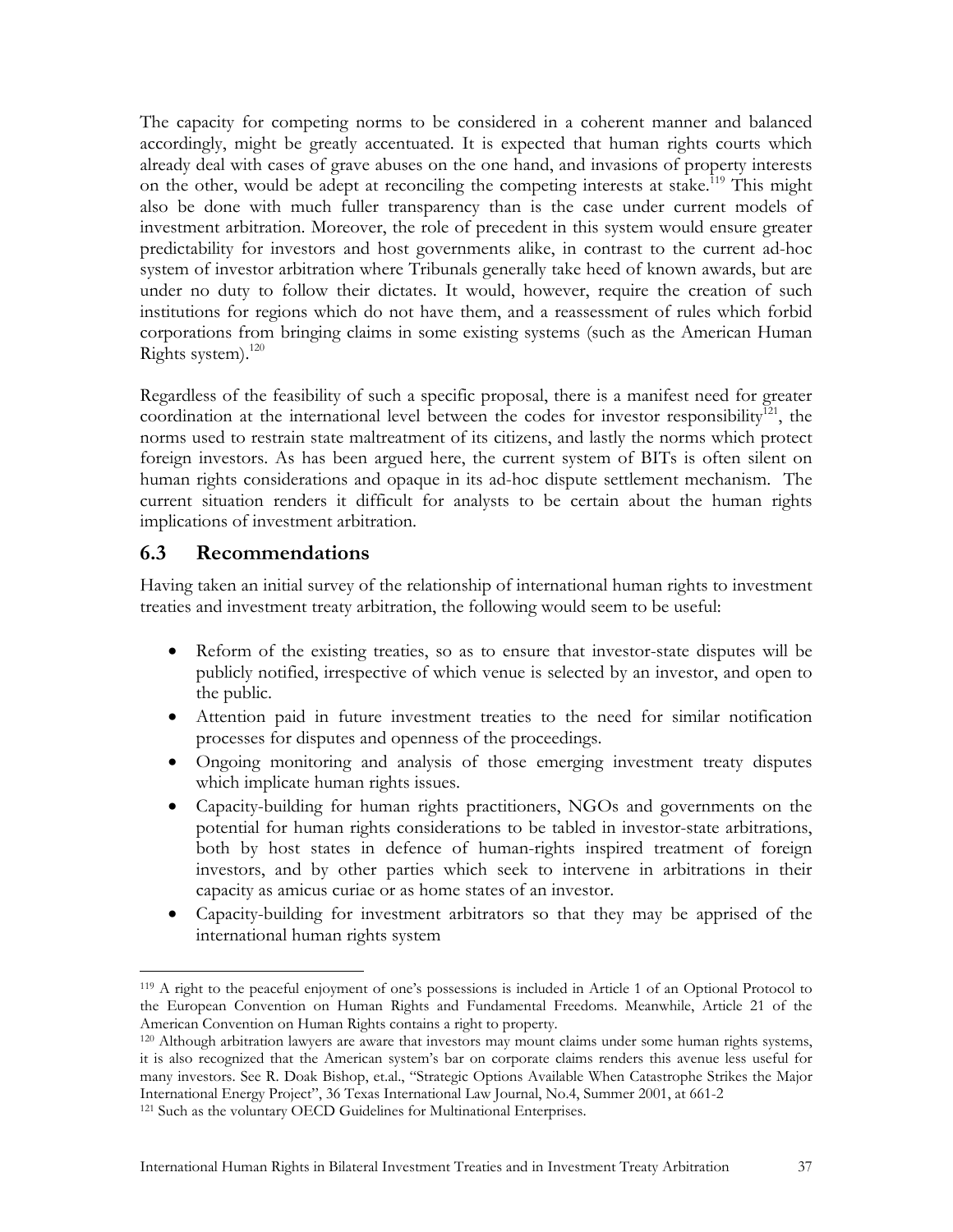The capacity for competing norms to be considered in a coherent manner and balanced accordingly, might be greatly accentuated. It is expected that human rights courts which already deal with cases of grave abuses on the one hand, and invasions of property interests on the other, would be adept at reconciling the competing interests at stake.[119] This might also be done with much fuller transparency than is the case under current models of investment arbitration. Moreover, the role of precedent in this system would ensure greater predictability for investors and host governments alike, in contrast to the current ad-hoc system of investor arbitration where Tribunals generally take heed of known awards, but are under no duty to follow their dictates. It would, however, require the creation of such institutions for regions which do not have them, and a reassessment of rules which forbid corporations from bringing claims in some existing systems (such as the American Human Rights system).[120]

Regardless of the feasibility of such a specific proposal, there is a manifest need for greater coordination at the international level between the codes for investor responsibility[121], the norms used to restrain state maltreatment of its citizens, and lastly the norms which protect foreign investors. As has been argued here, the current system of BITs is often silent on human rights considerations and opaque in its ad-hoc dispute settlement mechanism. The current situation renders it difficult for analysts to be certain about the human rights implications of investment arbitration.

## 6.3 Recommendations

Having taken an initial survey of the relationship of international human rights to investment treaties and investment treaty arbitration, the following would seem to be useful:

- Reform of the existing treaties, so as to ensure that investor-state disputes will be publicly notified, irrespective of which venue is selected by an investor, and open to the public.
- Attention paid in future investment treaties to the need for similar notification processes for disputes and openness of the proceedings.
- Ongoing monitoring and analysis of those emerging investment treaty disputes which implicate human rights issues.
- Capacity-building for human rights practitioners, NGOs and governments on the potential for human rights considerations to be tabled in investor-state arbitrations, both by host states in defence of human-rights inspired treatment of foreign investors, and by other parties which seek to intervene in arbitrations in their capacity as amicus curiae or as home states of an investor.
- Capacity-building for investment arbitrators so that they may be apprised of the international human rights system

---

[119] A right to the peaceful enjoyment of one's possessions is included in Article 1 of an Optional Protocol to the European Convention on Human Rights and Fundamental Freedoms. Meanwhile, Article 21 of the American Convention on Human Rights contains a right to property.

[120] Although arbitration lawyers are aware that investors may mount claims under some human rights systems, it is also recognized that the American system's bar on corporate claims renders this avenue less useful for many investors. See R. Doak Bishop, et.al., "Strategic Options Available When Catastrophe Strikes the Major International Energy Project", 36 Texas International Law Journal, No.4, Summer 2001, at 661-2

[121] Such as the voluntary OECD Guidelines for Multinational Enterprises.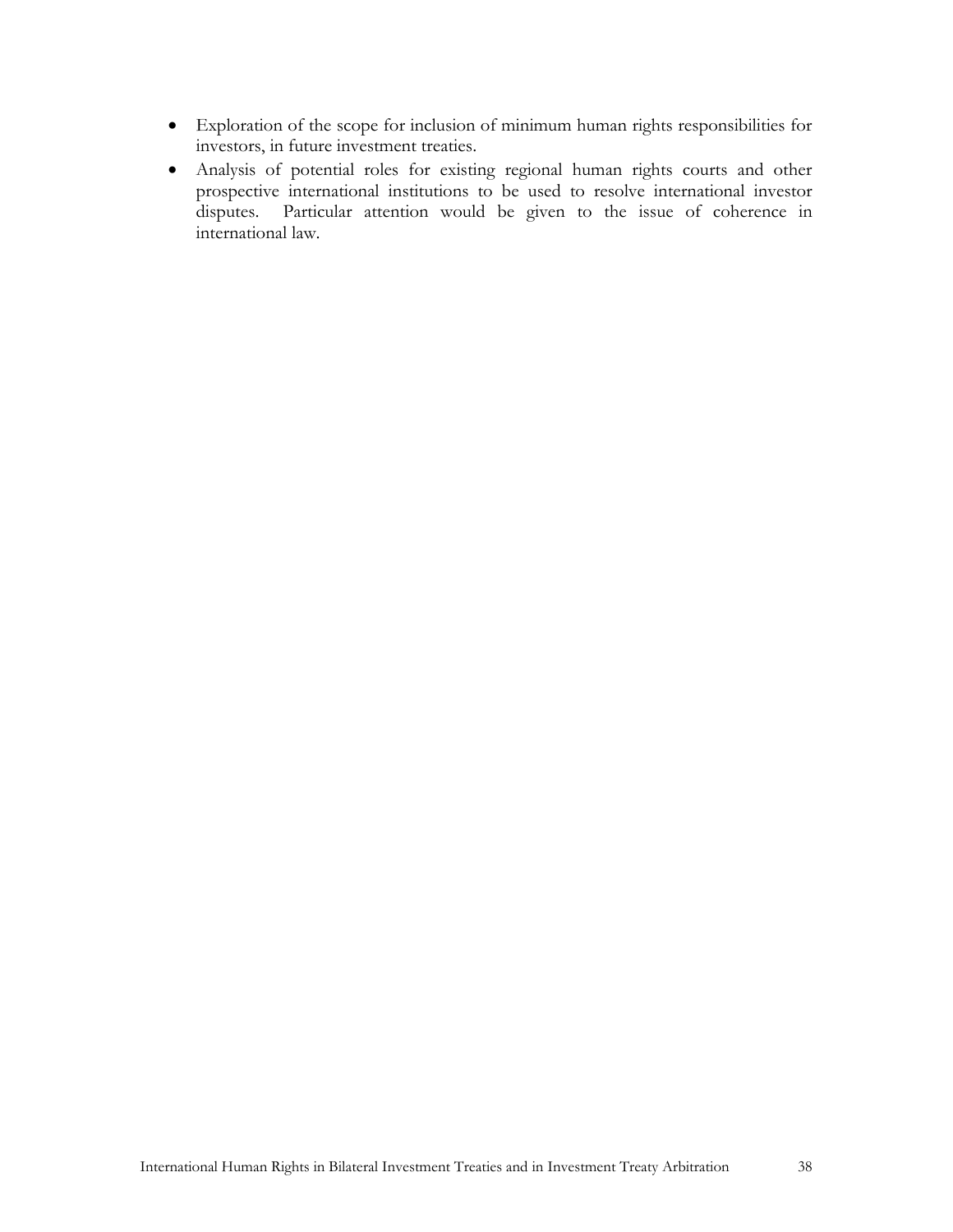- Exploration of the scope for inclusion of minimum human rights responsibilities for investors, in future investment treaties.
- Analysis of potential roles for existing regional human rights courts and other prospective international institutions to be used to resolve international investor disputes. Particular attention would be given to the issue of coherence in international law.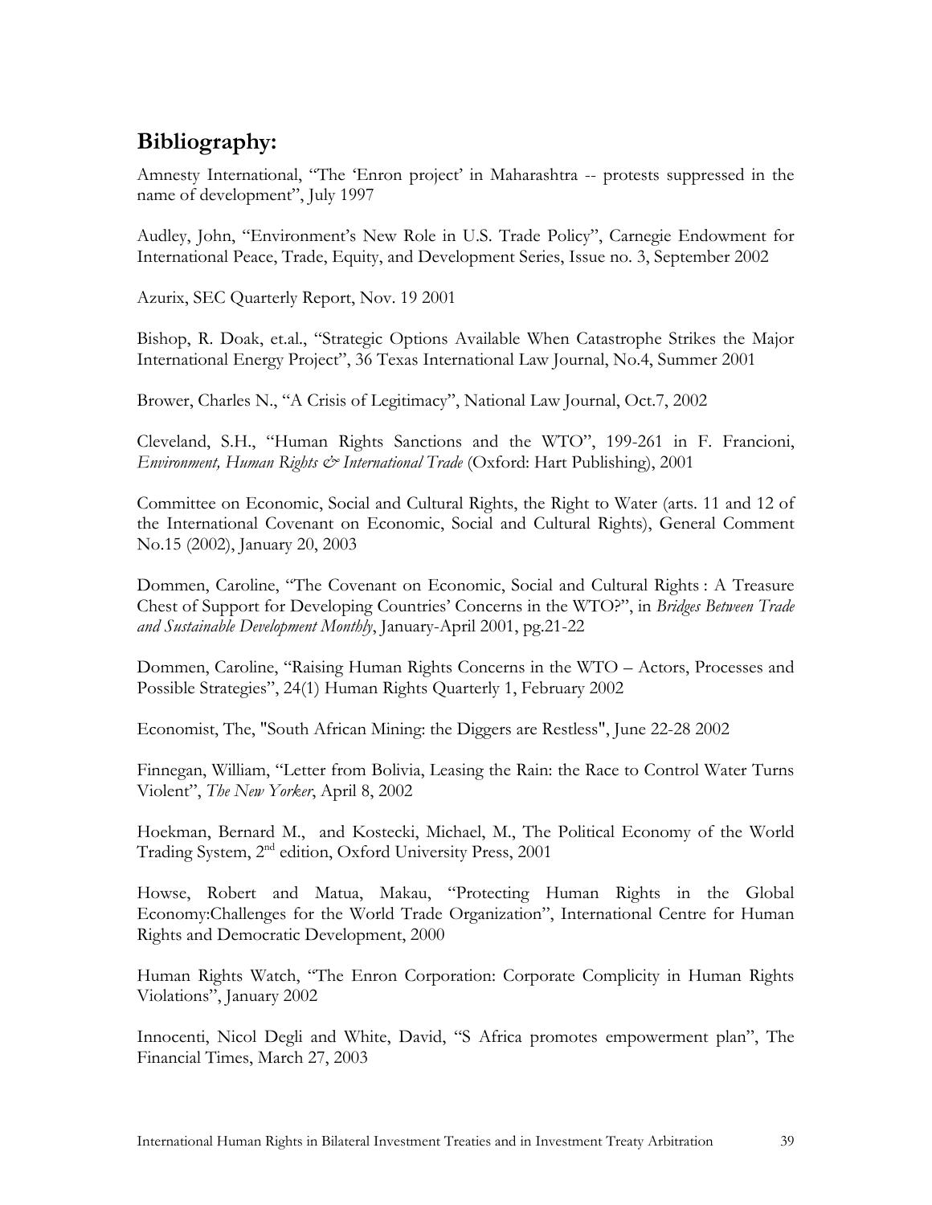## Bibliography:

Amnesty International, "The 'Enron project' in Maharashtra -- protests suppressed in the name of development", July 1997

Audley, John, "Environment's New Role in U.S. Trade Policy", Carnegie Endowment for International Peace, Trade, Equity, and Development Series, Issue no. 3, September 2002

Azurix, SEC Quarterly Report, Nov. 19 2001

Bishop, R. Doak, et.al., "Strategic Options Available When Catastrophe Strikes the Major International Energy Project", 36 Texas International Law Journal, No.4, Summer 2001

Brower, Charles N., "A Crisis of Legitimacy", National Law Journal, Oct.7, 2002

Cleveland, S.H., "Human Rights Sanctions and the WTO", 199-261 in F. Francioni, *Environment, Human Rights & International Trade* (Oxford: Hart Publishing), 2001

Committee on Economic, Social and Cultural Rights, the Right to Water (arts. 11 and 12 of the International Covenant on Economic, Social and Cultural Rights), General Comment No.15 (2002), January 20, 2003

Dommen, Caroline, "The Covenant on Economic, Social and Cultural Rights : A Treasure Chest of Support for Developing Countries' Concerns in the WTO?", in *Bridges Between Trade and Sustainable Development Monthly*, January-April 2001, pg.21-22

Dommen, Caroline, "Raising Human Rights Concerns in the WTO – Actors, Processes and Possible Strategies", 24(1) Human Rights Quarterly 1, February 2002

Economist, The, "South African Mining: the Diggers are Restless", June 22-28 2002

Finnegan, William, "Letter from Bolivia, Leasing the Rain: the Race to Control Water Turns Violent", *The New Yorker*, April 8, 2002

Hoekman, Bernard M., and Kostecki, Michael, M., The Political Economy of the World Trading System, 2nd edition, Oxford University Press, 2001

Howse, Robert and Matua, Makau, "Protecting Human Rights in the Global Economy:Challenges for the World Trade Organization", International Centre for Human Rights and Democratic Development, 2000

Human Rights Watch, "The Enron Corporation: Corporate Complicity in Human Rights Violations", January 2002

Innocenti, Nicol Degli and White, David, "S Africa promotes empowerment plan", The Financial Times, March 27, 2003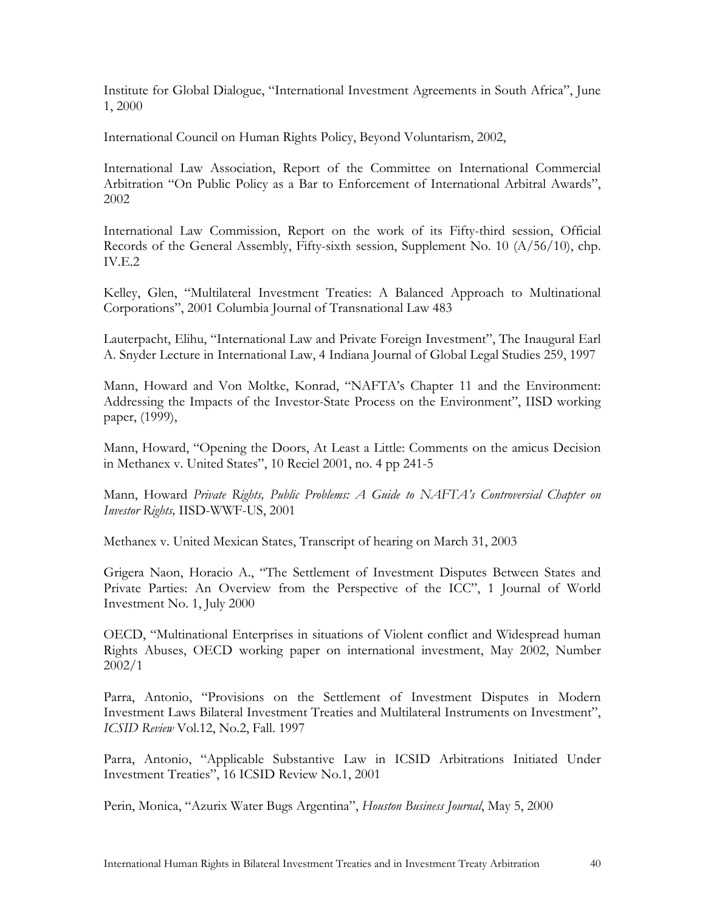Institute for Global Dialogue, "International Investment Agreements in South Africa", June 1, 2000

International Council on Human Rights Policy, Beyond Voluntarism, 2002,

International Law Association, Report of the Committee on International Commercial Arbitration "On Public Policy as a Bar to Enforcement of International Arbitral Awards", 2002

International Law Commission, Report on the work of its Fifty-third session, Official Records of the General Assembly, Fifty-sixth session, Supplement No. 10 (A/56/10), chp. IV.E.2

Kelley, Glen, "Multilateral Investment Treaties: A Balanced Approach to Multinational Corporations", 2001 Columbia Journal of Transnational Law 483

Lauterpacht, Elihu, "International Law and Private Foreign Investment", The Inaugural Earl A. Snyder Lecture in International Law, 4 Indiana Journal of Global Legal Studies 259, 1997

Mann, Howard and Von Moltke, Konrad, "NAFTA's Chapter 11 and the Environment: Addressing the Impacts of the Investor-State Process on the Environment", IISD working paper, (1999),

Mann, Howard, "Opening the Doors, At Least a Little: Comments on the amicus Decision in Methanex v. United States", 10 Reciel 2001, no. 4 pp 241-5

Mann, Howard *Private Rights, Public Problems: A Guide to NAFTA's Controversial Chapter on Investor Rights,* IISD-WWF-US, 2001

Methanex v. United Mexican States, Transcript of hearing on March 31, 2003

Grigera Naon, Horacio A., "The Settlement of Investment Disputes Between States and Private Parties: An Overview from the Perspective of the ICC", 1 Journal of World Investment No. 1, July 2000

OECD, "Multinational Enterprises in situations of Violent conflict and Widespread human Rights Abuses, OECD working paper on international investment, May 2002, Number 2002/1

Parra, Antonio, "Provisions on the Settlement of Investment Disputes in Modern Investment Laws Bilateral Investment Treaties and Multilateral Instruments on Investment", *ICSID Review* Vol.12, No.2, Fall. 1997

Parra, Antonio, "Applicable Substantive Law in ICSID Arbitrations Initiated Under Investment Treaties", 16 ICSID Review No.1, 2001

Perin, Monica, "Azurix Water Bugs Argentina", *Houston Business Journal*, May 5, 2000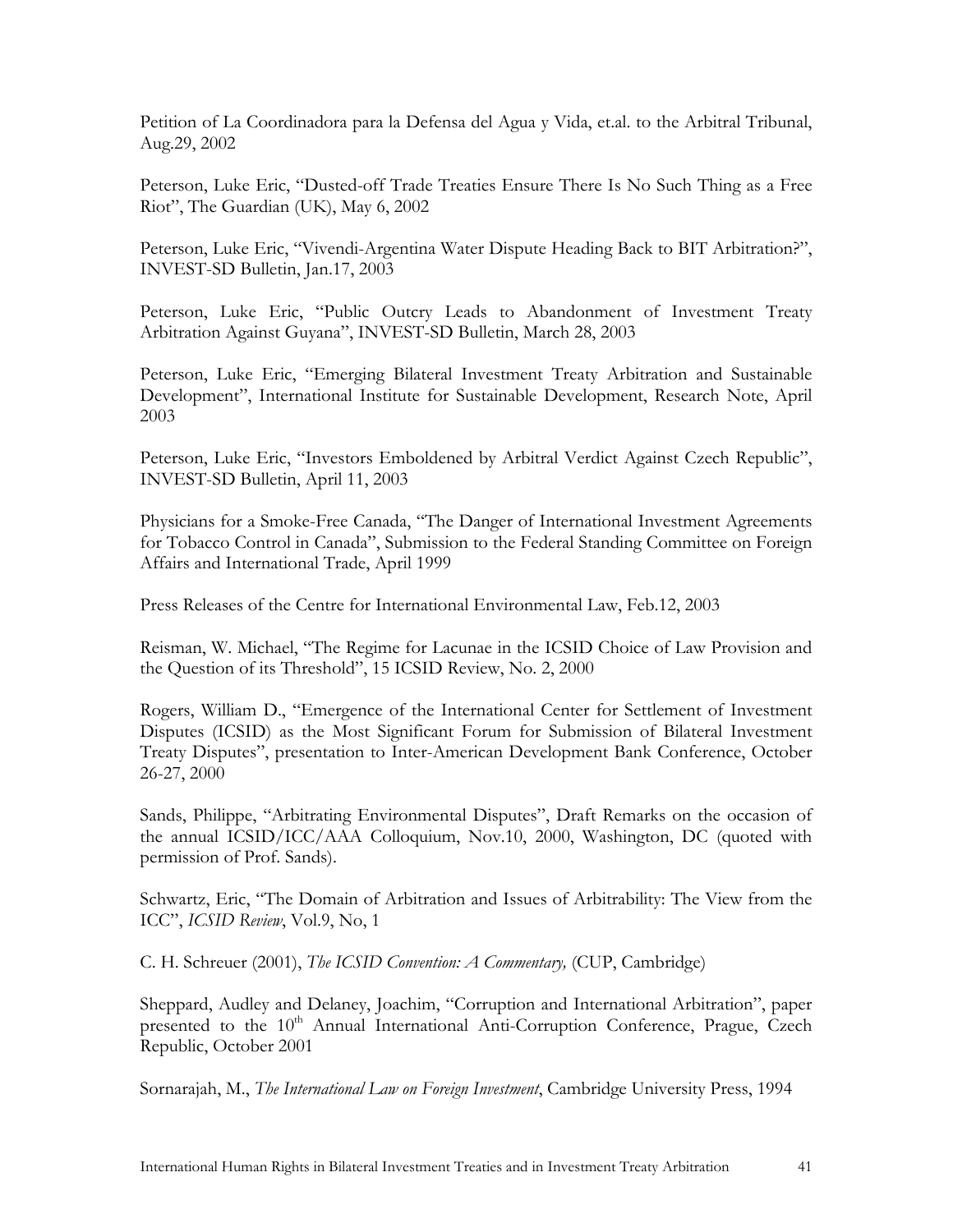Petition of La Coordinadora para la Defensa del Agua y Vida, et.al. to the Arbitral Tribunal, Aug.29, 2002

Peterson, Luke Eric, "Dusted-off Trade Treaties Ensure There Is No Such Thing as a Free Riot", The Guardian (UK), May 6, 2002

Peterson, Luke Eric, "Vivendi-Argentina Water Dispute Heading Back to BIT Arbitration?", INVEST-SD Bulletin, Jan.17, 2003

Peterson, Luke Eric, "Public Outcry Leads to Abandonment of Investment Treaty Arbitration Against Guyana", INVEST-SD Bulletin, March 28, 2003

Peterson, Luke Eric, "Emerging Bilateral Investment Treaty Arbitration and Sustainable Development", International Institute for Sustainable Development, Research Note, April 2003

Peterson, Luke Eric, "Investors Emboldened by Arbitral Verdict Against Czech Republic", INVEST-SD Bulletin, April 11, 2003

Physicians for a Smoke-Free Canada, "The Danger of International Investment Agreements for Tobacco Control in Canada", Submission to the Federal Standing Committee on Foreign Affairs and International Trade, April 1999

Press Releases of the Centre for International Environmental Law, Feb.12, 2003

Reisman, W. Michael, "The Regime for Lacunae in the ICSID Choice of Law Provision and the Question of its Threshold", 15 ICSID Review, No. 2, 2000

Rogers, William D., "Emergence of the International Center for Settlement of Investment Disputes (ICSID) as the Most Significant Forum for Submission of Bilateral Investment Treaty Disputes", presentation to Inter-American Development Bank Conference, October 26-27, 2000

Sands, Philippe, "Arbitrating Environmental Disputes", Draft Remarks on the occasion of the annual ICSID/ICC/AAA Colloquium, Nov.10, 2000, Washington, DC (quoted with permission of Prof. Sands).

Schwartz, Eric, "The Domain of Arbitration and Issues of Arbitrability: The View from the ICC", *ICSID Review*, Vol.9, No, 1

C. H. Schreuer (2001), *The ICSID Convention: A Commentary,* (CUP, Cambridge)

Sheppard, Audley and Delaney, Joachim, "Corruption and International Arbitration", paper presented to the 10th Annual International Anti-Corruption Conference, Prague, Czech Republic, October 2001

Sornarajah, M., *The International Law on Foreign Investment*, Cambridge University Press, 1994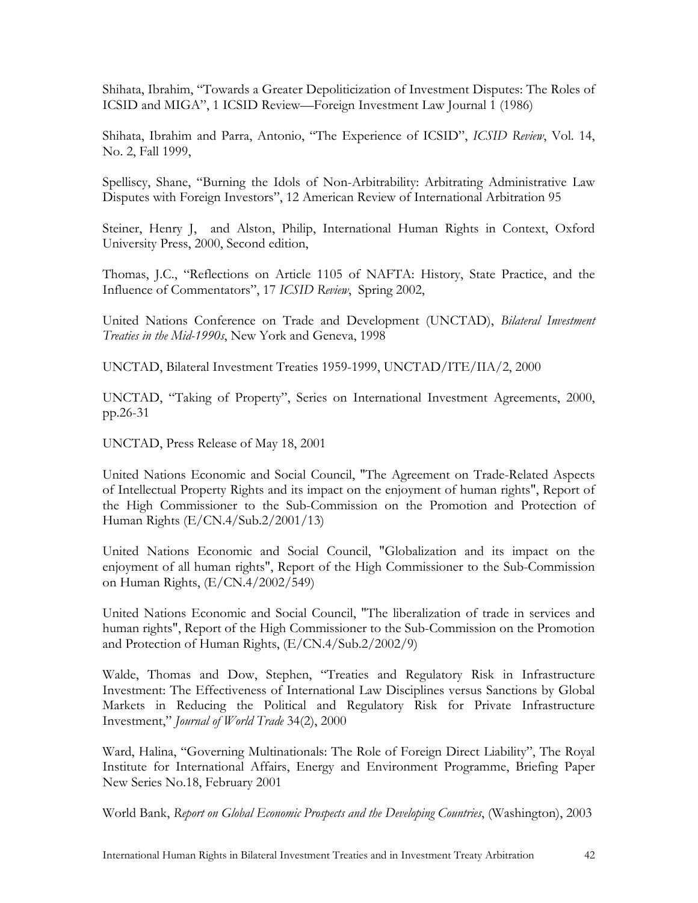Shihata, Ibrahim, "Towards a Greater Depoliticization of Investment Disputes: The Roles of ICSID and MIGA", 1 ICSID Review—Foreign Investment Law Journal 1 (1986)

Shihata, Ibrahim and Parra, Antonio, "The Experience of ICSID", *ICSID Review*, Vol. 14, No. 2, Fall 1999,

Spelliscy, Shane, "Burning the Idols of Non-Arbitrability: Arbitrating Administrative Law Disputes with Foreign Investors", 12 American Review of International Arbitration 95

Steiner, Henry J, and Alston, Philip, International Human Rights in Context, Oxford University Press, 2000, Second edition,

Thomas, J.C., "Reflections on Article 1105 of NAFTA: History, State Practice, and the Influence of Commentators", 17 *ICSID Review*, Spring 2002,

United Nations Conference on Trade and Development (UNCTAD), *Bilateral Investment Treaties in the Mid-1990s*, New York and Geneva, 1998

UNCTAD, Bilateral Investment Treaties 1959-1999, UNCTAD/ITE/IIA/2, 2000

UNCTAD, "Taking of Property", Series on International Investment Agreements, 2000, pp.26-31

UNCTAD, Press Release of May 18, 2001

United Nations Economic and Social Council, "The Agreement on Trade-Related Aspects of Intellectual Property Rights and its impact on the enjoyment of human rights", Report of the High Commissioner to the Sub-Commission on the Promotion and Protection of Human Rights (E/CN.4/Sub.2/2001/13)

United Nations Economic and Social Council, "Globalization and its impact on the enjoyment of all human rights", Report of the High Commissioner to the Sub-Commission on Human Rights, (E/CN.4/2002/549)

United Nations Economic and Social Council, "The liberalization of trade in services and human rights", Report of the High Commissioner to the Sub-Commission on the Promotion and Protection of Human Rights, (E/CN.4/Sub.2/2002/9)

Walde, Thomas and Dow, Stephen, "Treaties and Regulatory Risk in Infrastructure Investment: The Effectiveness of International Law Disciplines versus Sanctions by Global Markets in Reducing the Political and Regulatory Risk for Private Infrastructure Investment," *Journal of World Trade* 34(2), 2000

Ward, Halina, "Governing Multinationals: The Role of Foreign Direct Liability", The Royal Institute for International Affairs, Energy and Environment Programme, Briefing Paper New Series No.18, February 2001

World Bank, *Report on Global Economic Prospects and the Developing Countries*, (Washington), 2003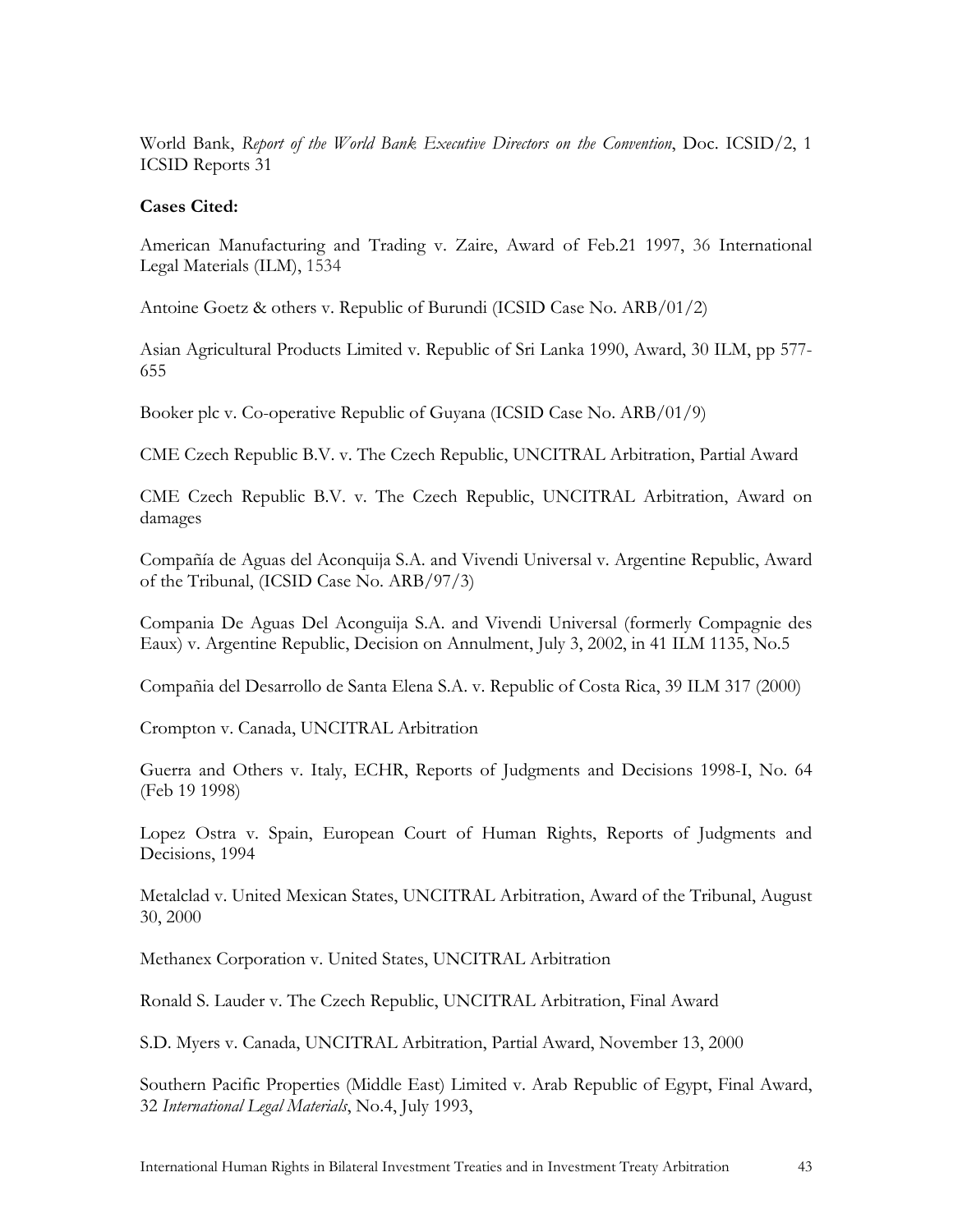World Bank, *Report of the World Bank Executive Directors on the Convention*, Doc. ICSID/2, 1 ICSID Reports 31

**Cases Cited:**

American Manufacturing and Trading v. Zaire, Award of Feb.21 1997, 36 International Legal Materials (ILM), 1534

Antoine Goetz & others v. Republic of Burundi (ICSID Case No. ARB/01/2)

Asian Agricultural Products Limited v. Republic of Sri Lanka 1990, Award, 30 ILM, pp 577-655

Booker plc v. Co-operative Republic of Guyana (ICSID Case No. ARB/01/9)

CME Czech Republic B.V. v. The Czech Republic, UNCITRAL Arbitration, Partial Award

CME Czech Republic B.V. v. The Czech Republic, UNCITRAL Arbitration, Award on damages

Compañía de Aguas del Aconquija S.A. and Vivendi Universal v. Argentine Republic, Award of the Tribunal, (ICSID Case No. ARB/97/3)

Compania De Aguas Del Aconguija S.A. and Vivendi Universal (formerly Compagnie des Eaux) v. Argentine Republic, Decision on Annulment, July 3, 2002, in 41 ILM 1135, No.5

Compañia del Desarrollo de Santa Elena S.A. v. Republic of Costa Rica, 39 ILM 317 (2000)

Crompton v. Canada, UNCITRAL Arbitration

Guerra and Others v. Italy, ECHR, Reports of Judgments and Decisions 1998-I, No. 64 (Feb 19 1998)

Lopez Ostra v. Spain, European Court of Human Rights, Reports of Judgments and Decisions, 1994

Metalclad v. United Mexican States, UNCITRAL Arbitration, Award of the Tribunal, August 30, 2000

Methanex Corporation v. United States, UNCITRAL Arbitration

Ronald S. Lauder v. The Czech Republic, UNCITRAL Arbitration, Final Award

S.D. Myers v. Canada, UNCITRAL Arbitration, Partial Award, November 13, 2000

Southern Pacific Properties (Middle East) Limited v. Arab Republic of Egypt, Final Award, 32 *International Legal Materials*, No.4, July 1993,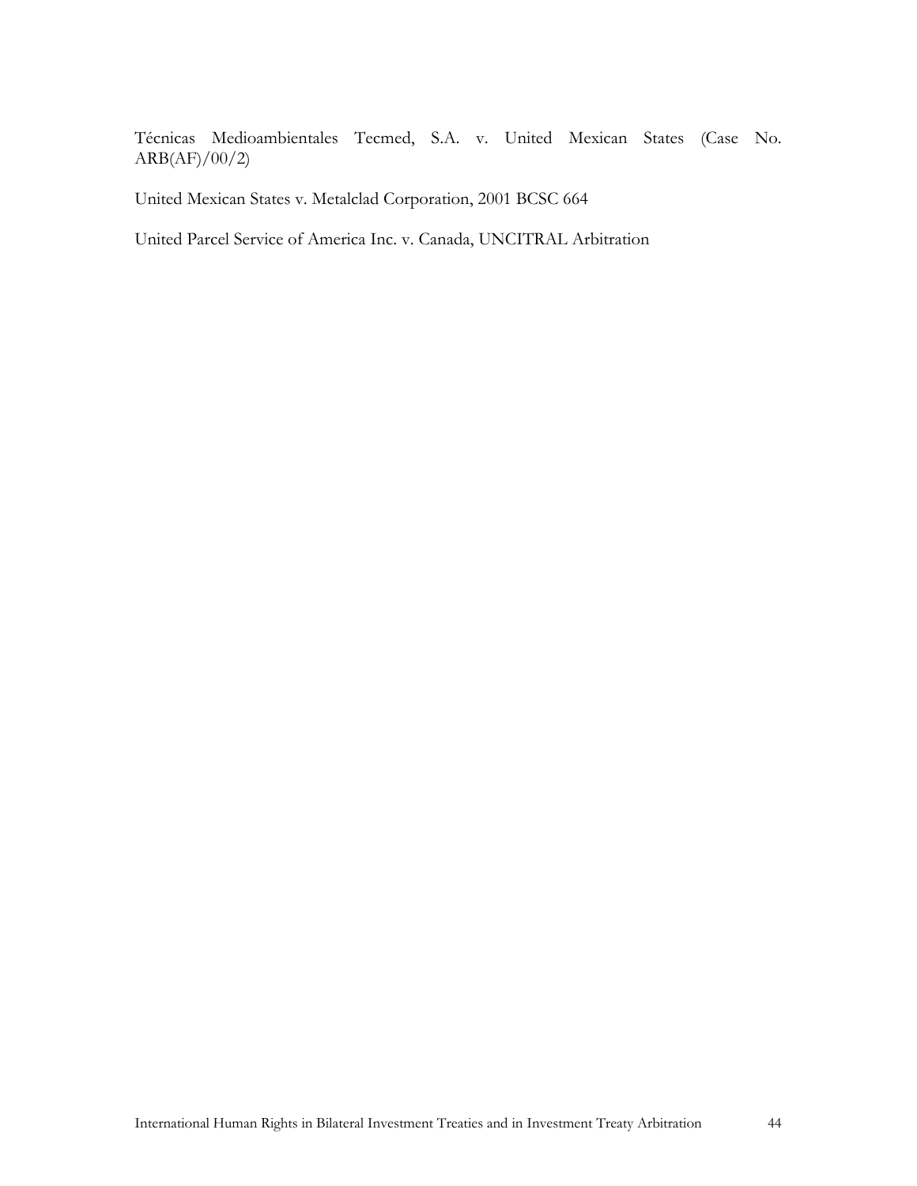Técnicas Medioambientales Tecmed, S.A. v. United Mexican States (Case No. ARB(AF)/00/2)

United Mexican States v. Metalclad Corporation, 2001 BCSC 664

United Parcel Service of America Inc. v. Canada, UNCITRAL Arbitration